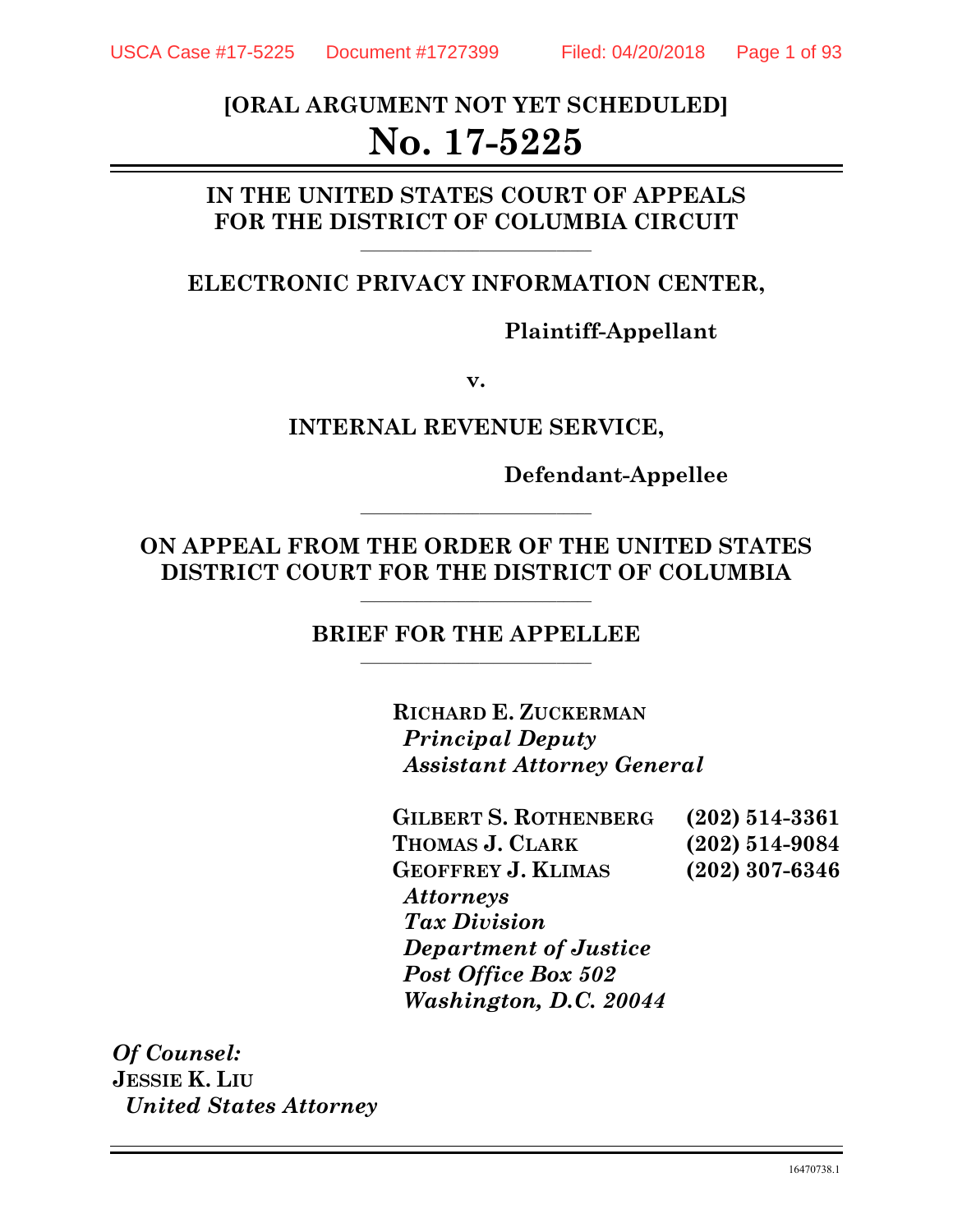**[ORAL ARGUMENT NOT YET SCHEDULED]**

# No. 17-5225

**IN THE UNITED STATES COURT OF APPEALS FOR THE DISTRICT OF COLUMBIA CIRCUIT**

---

**ELECTRONIC PRIVACY INFORMATION CENTER,**

**Plaintiff-Appellant**

**v.**

**INTERNAL REVENUE SERVICE,**

**Defendant-Appellee**

---

**ON APPEAL FROM THE ORDER OF THE UNITED STATES DISTRICT COURT FOR THE DISTRICT OF COLUMBIA**

---

**BRIEF FOR THE APPELLEE**

---

**RICHARD E. ZUCKERMAN**
*Principal Deputy Assistant Attorney General*

| | |
|---|---|
| **GILBERT S. ROTHENBERG** | **(202) 514-3361** |
| **THOMAS J. CLARK** | **(202) 514-9084** |
| **GEOFFREY J. KLIMAS** | **(202) 307-6346** |

*Attorneys*
*Tax Division*
*Department of Justice*
*Post Office Box 502*
*Washington, D.C. 20044*

*Of Counsel:*
**JESSIE K. LIU**
*United States Attorney*

16470738.1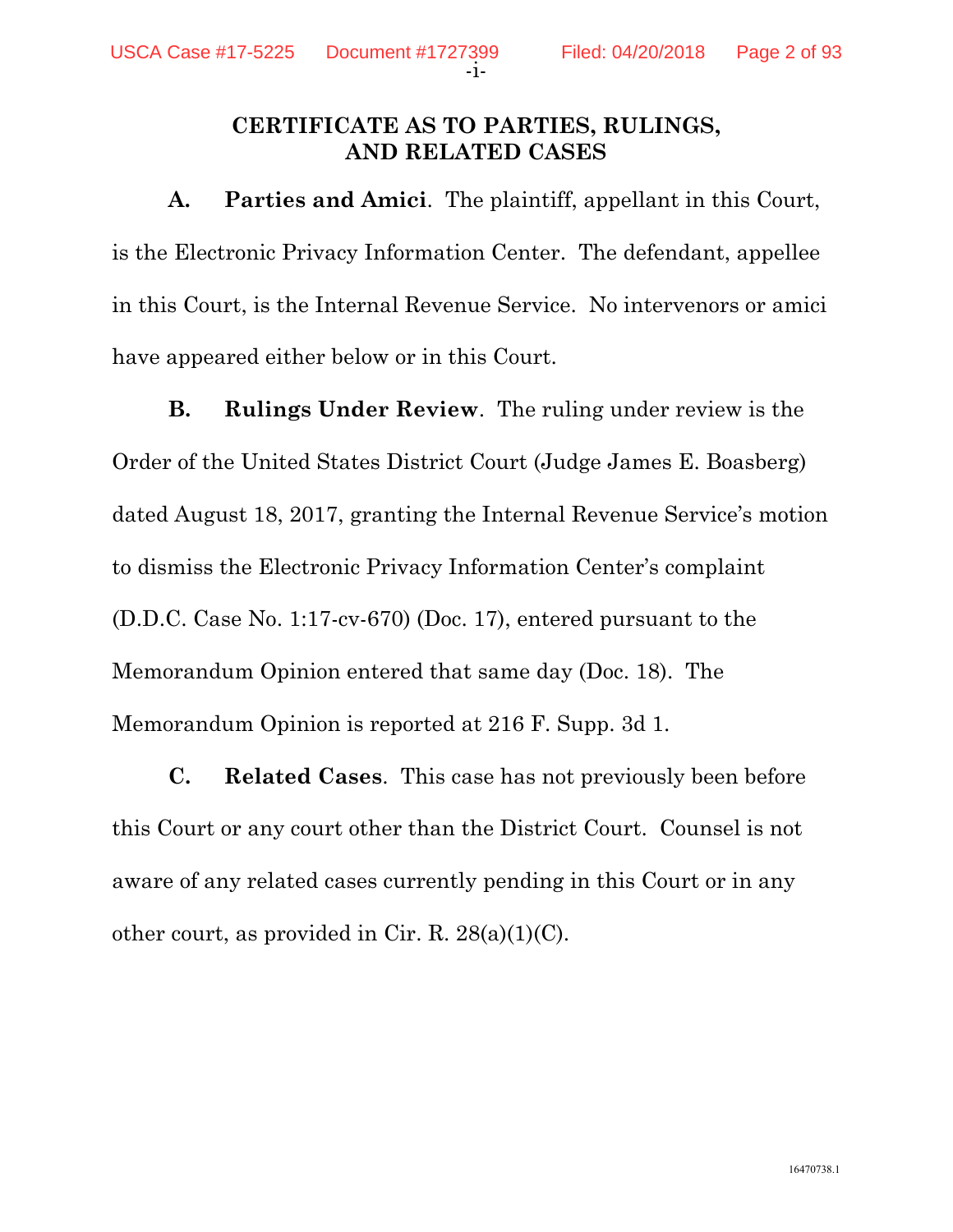## CERTIFICATE AS TO PARTIES, RULINGS, AND RELATED CASES

**A. Parties and Amici**. The plaintiff, appellant in this Court, is the Electronic Privacy Information Center. The defendant, appellee in this Court, is the Internal Revenue Service. No intervenors or amici have appeared either below or in this Court.

**B. Rulings Under Review**. The ruling under review is the Order of the United States District Court (Judge James E. Boasberg) dated August 18, 2017, granting the Internal Revenue Service's motion to dismiss the Electronic Privacy Information Center's complaint (D.D.C. Case No. 1:17-cv-670) (Doc. 17), entered pursuant to the Memorandum Opinion entered that same day (Doc. 18). The Memorandum Opinion is reported at 216 F. Supp. 3d 1.

**C. Related Cases**. This case has not previously been before this Court or any court other than the District Court. Counsel is not aware of any related cases currently pending in this Court or in any other court, as provided in Cir. R. 28(a)(1)(C).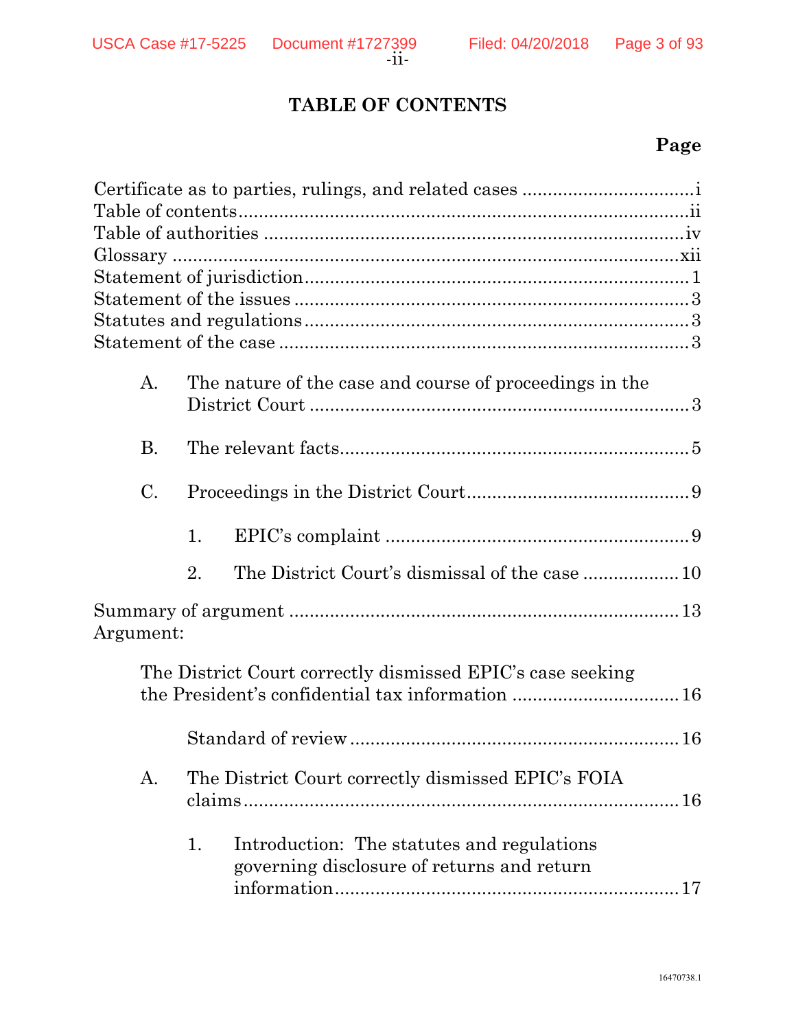# TABLE OF CONTENTS

**Page**

Certificate as to parties, rulings, and related cases .................................i
Table of contents..........................................................................................ii
Table of authorities .....................................................................................iv
Glossary ......................................................................................................xii
Statement of jurisdiction ...............................................................................1
Statement of the issues .................................................................................3
Statutes and regulations ...............................................................................3
Statement of the case ....................................................................................3

A. The nature of the case and course of proceedings in the District Court ...........................................................................3

B. The relevant facts.....................................................................5

C. Proceedings in the District Court............................................9

1. EPIC's complaint ............................................................9

2. The District Court's dismissal of the case ...................10

Summary of argument ..............................................................................13
Argument:

The District Court correctly dismissed EPIC's case seeking the President's confidential tax information .................................16

Standard of review ..................................................................16

A. The District Court correctly dismissed EPIC's FOIA claims.........................................................................................16

1. Introduction: The statutes and regulations governing disclosure of returns and return information...................................................................17

16470738.1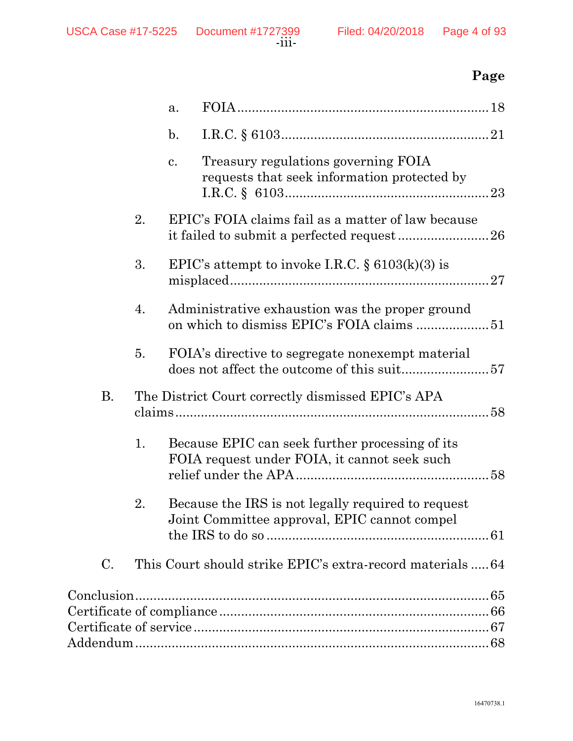**Page**

a. FOIA .................................................................... 18

b. I.R.C. § 6103 ........................................................ 21

c. Treasury regulations governing FOIA requests that seek information protected by I.R.C. § 6103 ........................................................ 23

2. EPIC's FOIA claims fail as a matter of law because it failed to submit a perfected request ......................... 26

3. EPIC's attempt to invoke I.R.C. § 6103(k)(3) is misplaced ....................................................................... 27

4. Administrative exhaustion was the proper ground on which to dismiss EPIC's FOIA claims .................... 51

5. FOIA's directive to segregate nonexempt material does not affect the outcome of this suit ........................ 57

B. The District Court correctly dismissed EPIC's APA claims ...................................................................................... 58

1. Because EPIC can seek further processing of its FOIA request under FOIA, it cannot seek such relief under the APA ..................................................... 58

2. Because the IRS is not legally required to request Joint Committee approval, EPIC cannot compel the IRS to do so ............................................................. 61

C. This Court should strike EPIC's extra-record materials ..... 64

Conclusion ................................................................................... 65
Certificate of compliance ............................................................. 66
Certificate of service .................................................................... 67
Addendum .................................................................................... 68

16470738.1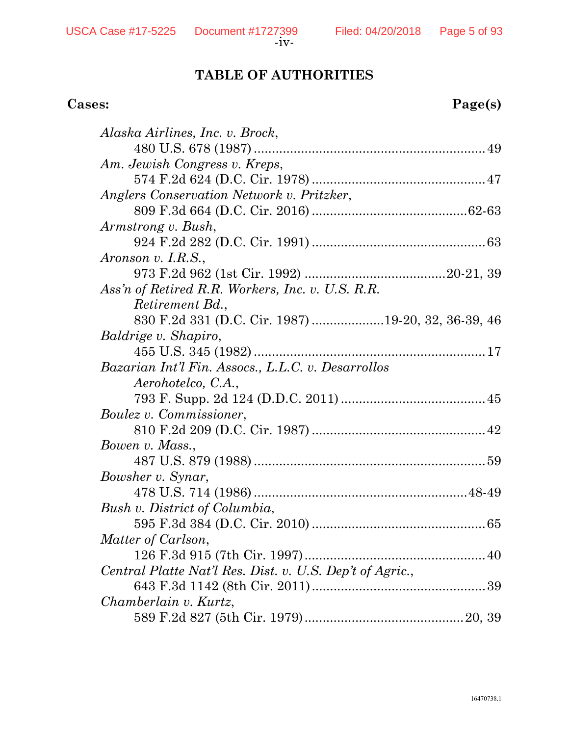# TABLE OF AUTHORITIES

**Cases:** **Page(s)**

*Alaska Airlines, Inc. v. Brock*,
480 U.S. 678 (1987) ............................................................ 49

*Am. Jewish Congress v. Kreps*,
574 F.2d 624 (D.C. Cir. 1978) ............................................. 47

*Anglers Conservation Network v. Pritzker*,
809 F.3d 664 (D.C. Cir. 2016) ........................................ 62-63

*Armstrong v. Bush*,
924 F.2d 282 (D.C. Cir. 1991) ............................................. 63

*Aronson v. I.R.S.*,
973 F.2d 962 (1st Cir. 1992) ..................................... 20-21, 39

*Ass'n of Retired R.R. Workers, Inc. v. U.S. R.R. Retirement Bd.*,
830 F.2d 331 (D.C. Cir. 1987) .................. 19-20, 32, 36-39, 46

*Baldrige v. Shapiro*,
455 U.S. 345 (1982) ............................................................ 17

*Bazarian Int'l Fin. Assocs., L.L.C. v. Desarrollos Aerohotelco, C.A.*,
793 F. Supp. 2d 124 (D.D.C. 2011) ...................................... 45

*Boulez v. Commissioner*,
810 F.2d 209 (D.C. Cir. 1987) ............................................. 42

*Bowen v. Mass.*,
487 U.S. 879 (1988) ............................................................ 59

*Bowsher v. Synar*,
478 U.S. 714 (1986) ......................................................... 48-49

*Bush v. District of Columbia*,
595 F.3d 384 (D.C. Cir. 2010) ............................................. 65

*Matter of Carlson*,
126 F.3d 915 (7th Cir. 1997) ............................................... 40

*Central Platte Nat'l Res. Dist. v. U.S. Dep't of Agric.*,
643 F.3d 1142 (8th Cir. 2011) ............................................. 39

*Chamberlain v. Kurtz*,
589 F.2d 827 (5th Cir. 1979) ........................................... 20, 39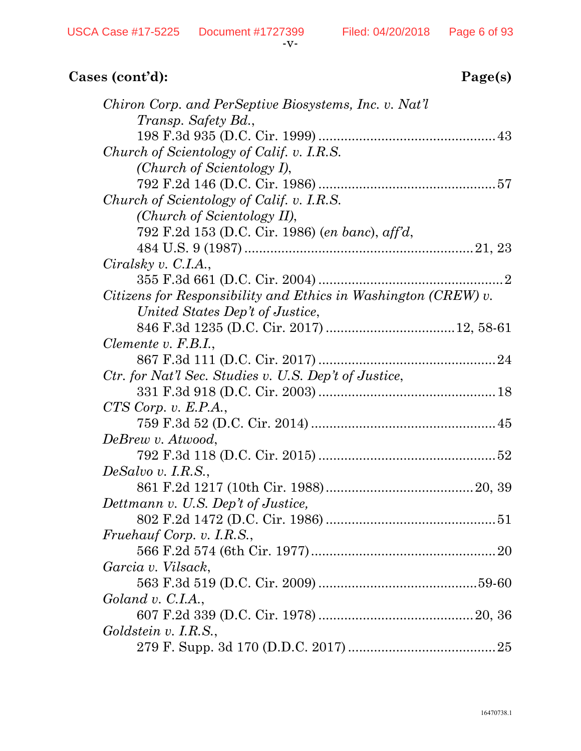**Cases (cont'd):** **Page(s)**

*Chiron Corp. and PerSeptive Biosystems, Inc. v. Nat'l Transp. Safety Bd.*,
198 F.3d 935 (D.C. Cir. 1999) ................................................ 43

*Church of Scientology of Calif. v. I.R.S. (Church of Scientology I)*,
792 F.2d 146 (D.C. Cir. 1986) ................................................ 57

*Church of Scientology of Calif. v. I.R.S. (Church of Scientology II)*,
792 F.2d 153 (D.C. Cir. 1986) (*en banc*), *aff'd*,
484 U.S. 9 (1987) ............................................................. 21, 23

*Ciralsky v. C.I.A.*,
355 F.3d 661 (D.C. Cir. 2004) .................................................. 2

*Citizens for Responsibility and Ethics in Washington (CREW) v. United States Dep't of Justice*,
846 F.3d 1235 (D.C. Cir. 2017) .................................. 12, 58-61

*Clemente v. F.B.I.*,
867 F.3d 111 (D.C. Cir. 2017) ................................................ 24

*Ctr. for Nat'l Sec. Studies v. U.S. Dep't of Justice*,
331 F.3d 918 (D.C. Cir. 2003) ................................................ 18

*CTS Corp. v. E.P.A.*,
759 F.3d 52 (D.C. Cir. 2014) .................................................. 45

*DeBrew v. Atwood*,
792 F.3d 118 (D.C. Cir. 2015) ................................................ 52

*DeSalvo v. I.R.S.*,
861 F.2d 1217 (10th Cir. 1988) ........................................ 20, 39

*Dettmann v. U.S. Dep't of Justice*,
802 F.2d 1472 (D.C. Cir. 1986) .............................................. 51

*Fruehauf Corp. v. I.R.S.*,
566 F.2d 574 (6th Cir. 1977) .................................................. 20

*Garcia v. Vilsack*,
563 F.3d 519 (D.C. Cir. 2009) ........................................... 59-60

*Goland v. C.I.A.*,
607 F.2d 339 (D.C. Cir. 1978) .......................................... 20, 36

*Goldstein v. I.R.S.*,
279 F. Supp. 3d 170 (D.D.C. 2017) ........................................ 25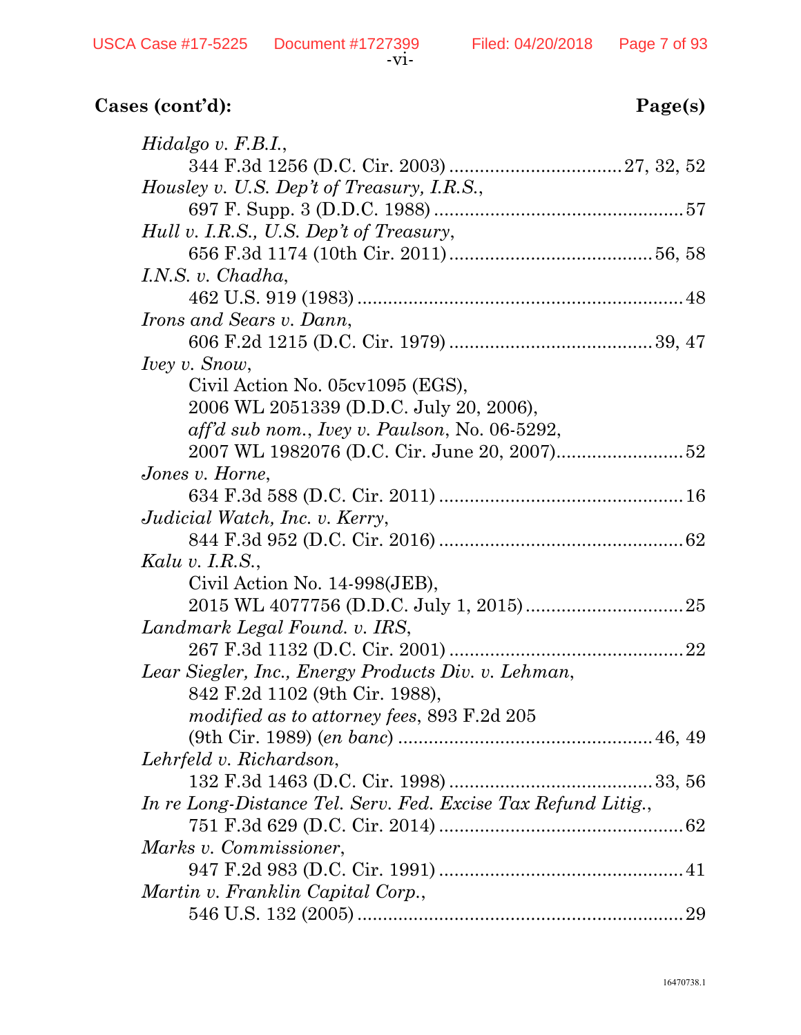**Cases (cont'd):** **Page(s)**

*Hidalgo v. F.B.I.*,
344 F.3d 1256 (D.C. Cir. 2003) .................................. 27, 32, 52

*Housley v. U.S. Dep't of Treasury, I.R.S.*,
697 F. Supp. 3 (D.D.C. 1988) .................................................. 57

*Hull v. I.R.S., U.S. Dep't of Treasury*,
656 F.3d 1174 (10th Cir. 2011) ........................................ 56, 58

*I.N.S. v. Chadha*,
462 U.S. 919 (1983) ................................................................ 48

*Irons and Sears v. Dann*,
606 F.2d 1215 (D.C. Cir. 1979) ........................................ 39, 47

*Ivey v. Snow*,
Civil Action No. 05cv1095 (EGS),
2006 WL 2051339 (D.D.C. July 20, 2006),
*aff'd sub nom.*, *Ivey v. Paulson*, No. 06-5292,
2007 WL 1982076 (D.C. Cir. June 20, 2007)......................... 52

*Jones v. Horne*,
634 F.3d 588 (D.C. Cir. 2011) ................................................ 16

*Judicial Watch, Inc. v. Kerry*,
844 F.3d 952 (D.C. Cir. 2016) ................................................ 62

*Kalu v. I.R.S.*,
Civil Action No. 14-998(JEB),
2015 WL 4077756 (D.D.C. July 1, 2015) ............................... 25

*Landmark Legal Found. v. IRS*,
267 F.3d 1132 (D.C. Cir. 2001) .............................................. 22

*Lear Siegler, Inc., Energy Products Div. v. Lehman*,
842 F.2d 1102 (9th Cir. 1988),
*modified as to attorney fees*, 893 F.2d 205
(9th Cir. 1989) (*en banc*) .................................................. 46, 49

*Lehrfeld v. Richardson*,
132 F.3d 1463 (D.C. Cir. 1998) ........................................ 33, 56

*In re Long-Distance Tel. Serv. Fed. Excise Tax Refund Litig.*,
751 F.3d 629 (D.C. Cir. 2014) ................................................ 62

*Marks v. Commissioner*,
947 F.2d 983 (D.C. Cir. 1991) ................................................ 41

*Martin v. Franklin Capital Corp.*,
546 U.S. 132 (2005) ................................................................ 29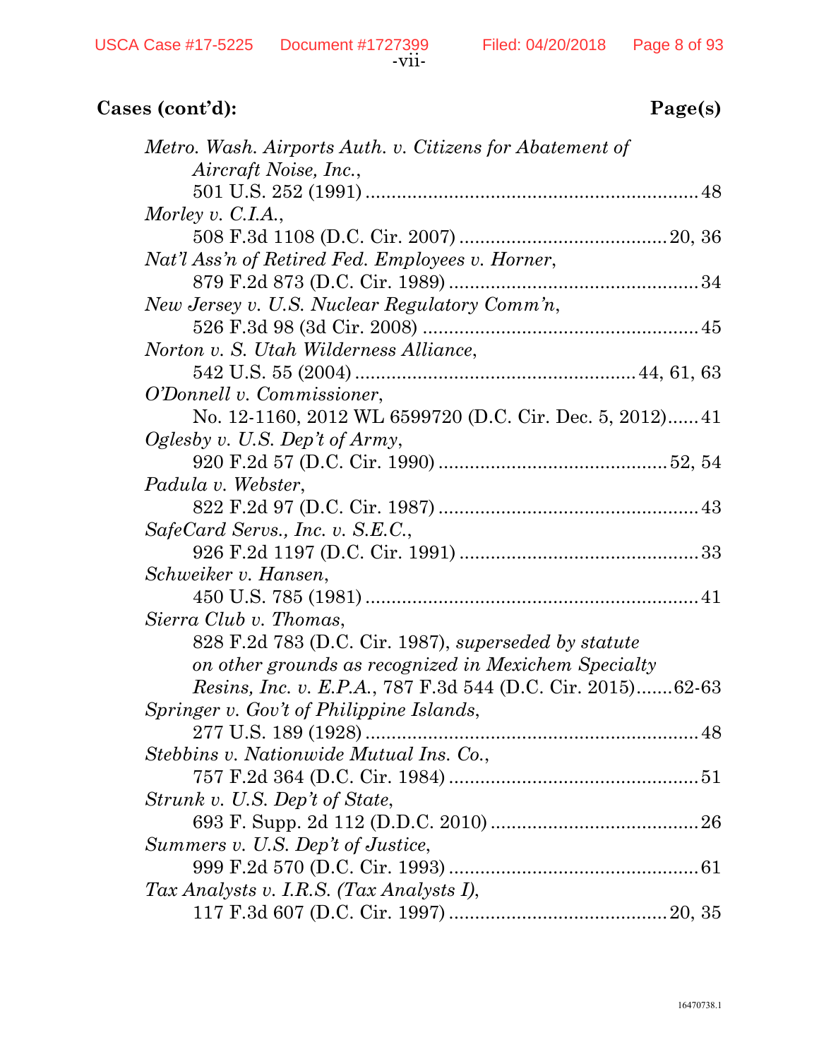**Cases (cont'd):** **Page(s)**

*Metro. Wash. Airports Auth. v. Citizens for Abatement of Aircraft Noise, Inc.*,
501 U.S. 252 (1991) .......................................................... 48

*Morley v. C.I.A.*,
508 F.3d 1108 (D.C. Cir. 2007) .................................... 20, 36

*Nat'l Ass'n of Retired Fed. Employees v. Horner*,
879 F.2d 873 (D.C. Cir. 1989) ............................................ 34

*New Jersey v. U.S. Nuclear Regulatory Comm'n*,
526 F.3d 98 (3d Cir. 2008) .................................................. 45

*Norton v. S. Utah Wilderness Alliance*,
542 U.S. 55 (2004) ...................................................... 44, 61, 63

*O'Donnell v. Commissioner*,
No. 12-1160, 2012 WL 6599720 (D.C. Cir. Dec. 5, 2012)...... 41

*Oglesby v. U.S. Dep't of Army*,
920 F.2d 57 (D.C. Cir. 1990) ........................................ 52, 54

*Padula v. Webster*,
822 F.2d 97 (D.C. Cir. 1987) .............................................. 43

*SafeCard Servs., Inc. v. S.E.C.*,
926 F.2d 1197 (D.C. Cir. 1991) .......................................... 33

*Schweiker v. Hansen*,
450 U.S. 785 (1981) ............................................................ 41

*Sierra Club v. Thomas*,
828 F.2d 783 (D.C. Cir. 1987), *superseded by statute on other grounds as recognized in Mexichem Specialty Resins, Inc. v. E.P.A.*, 787 F.3d 544 (D.C. Cir. 2015).......62-63

*Springer v. Gov't of Philippine Islands*,
277 U.S. 189 (1928) ............................................................ 48

*Stebbins v. Nationwide Mutual Ins. Co.*,
757 F.2d 364 (D.C. Cir. 1984) ............................................ 51

*Strunk v. U.S. Dep't of State*,
693 F. Supp. 2d 112 (D.D.C. 2010) ...................................... 26

*Summers v. U.S. Dep't of Justice*,
999 F.2d 570 (D.C. Cir. 1993) ............................................ 61

*Tax Analysts v. I.R.S. (Tax Analysts I)*,
117 F.3d 607 (D.C. Cir. 1997) ...................................... 20, 35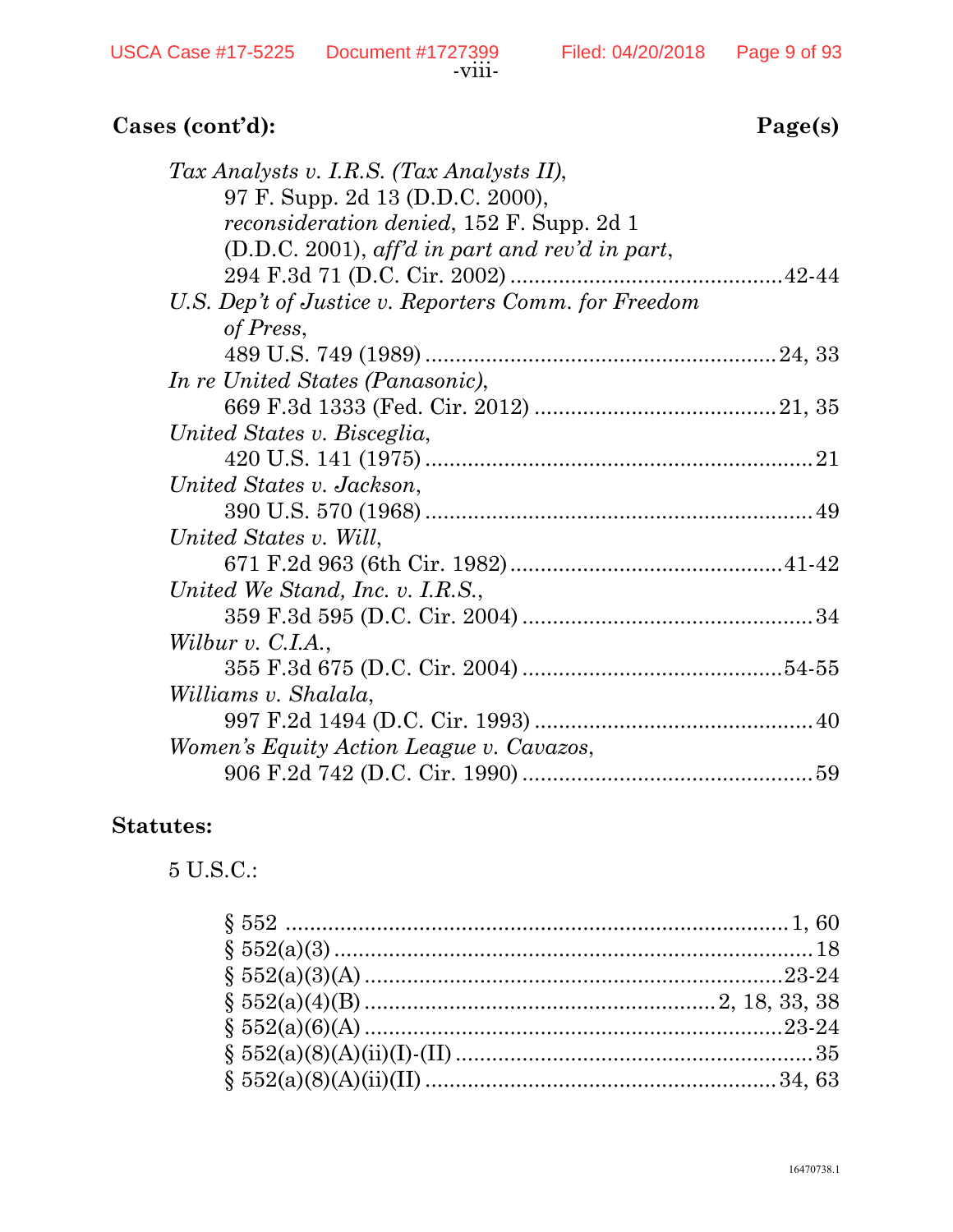**Cases (cont'd):** **Page(s)**

*Tax Analysts v. I.R.S. (Tax Analysts II)*,
97 F. Supp. 2d 13 (D.D.C. 2000),
*reconsideration denied*, 152 F. Supp. 2d 1
(D.D.C. 2001), *aff'd in part and rev'd in part*,
294 F.3d 71 (D.C. Cir. 2002) ............................................ 42-44

*U.S. Dep't of Justice v. Reporters Comm. for Freedom of Press*,
489 U.S. 749 (1989) ........................................................ 24, 33

*In re United States (Panasonic)*,
669 F.3d 1333 (Fed. Cir. 2012) ........................................ 21, 35

*United States v. Bisceglia*,
420 U.S. 141 (1975) ............................................................... 21

*United States v. Jackson*,
390 U.S. 570 (1968) ............................................................... 49

*United States v. Will*,
671 F.2d 963 (6th Cir. 1982) ............................................ 41-42

*United We Stand, Inc. v. I.R.S.*,
359 F.3d 595 (D.C. Cir. 2004) ............................................... 34

*Wilbur v. C.I.A.*,
355 F.3d 675 (D.C. Cir. 2004) .......................................... 54-55

*Williams v. Shalala*,
997 F.2d 1494 (D.C. Cir. 1993) ............................................. 40

*Women's Equity Action League v. Cavazos*,
906 F.2d 742 (D.C. Cir. 1990) ............................................... 59

**Statutes:**

5 U.S.C.:

§ 552 .................................................................................... 1, 60
§ 552(a)(3) ............................................................................... 18
§ 552(a)(3)(A) ..................................................................... 23-24
§ 552(a)(4)(B) ........................................................ 2, 18, 33, 38
§ 552(a)(6)(A) ..................................................................... 23-24
§ 552(a)(8)(A)(ii)(I)-(II) .......................................................... 35
§ 552(a)(8)(A)(ii)(II) ........................................................... 34, 63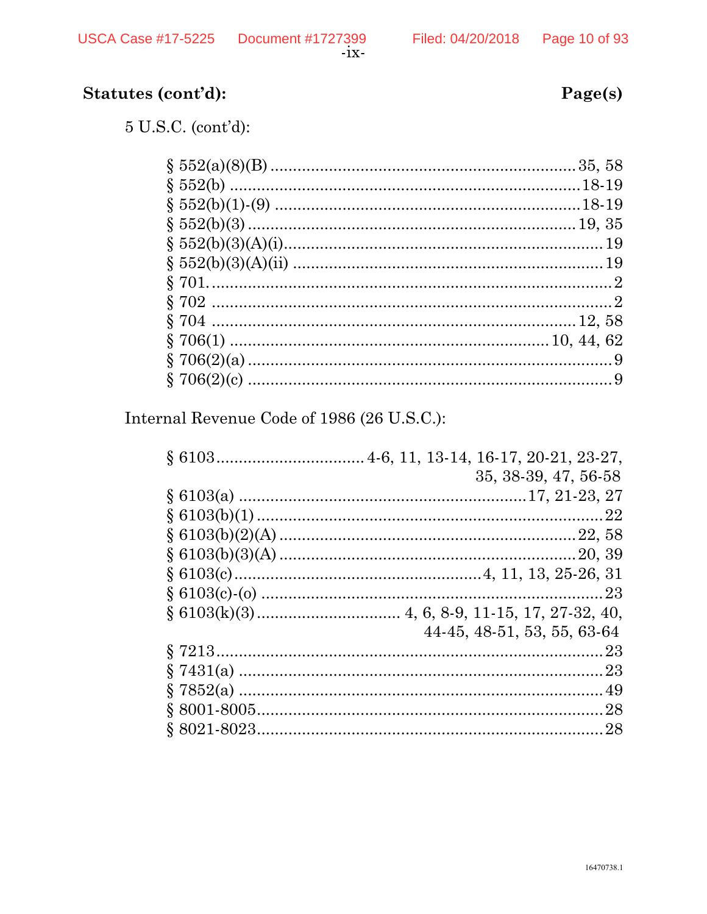**Statements (cont'd):** **Page(s)**

5 U.S.C. (cont'd):

§ 552(a)(8)(B) .................................................................... 35, 58
§ 552(b) ............................................................................ 18-19
§ 552(b)(1)-(9) .................................................................. 18-19
§ 552(b)(3) ........................................................................ 19, 35
§ 552(b)(3)(A)(i) ........................................................................ 19
§ 552(b)(3)(A)(ii) ...................................................................... 19
§ 701 .......................................................................................... 2
§ 702 .......................................................................................... 2
§ 704 .................................................................................. 12, 58
§ 706(1) ........................................................................ 10, 44, 62
§ 706(2)(a) .................................................................................. 9
§ 706(2)(c) .................................................................................. 9

Internal Revenue Code of 1986 (26 U.S.C.):

§ 6103 ................................ 4-6, 11, 13-14, 16-17, 20-21, 23-27, 35, 38-39, 47, 56-58
§ 6103(a) ............................................................... 17, 21-23, 27
§ 6103(b)(1) .............................................................................. 22
§ 6103(b)(2)(A) .................................................................. 22, 58
§ 6103(b)(3)(A) .................................................................. 20, 39
§ 6103(c) ...................................................... 4, 11, 13, 25-26, 31
§ 6103(c)-(o) .............................................................................. 23
§ 6103(k)(3) ............................... 4, 6, 8-9, 11-15, 17, 27-32, 40, 44-45, 48-51, 53, 55, 63-64
§ 7213 ........................................................................................ 23
§ 7431(a) .................................................................................... 23
§ 7852(a) .................................................................................... 49
§ 8001-8005 ................................................................................ 28
§ 8021-8023 ................................................................................ 28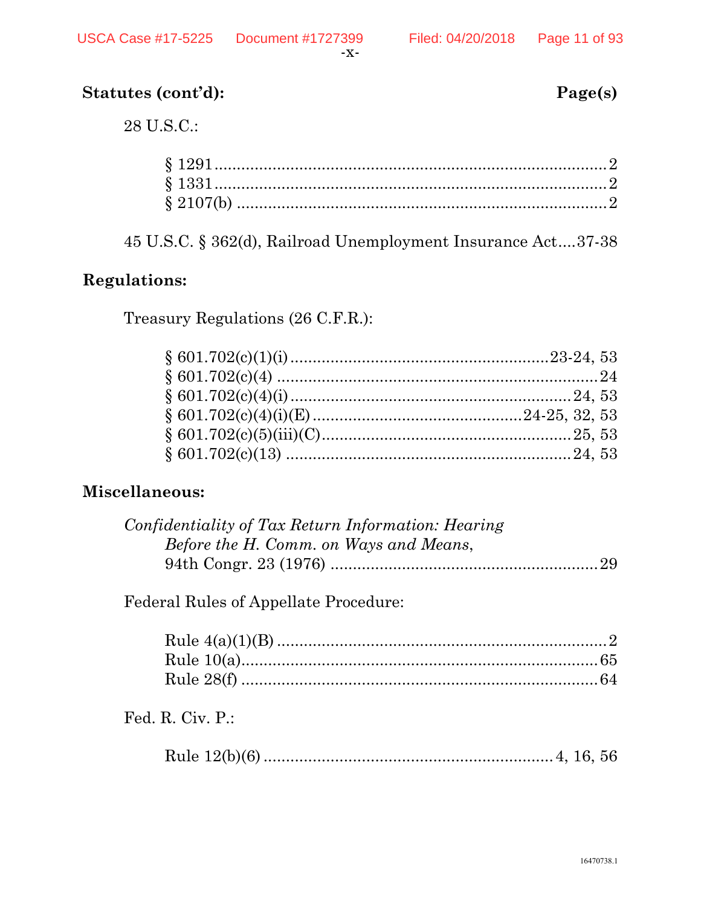**Statutes (cont'd):** **Page(s)**

28 U.S.C.:

§ 1291 .......................................................................... 2
§ 1331 .......................................................................... 2
§ 2107(b) ...................................................................... 2

45 U.S.C. § 362(d), Railroad Unemployment Insurance Act....37-38

**Regulations:**

Treasury Regulations (26 C.F.R.):

§ 601.702(c)(1)(i) ..................................................... 23-24, 53
§ 601.702(c)(4) ............................................................... 24
§ 601.702(c)(4)(i) ....................................................... 24, 53
§ 601.702(c)(4)(i)(E) ......................................... 24-25, 32, 53
§ 601.702(c)(5)(iii)(C) ................................................. 25, 53
§ 601.702(c)(13) ........................................................... 24, 53

**Miscellaneous:**

*Confidentiality of Tax Return Information: Hearing Before the H. Comm. on Ways and Means*, 94th Congr. 23 (1976) ........................................................ 29

Federal Rules of Appellate Procedure:

Rule 4(a)(1)(B) ................................................................. 2
Rule 10(a) ....................................................................... 65
Rule 28(f) ....................................................................... 64

Fed. R. Civ. P.:

Rule 12(b)(6) ......................................................... 4, 16, 56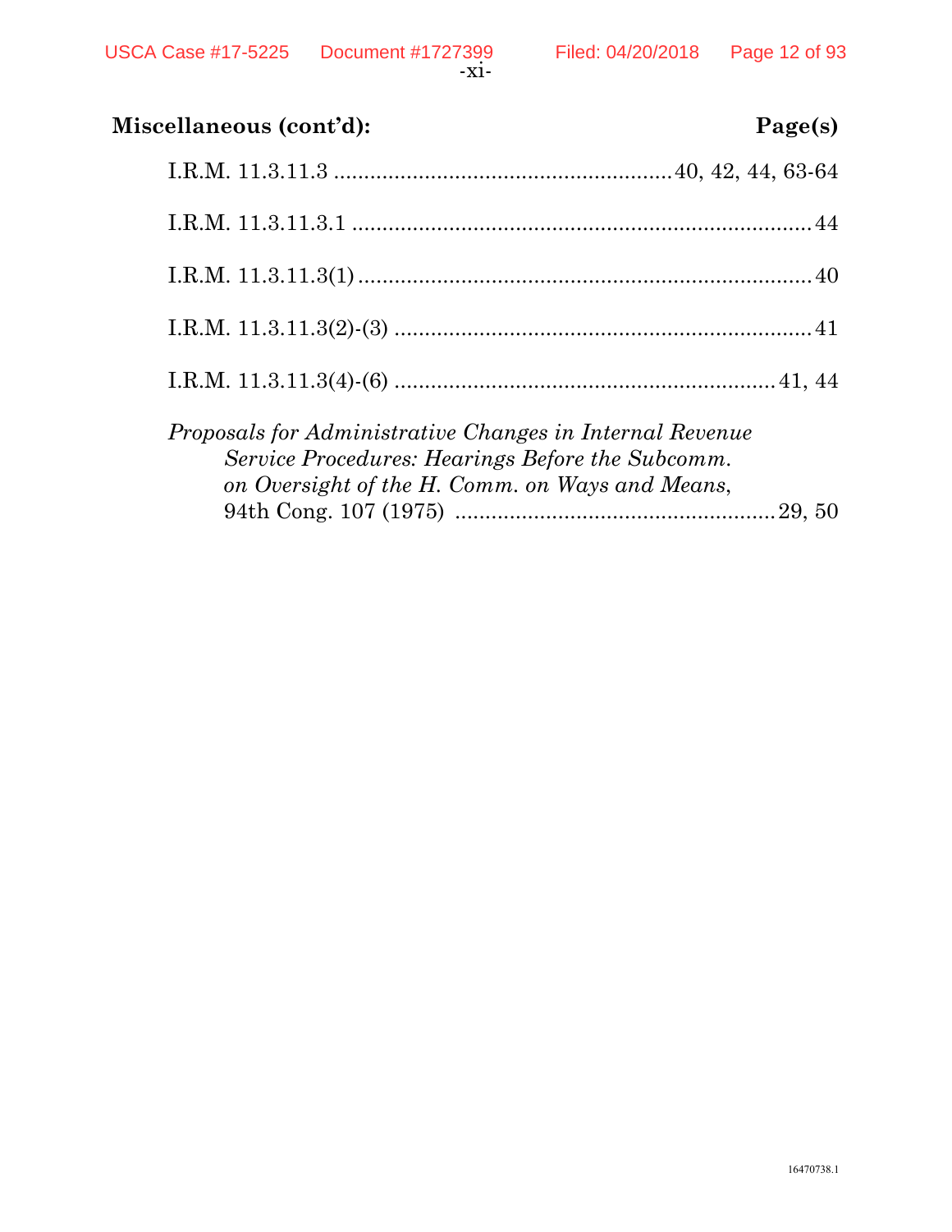**Miscellaneous (cont'd):** **Page(s)**

I.R.M. 11.3.11.3 ........................................................40, 42, 44, 63-64

I.R.M. 11.3.11.3.1 ............................................................................44

I.R.M. 11.3.11.3(1) ...........................................................................40

I.R.M. 11.3.11.3(2)-(3) .....................................................................41

I.R.M. 11.3.11.3(4)-(6) ...............................................................41, 44

*Proposals for Administrative Changes in Internal Revenue Service Procedures: Hearings Before the Subcomm. on Oversight of the H. Comm. on Ways and Means*, 94th Cong. 107 (1975) .....................................................29, 50

16470738.1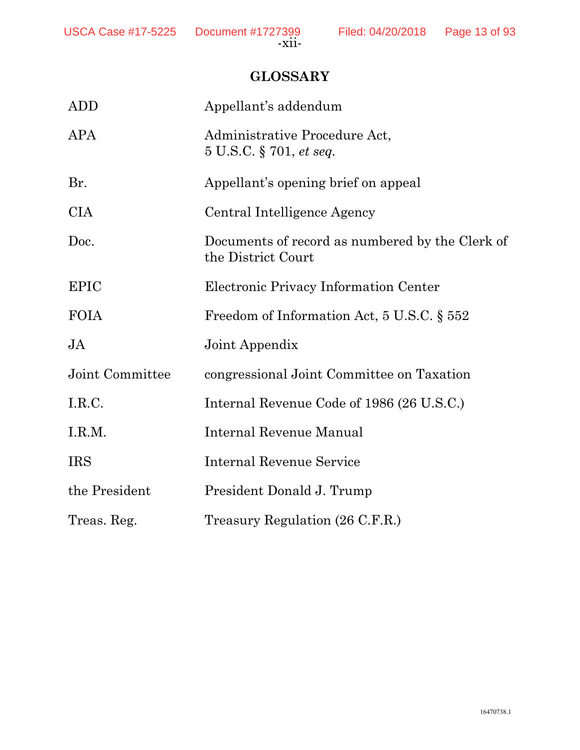## GLOSSARY

| | |
|---|---|
| ADD | Appellant's addendum |
| APA | Administrative Procedure Act, 5 U.S.C. § 701, *et seq.* |
| Br. | Appellant's opening brief on appeal |
| CIA | Central Intelligence Agency |
| Doc. | Documents of record as numbered by the Clerk of the District Court |
| EPIC | Electronic Privacy Information Center |
| FOIA | Freedom of Information Act, 5 U.S.C. § 552 |
| JA | Joint Appendix |
| Joint Committee | congressional Joint Committee on Taxation |
| I.R.C. | Internal Revenue Code of 1986 (26 U.S.C.) |
| I.R.M. | Internal Revenue Manual |
| IRS | Internal Revenue Service |
| the President | President Donald J. Trump |
| Treas. Reg. | Treasury Regulation (26 C.F.R.) |

16470738.1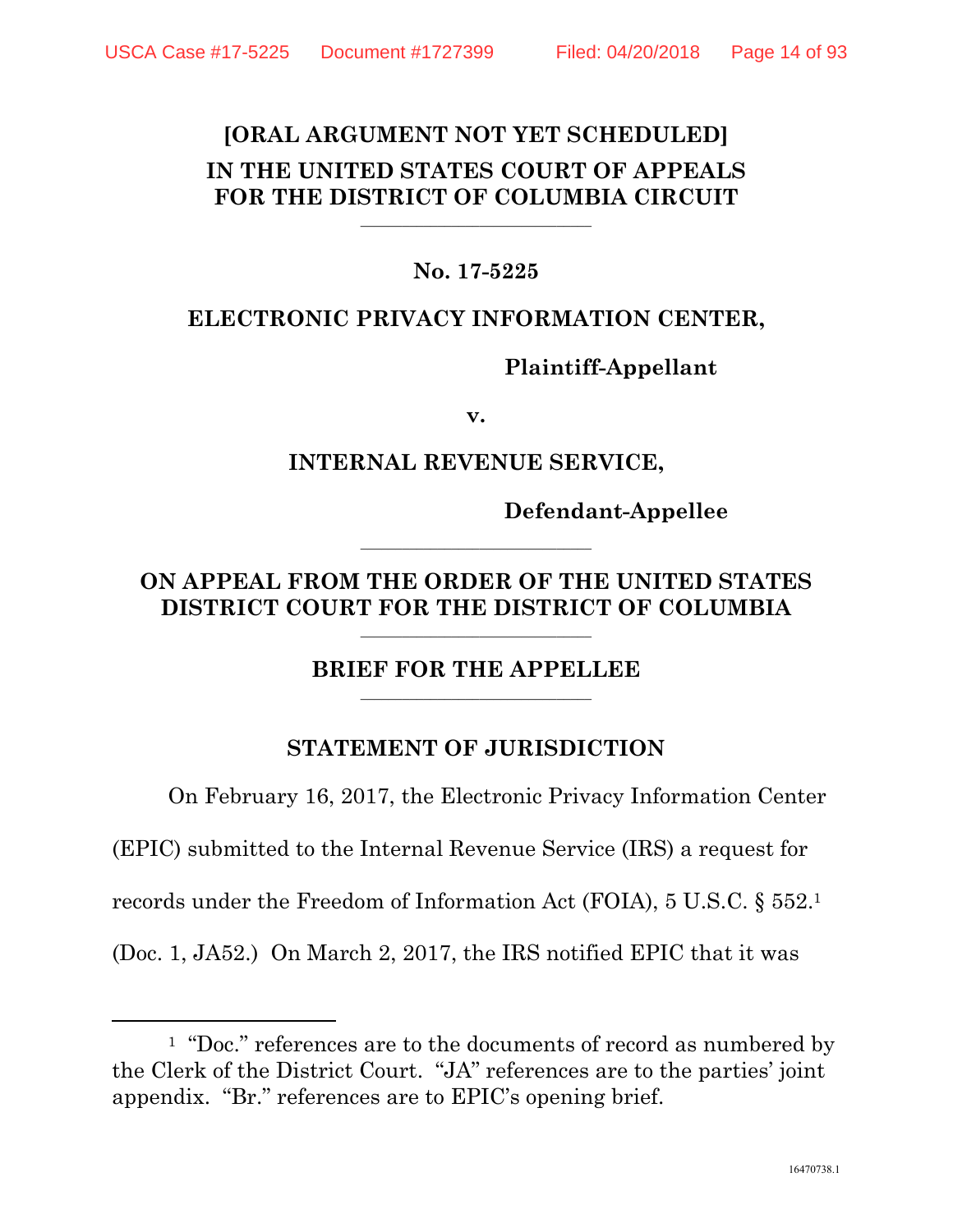**[ORAL ARGUMENT NOT YET SCHEDULED]**

**IN THE UNITED STATES COURT OF APPEALS FOR THE DISTRICT OF COLUMBIA CIRCUIT**

---

**No. 17-5225**

**ELECTRONIC PRIVACY INFORMATION CENTER,**

**Plaintiff-Appellant**

**v.**

**INTERNAL REVENUE SERVICE,**

**Defendant-Appellee**

---

**ON APPEAL FROM THE ORDER OF THE UNITED STATES DISTRICT COURT FOR THE DISTRICT OF COLUMBIA**

---

**BRIEF FOR THE APPELLEE**

---

## STATEMENT OF JURISDICTION

On February 16, 2017, the Electronic Privacy Information Center (EPIC) submitted to the Internal Revenue Service (IRS) a request for records under the Freedom of Information Act (FOIA), 5 U.S.C. § 552.[1] (Doc. 1, JA52.) On March 2, 2017, the IRS notified EPIC that it was

---

[1] "Doc." references are to the documents of record as numbered by the Clerk of the District Court. "JA" references are to the parties' joint appendix. "Br." references are to EPIC's opening brief.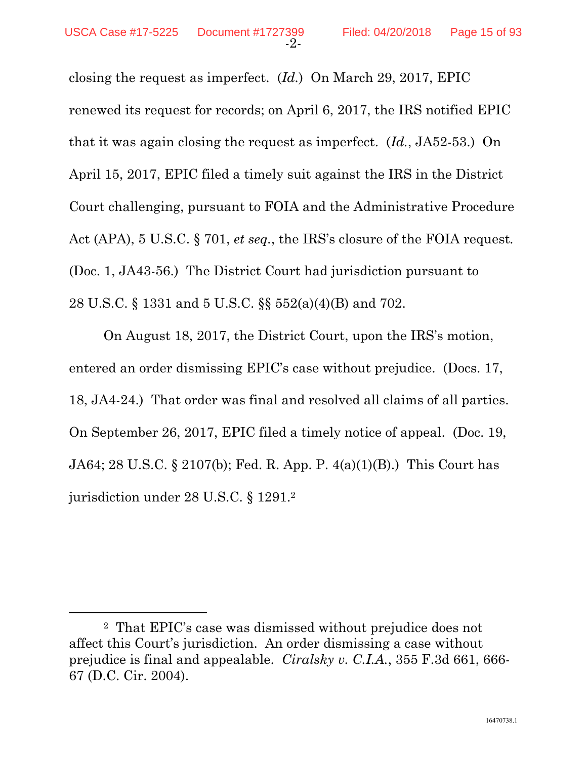closing the request as imperfect. (*Id.*) On March 29, 2017, EPIC renewed its request for records; on April 6, 2017, the IRS notified EPIC that it was again closing the request as imperfect. (*Id.*, JA52-53.) On April 15, 2017, EPIC filed a timely suit against the IRS in the District Court challenging, pursuant to FOIA and the Administrative Procedure Act (APA), 5 U.S.C. § 701, *et seq.*, the IRS's closure of the FOIA request. (Doc. 1, JA43-56.) The District Court had jurisdiction pursuant to 28 U.S.C. § 1331 and 5 U.S.C. §§ 552(a)(4)(B) and 702.

On August 18, 2017, the District Court, upon the IRS's motion, entered an order dismissing EPIC's case without prejudice. (Docs. 17, 18, JA4-24.) That order was final and resolved all claims of all parties. On September 26, 2017, EPIC filed a timely notice of appeal. (Doc. 19, JA64; 28 U.S.C. § 2107(b); Fed. R. App. P. 4(a)(1)(B).) This Court has jurisdiction under 28 U.S.C. § 1291.[2]

---

[2] That EPIC's case was dismissed without prejudice does not affect this Court's jurisdiction. An order dismissing a case without prejudice is final and appealable. *Ciralsky v. C.I.A.*, 355 F.3d 661, 666-67 (D.C. Cir. 2004).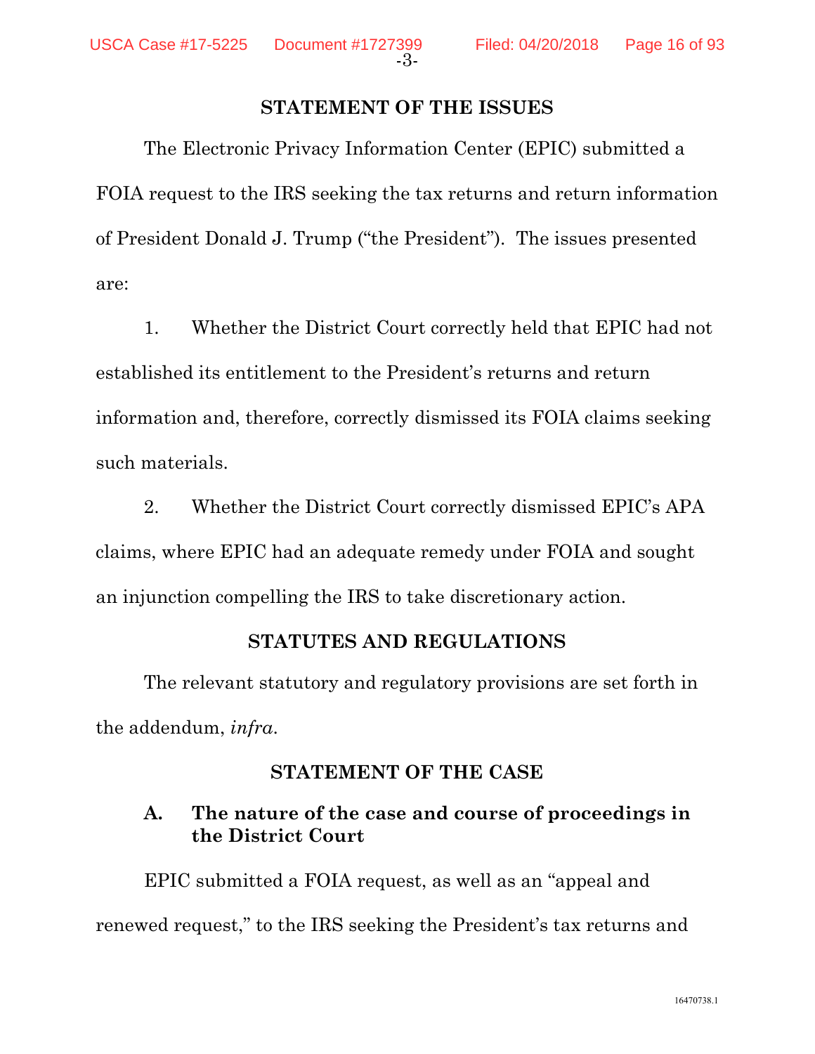## STATEMENT OF THE ISSUES

The Electronic Privacy Information Center (EPIC) submitted a FOIA request to the IRS seeking the tax returns and return information of President Donald J. Trump ("the President"). The issues presented are:

1. Whether the District Court correctly held that EPIC had not established its entitlement to the President's returns and return information and, therefore, correctly dismissed its FOIA claims seeking such materials.

2. Whether the District Court correctly dismissed EPIC's APA claims, where EPIC had an adequate remedy under FOIA and sought an injunction compelling the IRS to take discretionary action.

## STATUTES AND REGULATIONS

The relevant statutory and regulatory provisions are set forth in the addendum, *infra*.

## STATEMENT OF THE CASE

### A. The nature of the case and course of proceedings in the District Court

EPIC submitted a FOIA request, as well as an "appeal and renewed request," to the IRS seeking the President's tax returns and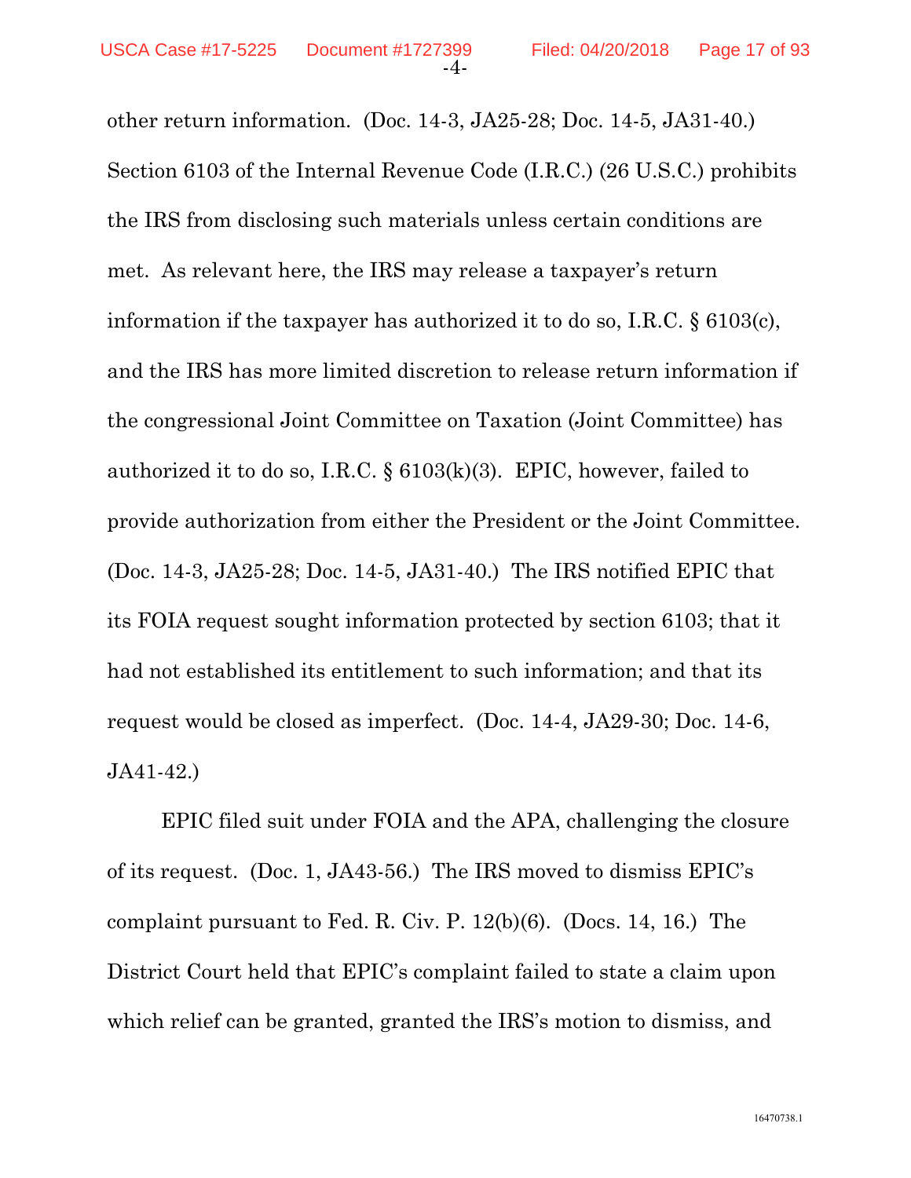other return information. (Doc. 14-3, JA25-28; Doc. 14-5, JA31-40.) Section 6103 of the Internal Revenue Code (I.R.C.) (26 U.S.C.) prohibits the IRS from disclosing such materials unless certain conditions are met. As relevant here, the IRS may release a taxpayer's return information if the taxpayer has authorized it to do so, I.R.C. § 6103(c), and the IRS has more limited discretion to release return information if the congressional Joint Committee on Taxation (Joint Committee) has authorized it to do so, I.R.C. § 6103(k)(3). EPIC, however, failed to provide authorization from either the President or the Joint Committee. (Doc. 14-3, JA25-28; Doc. 14-5, JA31-40.) The IRS notified EPIC that its FOIA request sought information protected by section 6103; that it had not established its entitlement to such information; and that its request would be closed as imperfect. (Doc. 14-4, JA29-30; Doc. 14-6, JA41-42.)

EPIC filed suit under FOIA and the APA, challenging the closure of its request. (Doc. 1, JA43-56.) The IRS moved to dismiss EPIC's complaint pursuant to Fed. R. Civ. P. 12(b)(6). (Docs. 14, 16.) The District Court held that EPIC's complaint failed to state a claim upon which relief can be granted, granted the IRS's motion to dismiss, and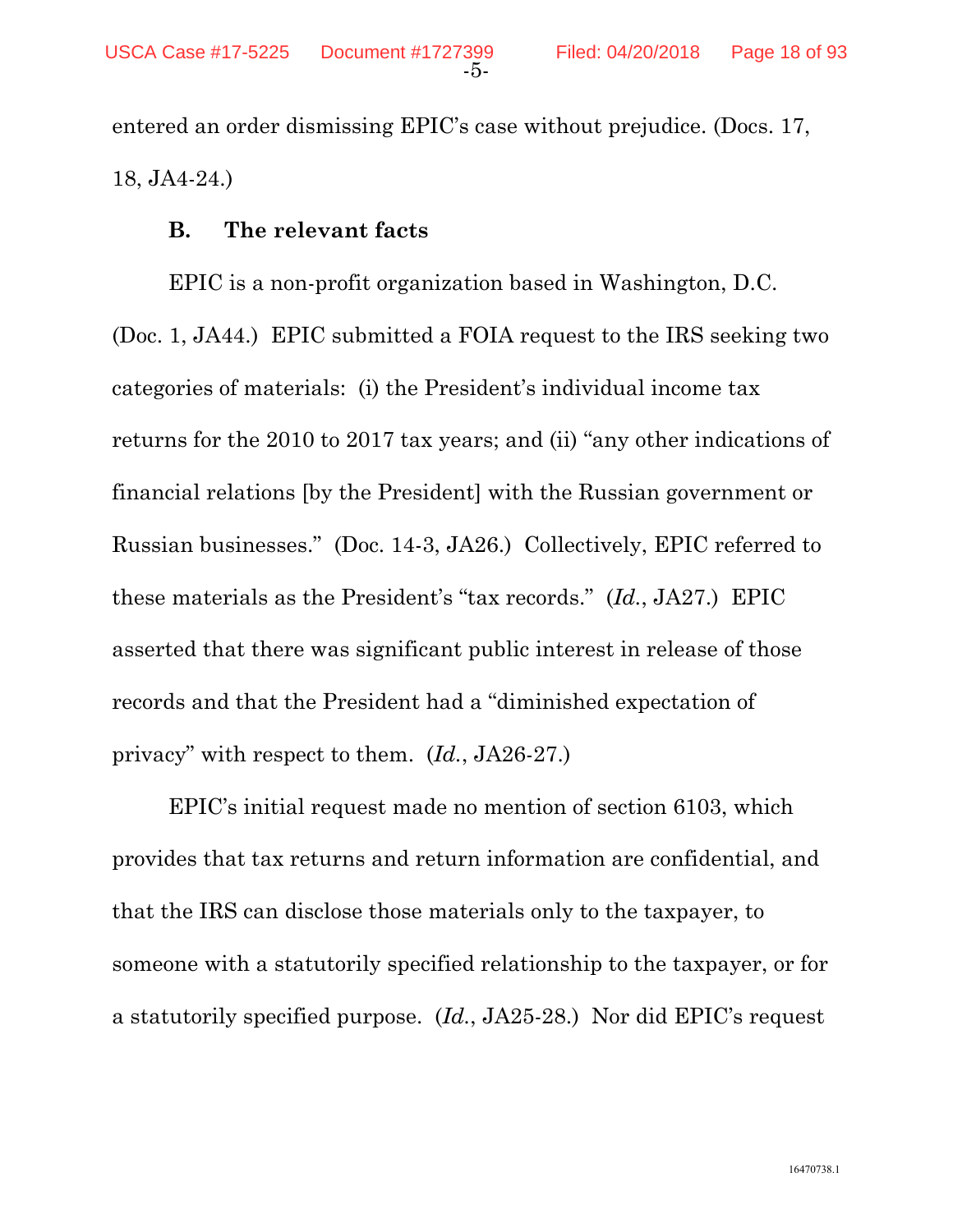entered an order dismissing EPIC's case without prejudice. (Docs. 17, 18, JA4-24.)

### B. The relevant facts

EPIC is a non-profit organization based in Washington, D.C. (Doc. 1, JA44.) EPIC submitted a FOIA request to the IRS seeking two categories of materials: (i) the President's individual income tax returns for the 2010 to 2017 tax years; and (ii) "any other indications of financial relations [by the President] with the Russian government or Russian businesses." (Doc. 14-3, JA26.) Collectively, EPIC referred to these materials as the President's "tax records." (*Id.*, JA27.) EPIC asserted that there was significant public interest in release of those records and that the President had a "diminished expectation of privacy" with respect to them. (*Id.*, JA26-27.)

EPIC's initial request made no mention of section 6103, which provides that tax returns and return information are confidential, and that the IRS can disclose those materials only to the taxpayer, to someone with a statutorily specified relationship to the taxpayer, or for a statutorily specified purpose. (*Id.*, JA25-28.) Nor did EPIC's request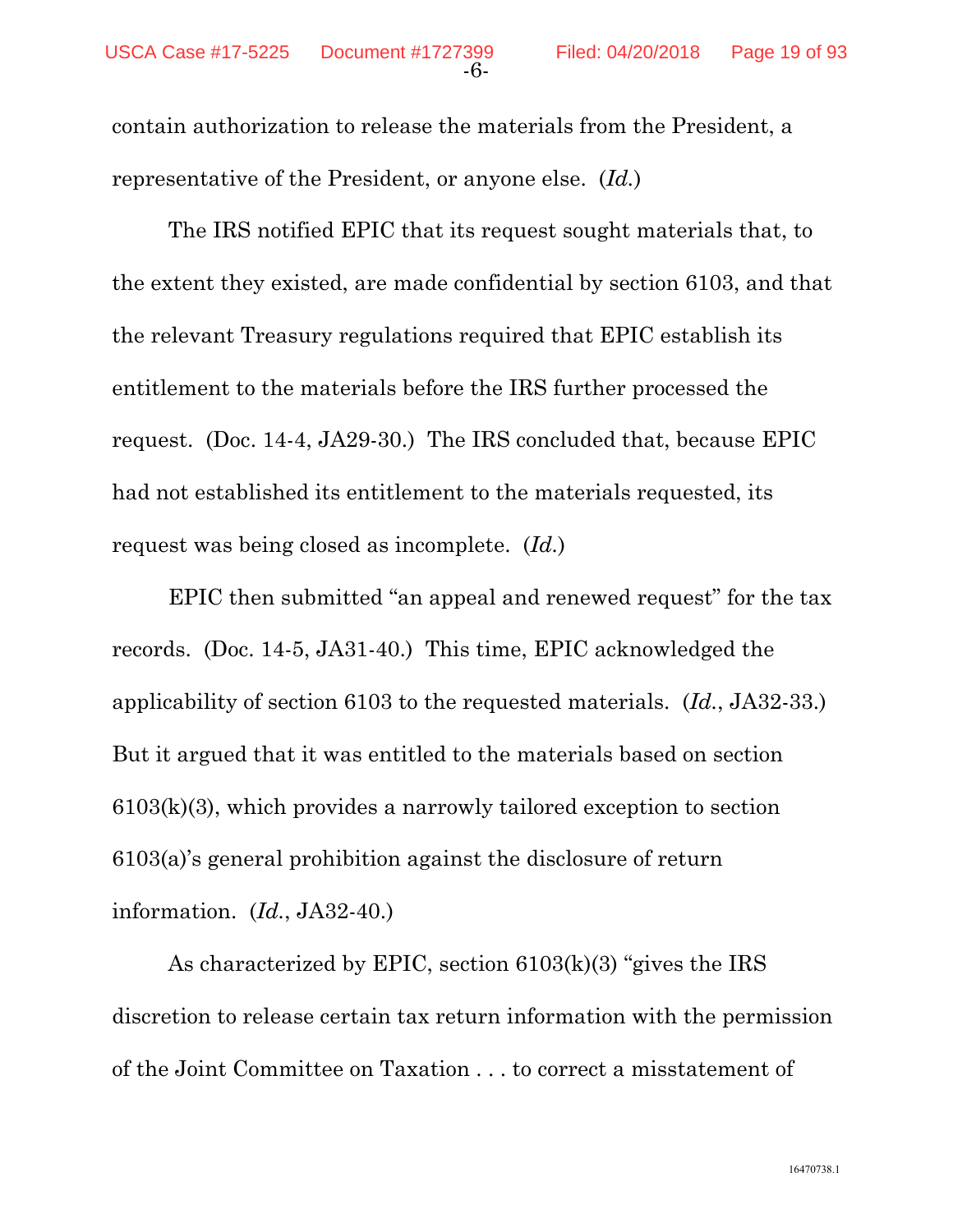contain authorization to release the materials from the President, a representative of the President, or anyone else. (*Id.*)

The IRS notified EPIC that its request sought materials that, to the extent they existed, are made confidential by section 6103, and that the relevant Treasury regulations required that EPIC establish its entitlement to the materials before the IRS further processed the request. (Doc. 14-4, JA29-30.) The IRS concluded that, because EPIC had not established its entitlement to the materials requested, its request was being closed as incomplete. (*Id.*)

EPIC then submitted "an appeal and renewed request" for the tax records. (Doc. 14-5, JA31-40.) This time, EPIC acknowledged the applicability of section 6103 to the requested materials. (*Id.*, JA32-33.) But it argued that it was entitled to the materials based on section 6103(k)(3), which provides a narrowly tailored exception to section 6103(a)'s general prohibition against the disclosure of return information. (*Id.*, JA32-40.)

As characterized by EPIC, section 6103(k)(3) "gives the IRS discretion to release certain tax return information with the permission of the Joint Committee on Taxation . . . to correct a misstatement of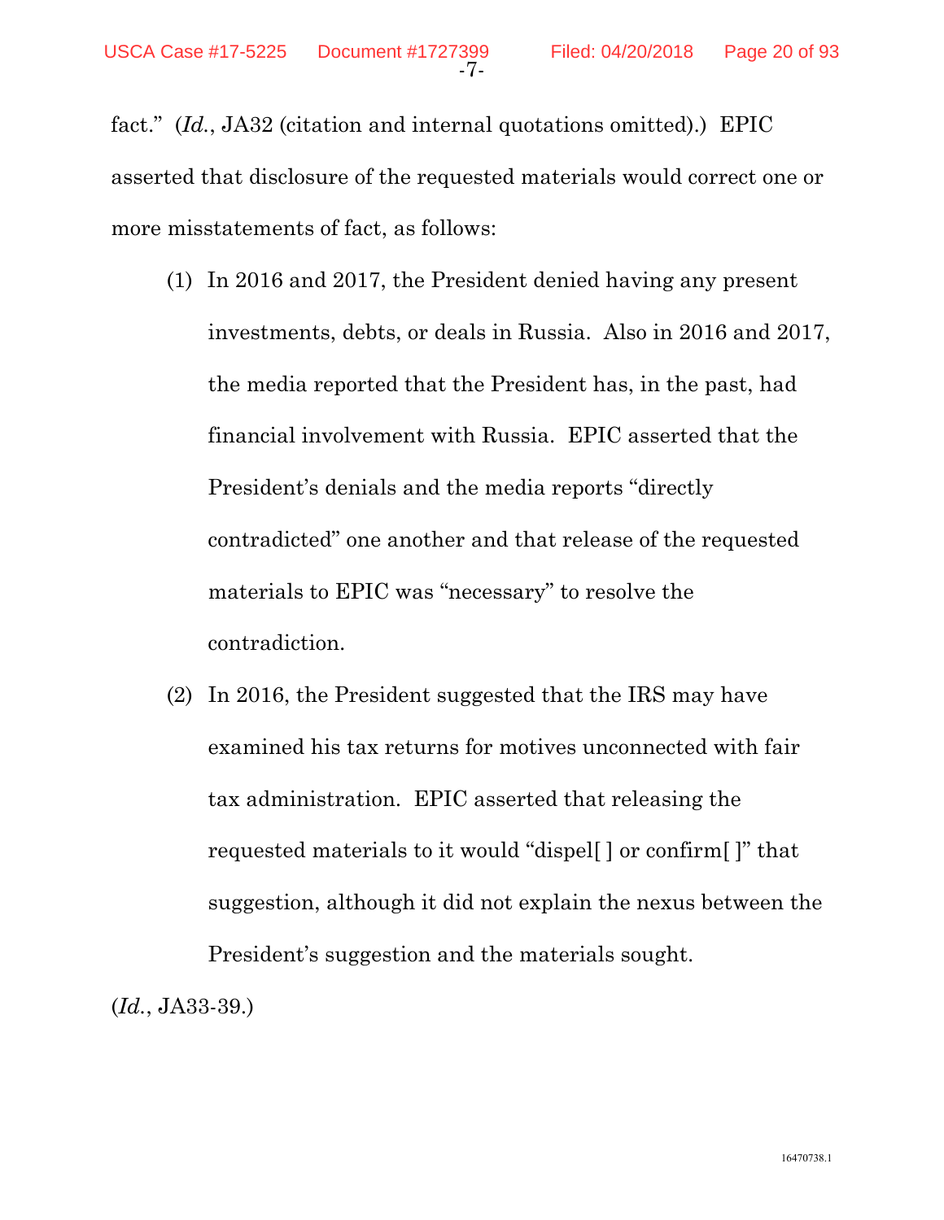fact." (*Id.*, JA32 (citation and internal quotations omitted).) EPIC asserted that disclosure of the requested materials would correct one or more misstatements of fact, as follows:

(1) In 2016 and 2017, the President denied having any present investments, debts, or deals in Russia. Also in 2016 and 2017, the media reported that the President has, in the past, had financial involvement with Russia. EPIC asserted that the President's denials and the media reports "directly contradicted" one another and that release of the requested materials to EPIC was "necessary" to resolve the contradiction.

(2) In 2016, the President suggested that the IRS may have examined his tax returns for motives unconnected with fair tax administration. EPIC asserted that releasing the requested materials to it would "dispel[ ] or confirm[ ]" that suggestion, although it did not explain the nexus between the President's suggestion and the materials sought.

(*Id.*, JA33-39.)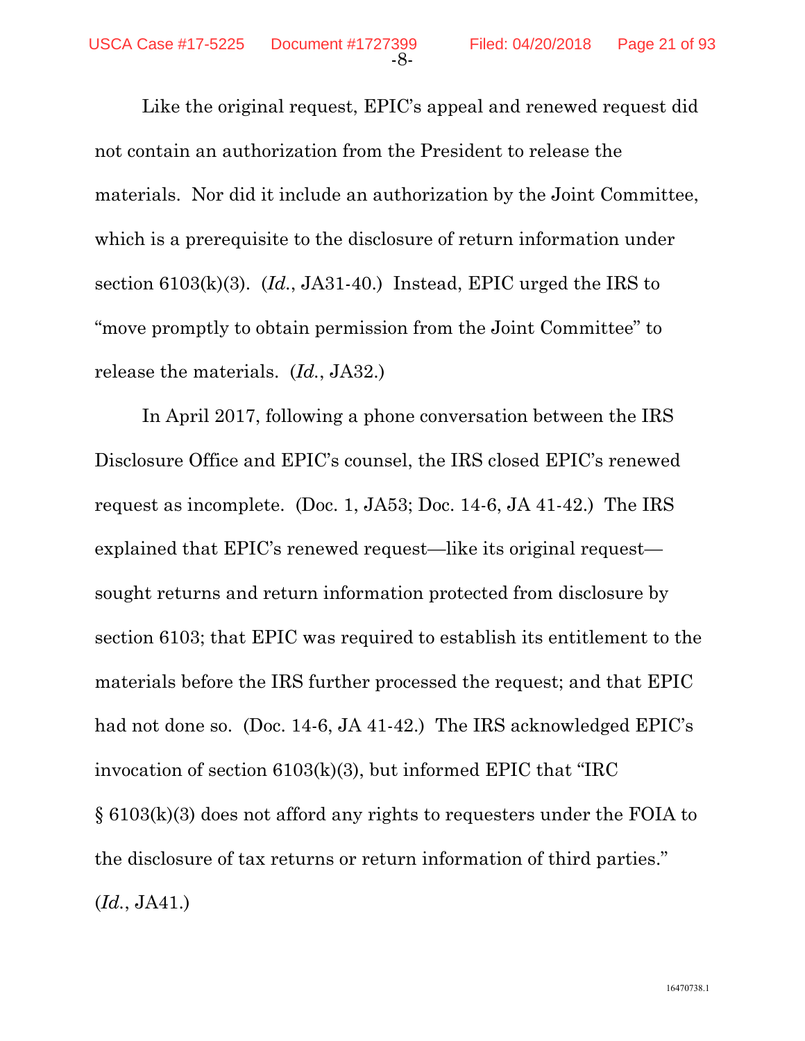Like the original request, EPIC's appeal and renewed request did not contain an authorization from the President to release the materials. Nor did it include an authorization by the Joint Committee, which is a prerequisite to the disclosure of return information under section 6103(k)(3). (*Id.*, JA31-40.) Instead, EPIC urged the IRS to "move promptly to obtain permission from the Joint Committee" to release the materials. (*Id.*, JA32.)

In April 2017, following a phone conversation between the IRS Disclosure Office and EPIC's counsel, the IRS closed EPIC's renewed request as incomplete. (Doc. 1, JA53; Doc. 14-6, JA 41-42.) The IRS explained that EPIC's renewed request—like its original request—sought returns and return information protected from disclosure by section 6103; that EPIC was required to establish its entitlement to the materials before the IRS further processed the request; and that EPIC had not done so. (Doc. 14-6, JA 41-42.) The IRS acknowledged EPIC's invocation of section 6103(k)(3), but informed EPIC that "IRC § 6103(k)(3) does not afford any rights to requesters under the FOIA to the disclosure of tax returns or return information of third parties." (*Id.*, JA41.)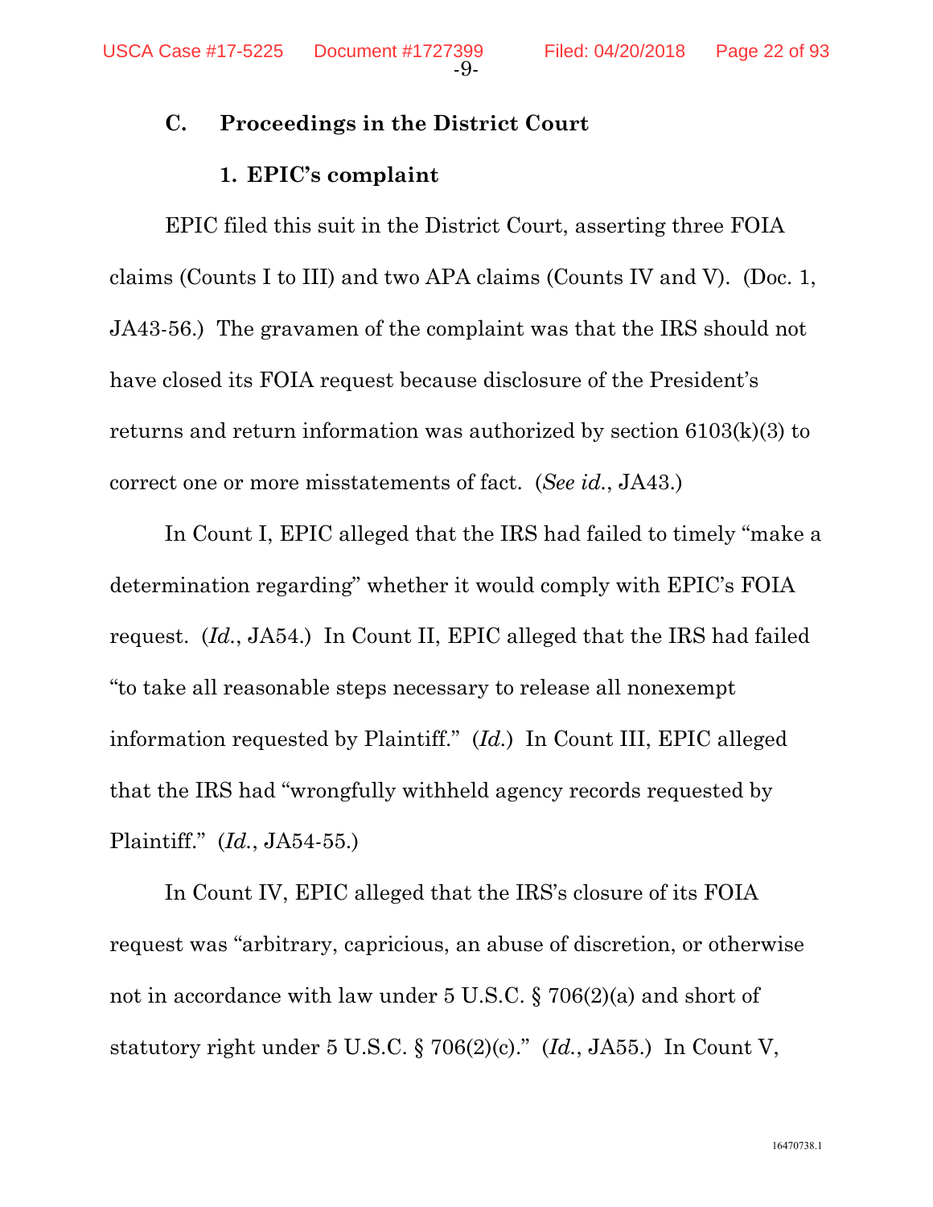### C. Proceedings in the District Court

#### 1. EPIC's complaint

EPIC filed this suit in the District Court, asserting three FOIA claims (Counts I to III) and two APA claims (Counts IV and V). (Doc. 1, JA43-56.) The gravamen of the complaint was that the IRS should not have closed its FOIA request because disclosure of the President's returns and return information was authorized by section 6103(k)(3) to correct one or more misstatements of fact. (*See id.*, JA43.)

In Count I, EPIC alleged that the IRS had failed to timely "make a determination regarding" whether it would comply with EPIC's FOIA request. (*Id.*, JA54.) In Count II, EPIC alleged that the IRS had failed "to take all reasonable steps necessary to release all nonexempt information requested by Plaintiff." (*Id.*) In Count III, EPIC alleged that the IRS had "wrongfully withheld agency records requested by Plaintiff." (*Id.*, JA54-55.)

In Count IV, EPIC alleged that the IRS's closure of its FOIA request was "arbitrary, capricious, an abuse of discretion, or otherwise not in accordance with law under 5 U.S.C. § 706(2)(a) and short of statutory right under 5 U.S.C. § 706(2)(c)." (*Id.*, JA55.) In Count V,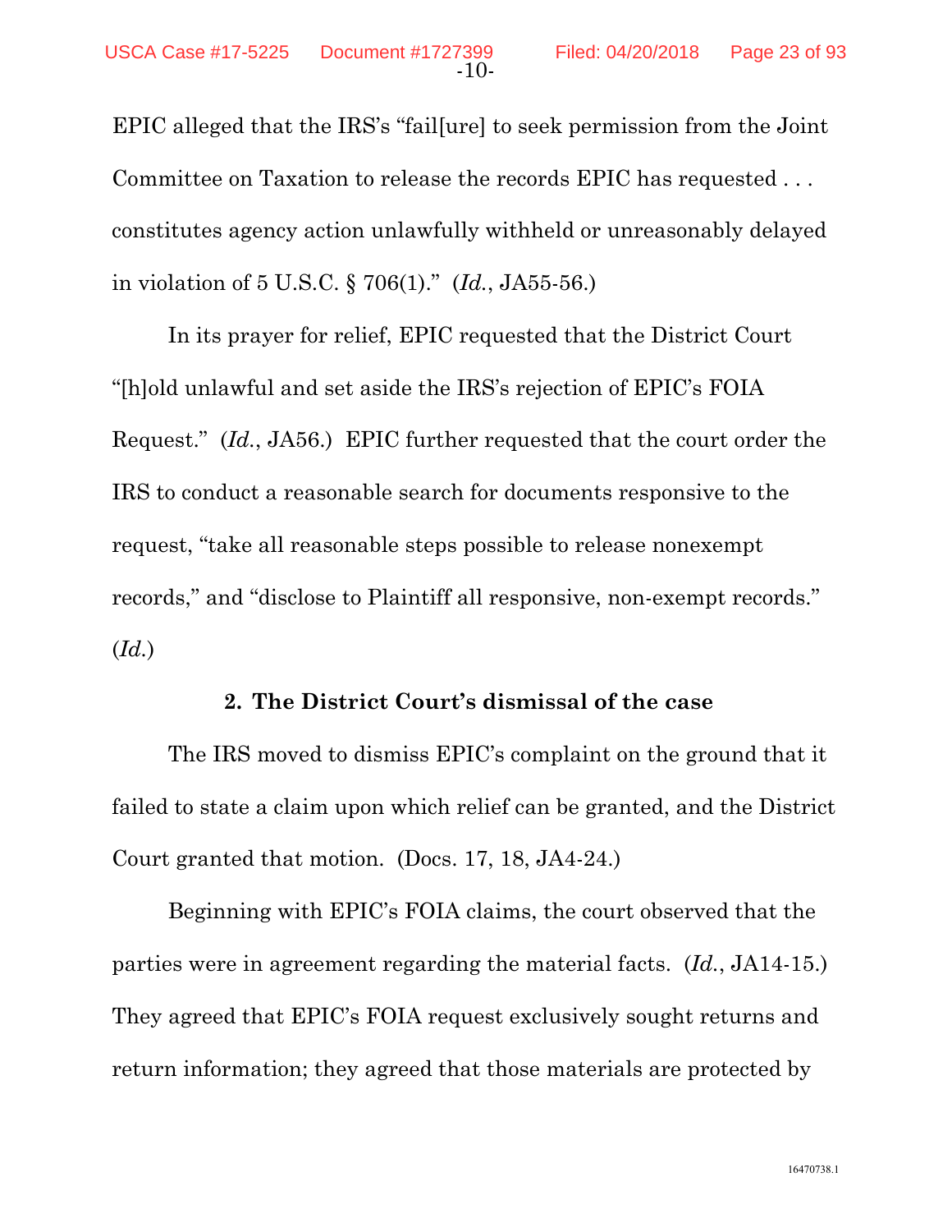EPIC alleged that the IRS's "fail[ure] to seek permission from the Joint Committee on Taxation to release the records EPIC has requested . . . constitutes agency action unlawfully withheld or unreasonably delayed in violation of 5 U.S.C. § 706(1)." (*Id.*, JA55-56.)

In its prayer for relief, EPIC requested that the District Court "[h]old unlawful and set aside the IRS's rejection of EPIC's FOIA Request." (*Id.*, JA56.) EPIC further requested that the court order the IRS to conduct a reasonable search for documents responsive to the request, "take all reasonable steps possible to release nonexempt records," and "disclose to Plaintiff all responsive, non-exempt records." (*Id.*)

**2. The District Court's dismissal of the case**

The IRS moved to dismiss EPIC's complaint on the ground that it failed to state a claim upon which relief can be granted, and the District Court granted that motion. (Docs. 17, 18, JA4-24.)

Beginning with EPIC's FOIA claims, the court observed that the parties were in agreement regarding the material facts. (*Id.*, JA14-15.) They agreed that EPIC's FOIA request exclusively sought returns and return information; they agreed that those materials are protected by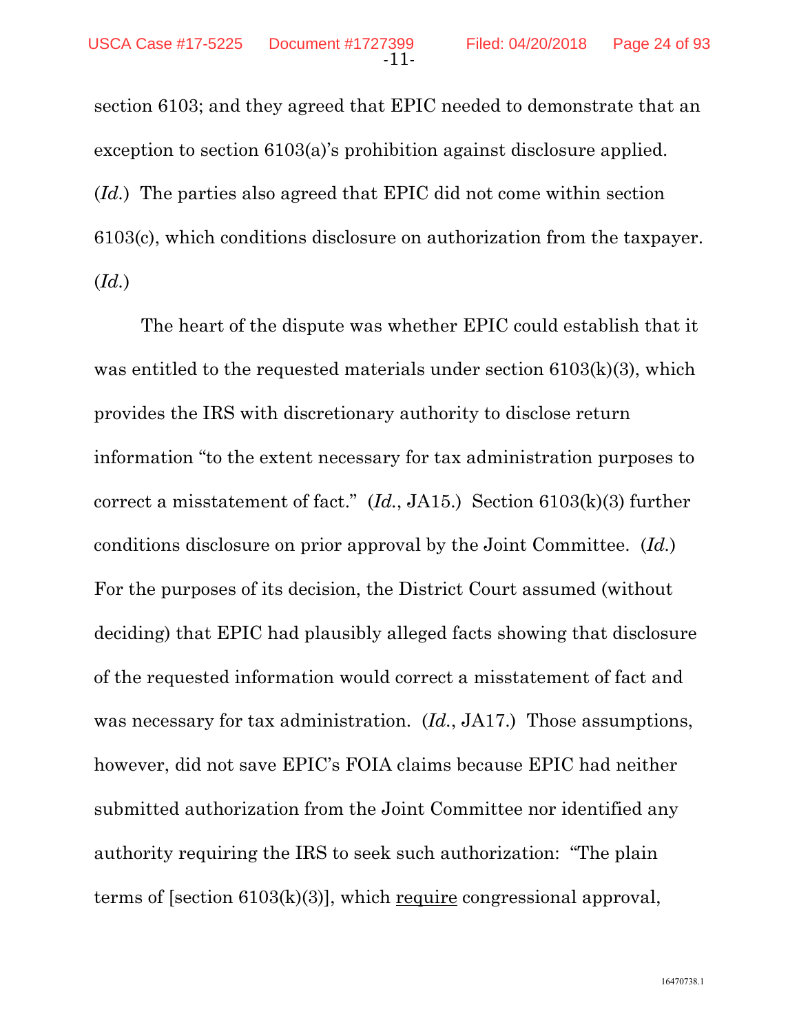section 6103; and they agreed that EPIC needed to demonstrate that an exception to section 6103(a)'s prohibition against disclosure applied. (*Id.*) The parties also agreed that EPIC did not come within section 6103(c), which conditions disclosure on authorization from the taxpayer. (*Id.*)

The heart of the dispute was whether EPIC could establish that it was entitled to the requested materials under section 6103(k)(3), which provides the IRS with discretionary authority to disclose return information "to the extent necessary for tax administration purposes to correct a misstatement of fact." (*Id.*, JA15.) Section 6103(k)(3) further conditions disclosure on prior approval by the Joint Committee. (*Id.*) For the purposes of its decision, the District Court assumed (without deciding) that EPIC had plausibly alleged facts showing that disclosure of the requested information would correct a misstatement of fact and was necessary for tax administration. (*Id.*, JA17.) Those assumptions, however, did not save EPIC's FOIA claims because EPIC had neither submitted authorization from the Joint Committee nor identified any authority requiring the IRS to seek such authorization: "The plain terms of [section 6103(k)(3)], which <u>require</u> congressional approval,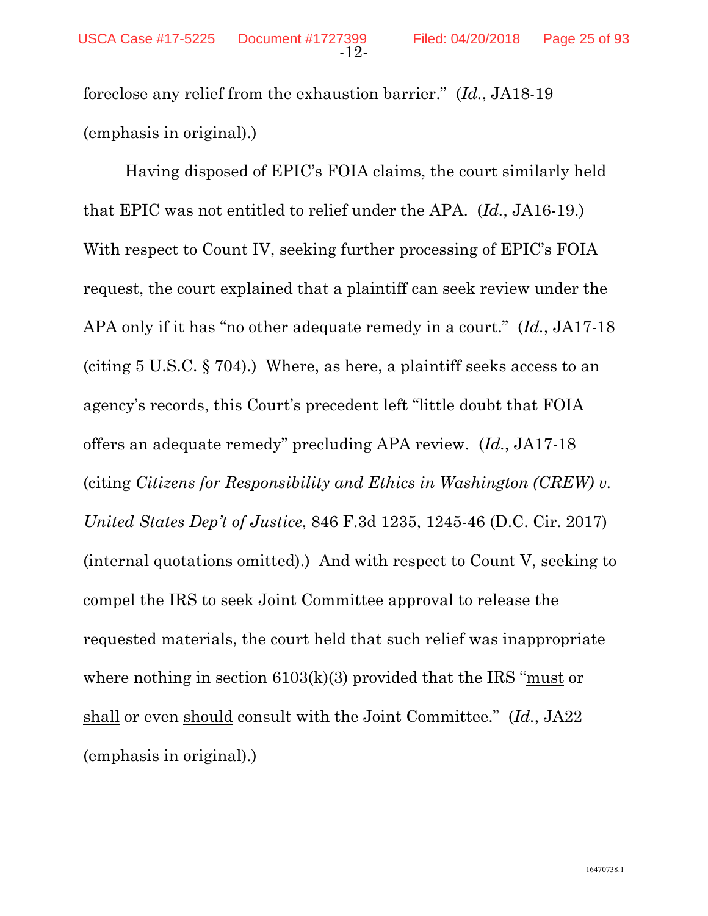foreclose any relief from the exhaustion barrier." (*Id.*, JA18-19 (emphasis in original).)

Having disposed of EPIC's FOIA claims, the court similarly held that EPIC was not entitled to relief under the APA. (*Id.*, JA16-19.) With respect to Count IV, seeking further processing of EPIC's FOIA request, the court explained that a plaintiff can seek review under the APA only if it has "no other adequate remedy in a court." (*Id.*, JA17-18 (citing 5 U.S.C. § 704).) Where, as here, a plaintiff seeks access to an agency's records, this Court's precedent left "little doubt that FOIA offers an adequate remedy" precluding APA review. (*Id.*, JA17-18 (citing *Citizens for Responsibility and Ethics in Washington (CREW) v. United States Dep't of Justice*, 846 F.3d 1235, 1245-46 (D.C. Cir. 2017) (internal quotations omitted).) And with respect to Count V, seeking to compel the IRS to seek Joint Committee approval to release the requested materials, the court held that such relief was inappropriate where nothing in section 6103(k)(3) provided that the IRS "<u>must</u> or <u>shall</u> or even <u>should</u> consult with the Joint Committee." (*Id.*, JA22 (emphasis in original).)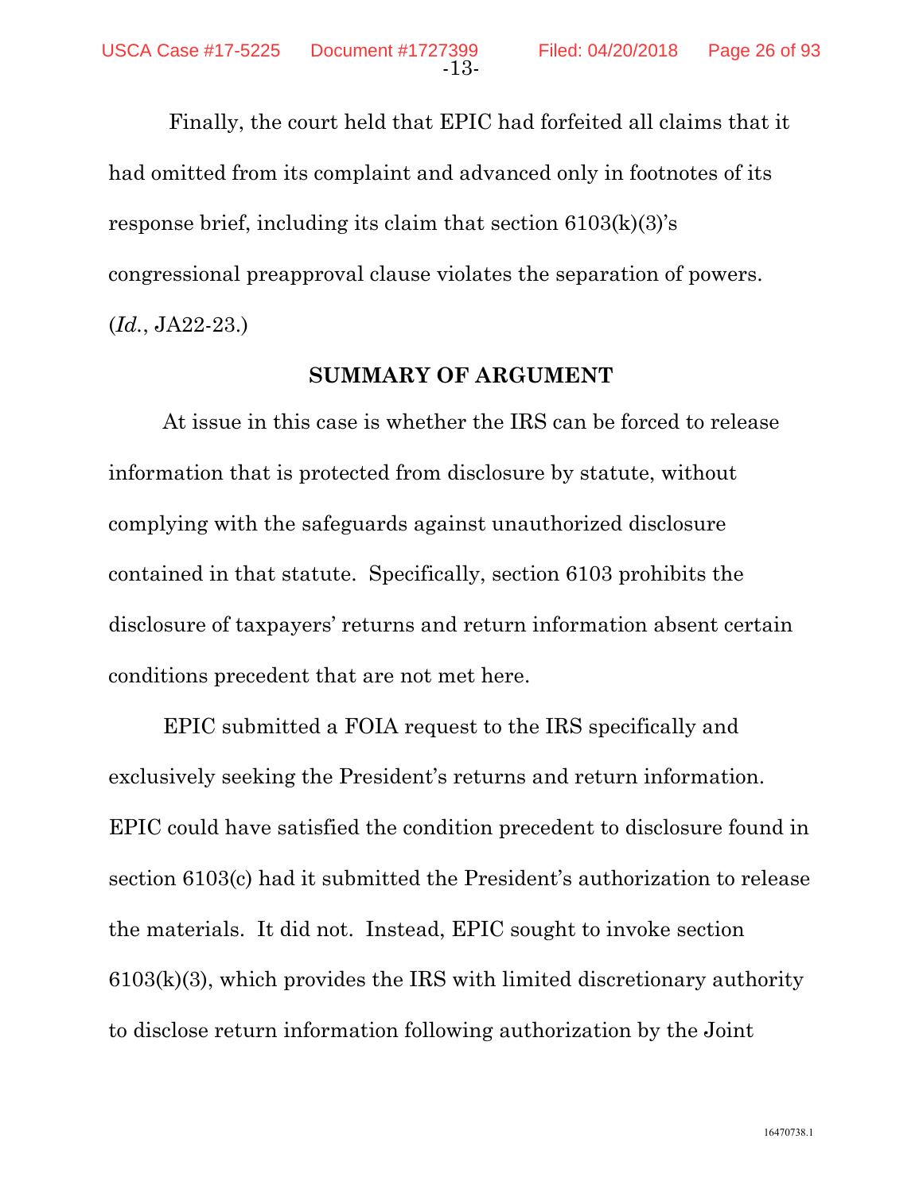Finally, the court held that EPIC had forfeited all claims that it had omitted from its complaint and advanced only in footnotes of its response brief, including its claim that section 6103(k)(3)'s congressional preapproval clause violates the separation of powers. (*Id.*, JA22-23.)

## SUMMARY OF ARGUMENT

At issue in this case is whether the IRS can be forced to release information that is protected from disclosure by statute, without complying with the safeguards against unauthorized disclosure contained in that statute. Specifically, section 6103 prohibits the disclosure of taxpayers' returns and return information absent certain conditions precedent that are not met here.

EPIC submitted a FOIA request to the IRS specifically and exclusively seeking the President's returns and return information. EPIC could have satisfied the condition precedent to disclosure found in section 6103(c) had it submitted the President's authorization to release the materials. It did not. Instead, EPIC sought to invoke section 6103(k)(3), which provides the IRS with limited discretionary authority to disclose return information following authorization by the Joint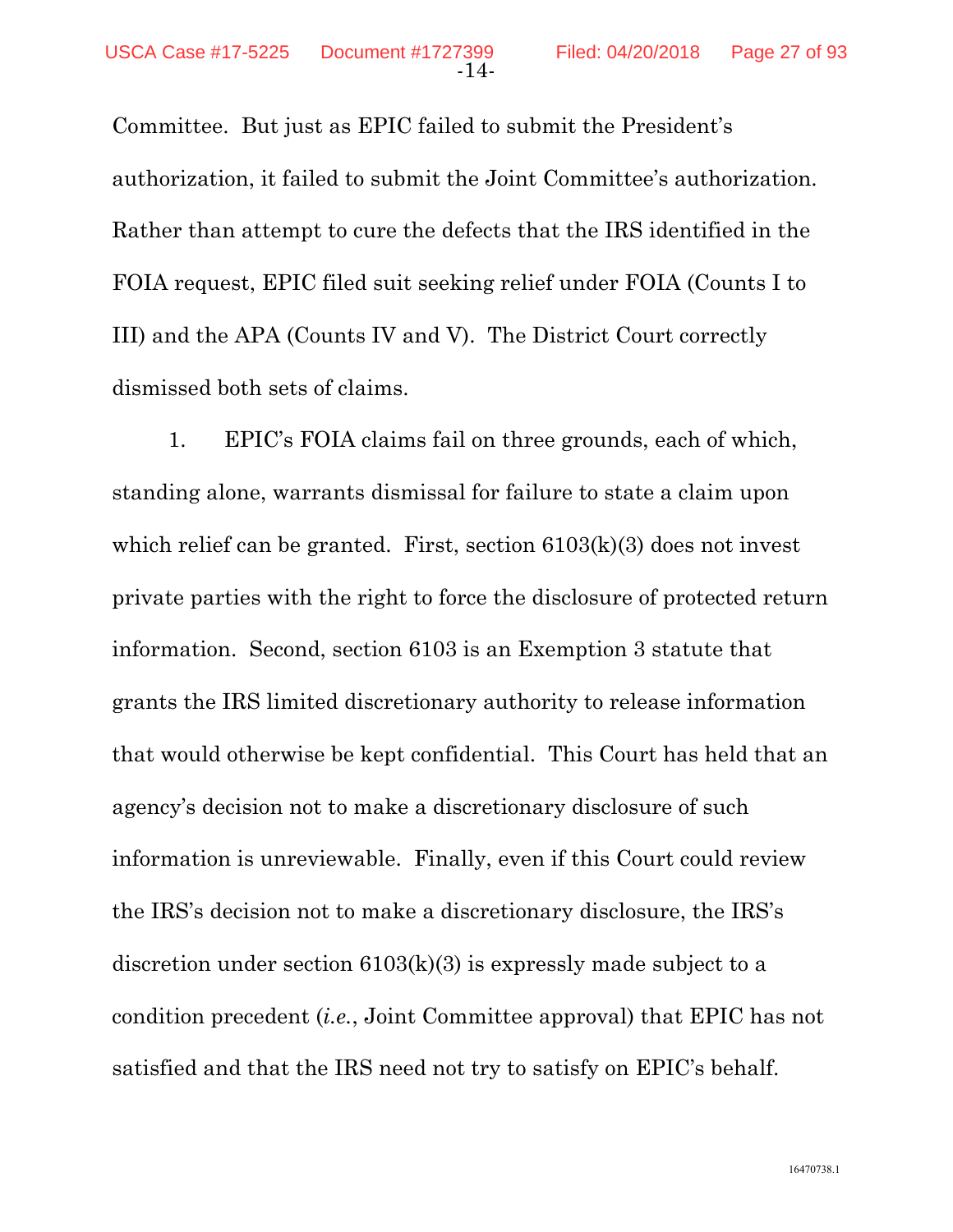Committee. But just as EPIC failed to submit the President's authorization, it failed to submit the Joint Committee's authorization. Rather than attempt to cure the defects that the IRS identified in the FOIA request, EPIC filed suit seeking relief under FOIA (Counts I to III) and the APA (Counts IV and V). The District Court correctly dismissed both sets of claims.

1. EPIC's FOIA claims fail on three grounds, each of which, standing alone, warrants dismissal for failure to state a claim upon which relief can be granted. First, section 6103(k)(3) does not invest private parties with the right to force the disclosure of protected return information. Second, section 6103 is an Exemption 3 statute that grants the IRS limited discretionary authority to release information that would otherwise be kept confidential. This Court has held that an agency's decision not to make a discretionary disclosure of such information is unreviewable. Finally, even if this Court could review the IRS's decision not to make a discretionary disclosure, the IRS's discretion under section 6103(k)(3) is expressly made subject to a condition precedent (*i.e.*, Joint Committee approval) that EPIC has not satisfied and that the IRS need not try to satisfy on EPIC's behalf.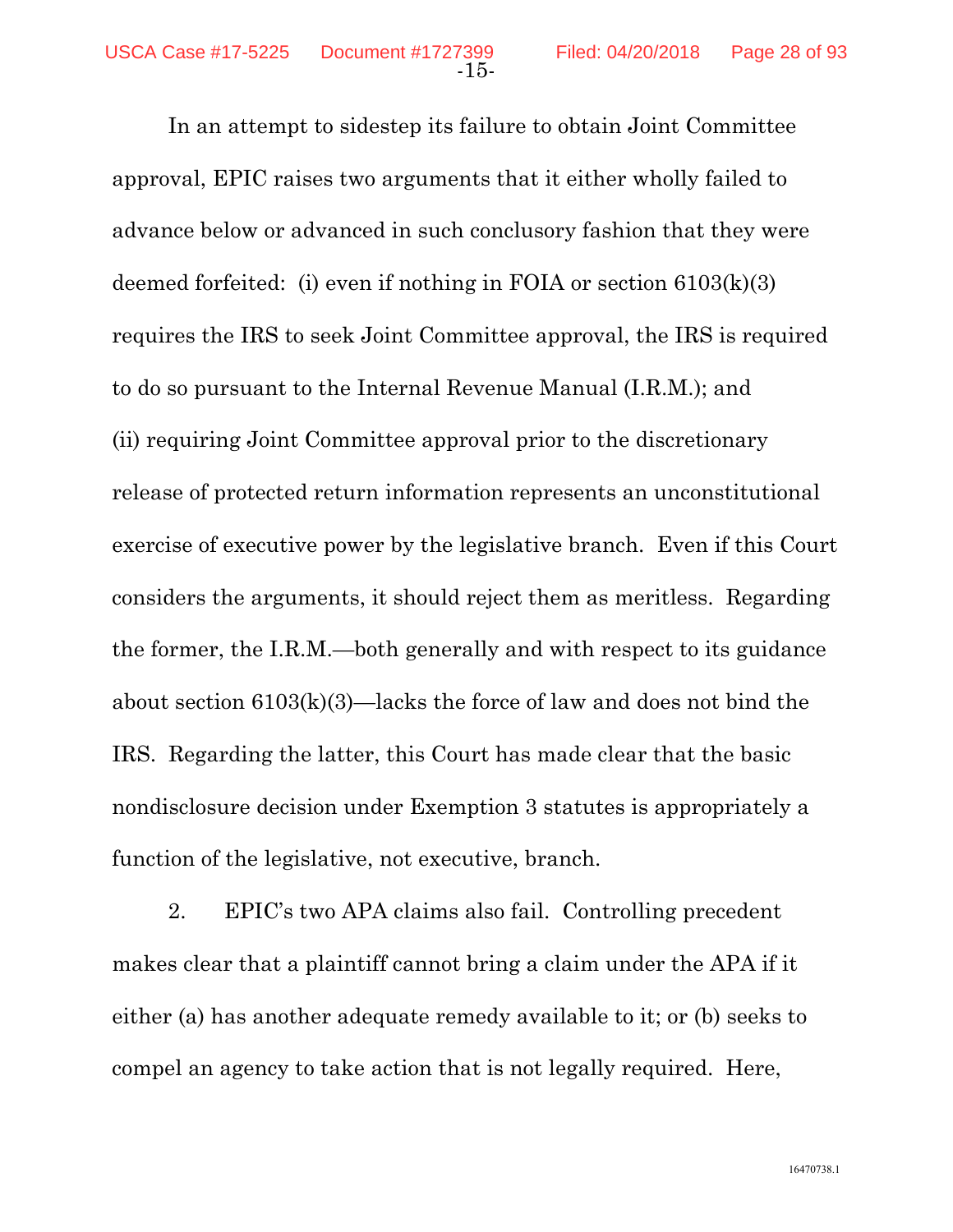In an attempt to sidestep its failure to obtain Joint Committee approval, EPIC raises two arguments that it either wholly failed to advance below or advanced in such conclusory fashion that they were deemed forfeited: (i) even if nothing in FOIA or section 6103(k)(3) requires the IRS to seek Joint Committee approval, the IRS is required to do so pursuant to the Internal Revenue Manual (I.R.M.); and (ii) requiring Joint Committee approval prior to the discretionary release of protected return information represents an unconstitutional exercise of executive power by the legislative branch. Even if this Court considers the arguments, it should reject them as meritless. Regarding the former, the I.R.M.—both generally and with respect to its guidance about section 6103(k)(3)—lacks the force of law and does not bind the IRS. Regarding the latter, this Court has made clear that the basic nondisclosure decision under Exemption 3 statutes is appropriately a function of the legislative, not executive, branch.

2. EPIC's two APA claims also fail. Controlling precedent makes clear that a plaintiff cannot bring a claim under the APA if it either (a) has another adequate remedy available to it; or (b) seeks to compel an agency to take action that is not legally required. Here,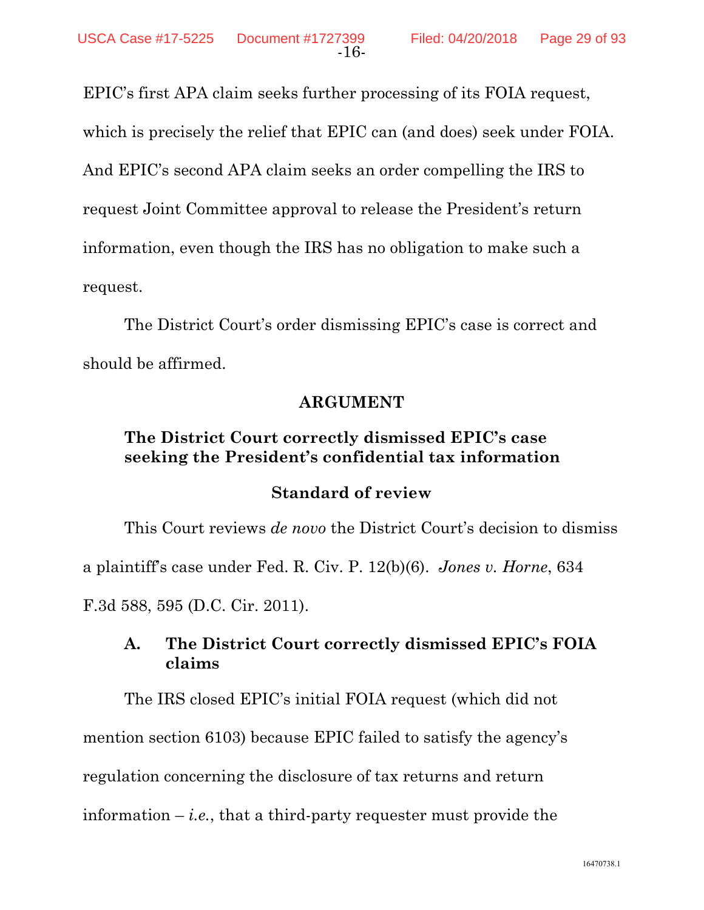EPIC's first APA claim seeks further processing of its FOIA request, which is precisely the relief that EPIC can (and does) seek under FOIA. And EPIC's second APA claim seeks an order compelling the IRS to request Joint Committee approval to release the President's return information, even though the IRS has no obligation to make such a request.

The District Court's order dismissing EPIC's case is correct and should be affirmed.

## ARGUMENT

### The District Court correctly dismissed EPIC's case seeking the President's confidential tax information

#### Standard of review

This Court reviews *de novo* the District Court's decision to dismiss a plaintiff's case under Fed. R. Civ. P. 12(b)(6). *Jones v. Horne*, 634 F.3d 588, 595 (D.C. Cir. 2011).

### A. The District Court correctly dismissed EPIC's FOIA claims

The IRS closed EPIC's initial FOIA request (which did not mention section 6103) because EPIC failed to satisfy the agency's regulation concerning the disclosure of tax returns and return information – *i.e.*, that a third-party requester must provide the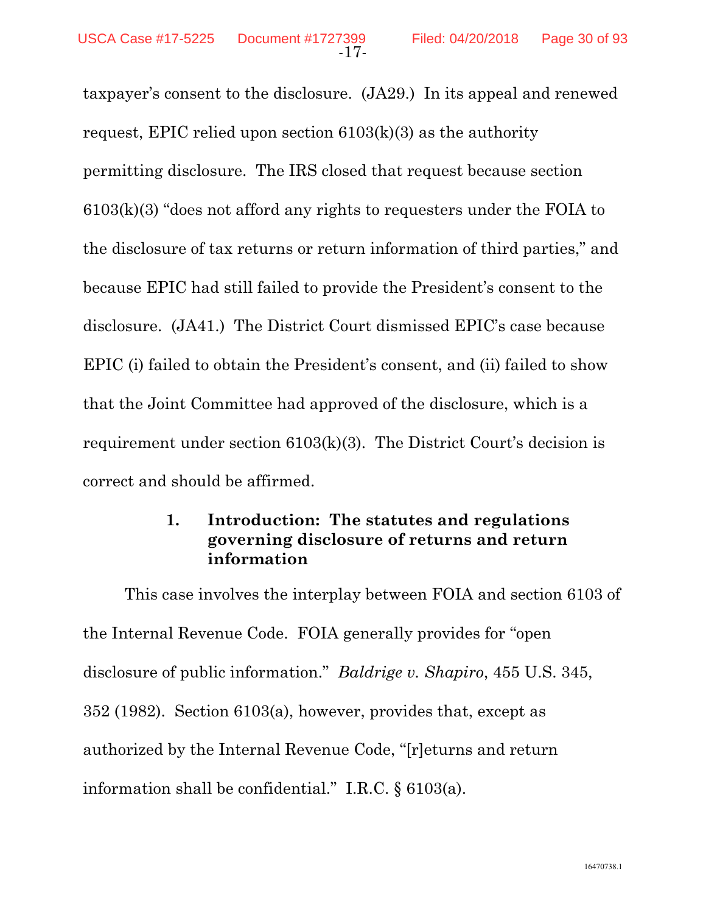taxpayer's consent to the disclosure. (JA29.) In its appeal and renewed request, EPIC relied upon section 6103(k)(3) as the authority permitting disclosure. The IRS closed that request because section 6103(k)(3) "does not afford any rights to requesters under the FOIA to the disclosure of tax returns or return information of third parties," and because EPIC had still failed to provide the President's consent to the disclosure. (JA41.) The District Court dismissed EPIC's case because EPIC (i) failed to obtain the President's consent, and (ii) failed to show that the Joint Committee had approved of the disclosure, which is a requirement under section 6103(k)(3). The District Court's decision is correct and should be affirmed.

### 1. Introduction: The statutes and regulations governing disclosure of returns and return information

This case involves the interplay between FOIA and section 6103 of the Internal Revenue Code. FOIA generally provides for "open disclosure of public information." *Baldrige v. Shapiro*, 455 U.S. 345, 352 (1982). Section 6103(a), however, provides that, except as authorized by the Internal Revenue Code, "[r]eturns and return information shall be confidential." I.R.C. § 6103(a).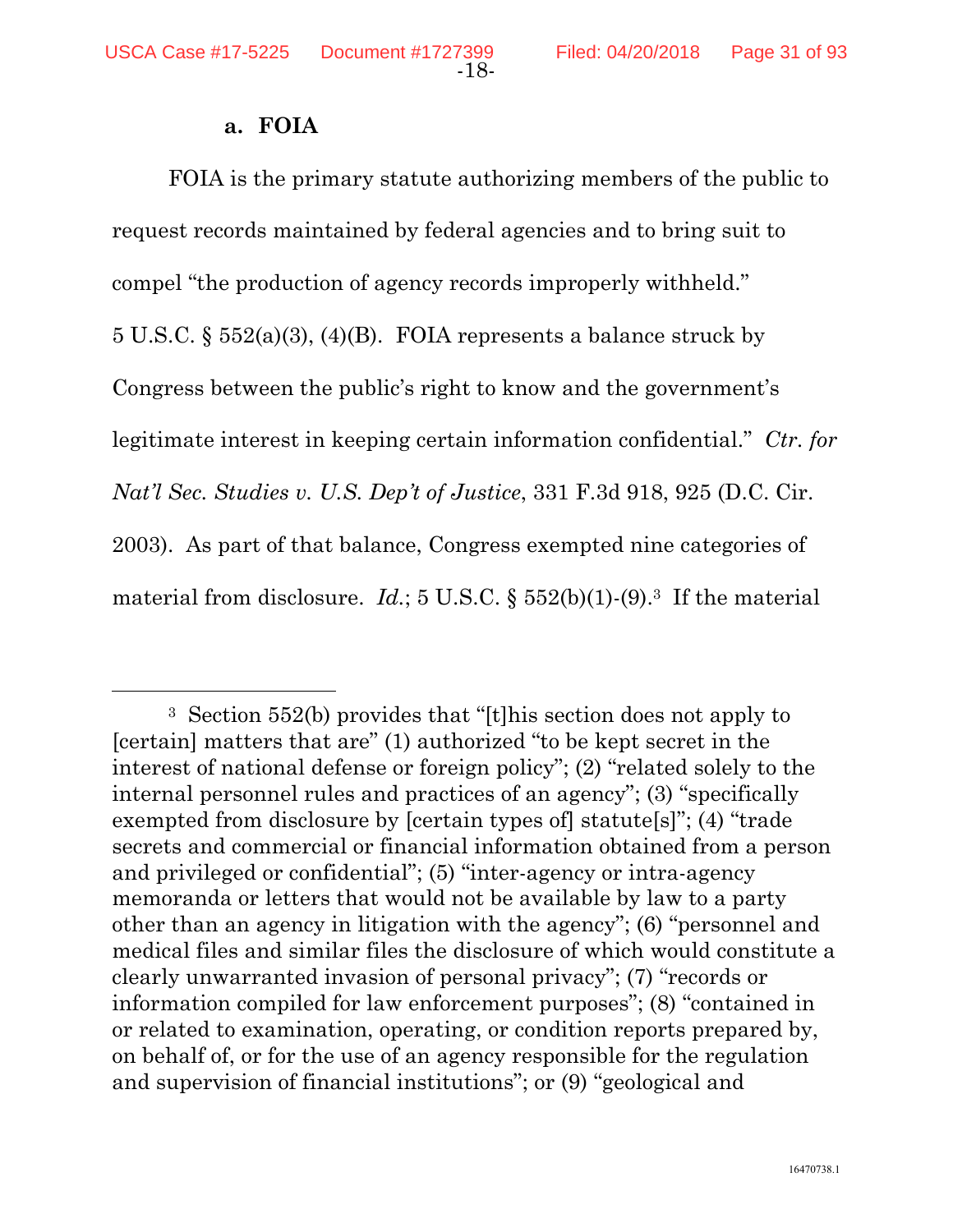### a. FOIA

FOIA is the primary statute authorizing members of the public to request records maintained by federal agencies and to bring suit to compel "the production of agency records improperly withheld." 5 U.S.C. § 552(a)(3), (4)(B). FOIA represents a balance struck by Congress between the public's right to know and the government's legitimate interest in keeping certain information confidential." *Ctr. for Nat'l Sec. Studies v. U.S. Dep't of Justice*, 331 F.3d 918, 925 (D.C. Cir. 2003). As part of that balance, Congress exempted nine categories of material from disclosure. *Id.*; 5 U.S.C. § 552(b)(1)-(9).[3] If the material

---

[3] Section 552(b) provides that "[t]his section does not apply to [certain] matters that are" (1) authorized "to be kept secret in the interest of national defense or foreign policy"; (2) "related solely to the internal personnel rules and practices of an agency"; (3) "specifically exempted from disclosure by [certain types of] statute[s]"; (4) "trade secrets and commercial or financial information obtained from a person and privileged or confidential"; (5) "inter-agency or intra-agency memoranda or letters that would not be available by law to a party other than an agency in litigation with the agency"; (6) "personnel and medical files and similar files the disclosure of which would constitute a clearly unwarranted invasion of personal privacy"; (7) "records or information compiled for law enforcement purposes"; (8) "contained in or related to examination, operating, or condition reports prepared by, on behalf of, or for the use of an agency responsible for the regulation and supervision of financial institutions"; or (9) "geological and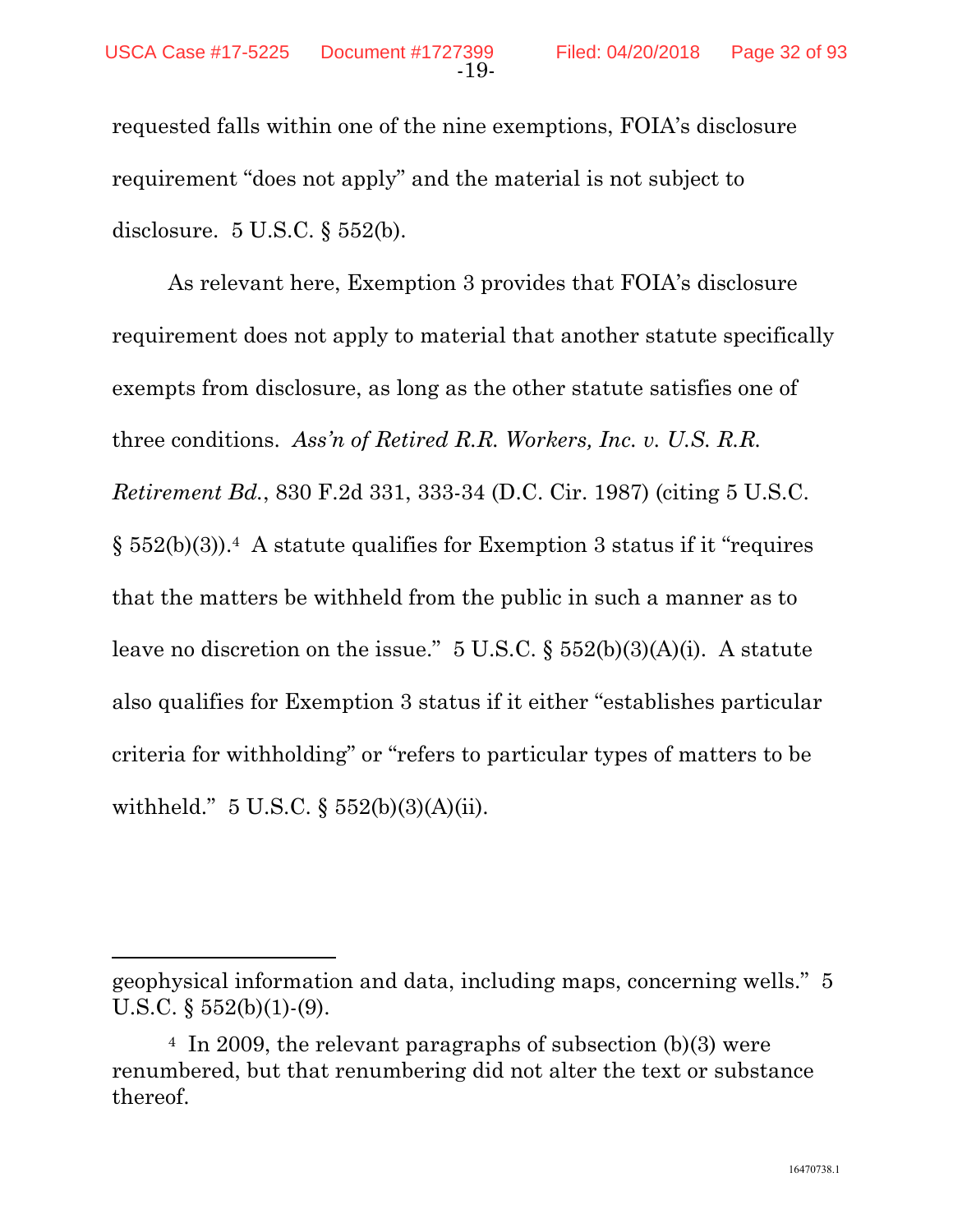requested falls within one of the nine exemptions, FOIA's disclosure requirement "does not apply" and the material is not subject to disclosure. 5 U.S.C. § 552(b).

As relevant here, Exemption 3 provides that FOIA's disclosure requirement does not apply to material that another statute specifically exempts from disclosure, as long as the other statute satisfies one of three conditions. *Ass'n of Retired R.R. Workers, Inc. v. U.S. R.R. Retirement Bd.*, 830 F.2d 331, 333-34 (D.C. Cir. 1987) (citing 5 U.S.C. § 552(b)(3)).[4] A statute qualifies for Exemption 3 status if it "requires that the matters be withheld from the public in such a manner as to leave no discretion on the issue." 5 U.S.C. § 552(b)(3)(A)(i). A statute also qualifies for Exemption 3 status if it either "establishes particular criteria for withholding" or "refers to particular types of matters to be withheld." 5 U.S.C. § 552(b)(3)(A)(ii).

---

geophysical information and data, including maps, concerning wells." 5 U.S.C. § 552(b)(1)-(9).

[4] In 2009, the relevant paragraphs of subsection (b)(3) were renumbered, but that renumbering did not alter the text or substance thereof.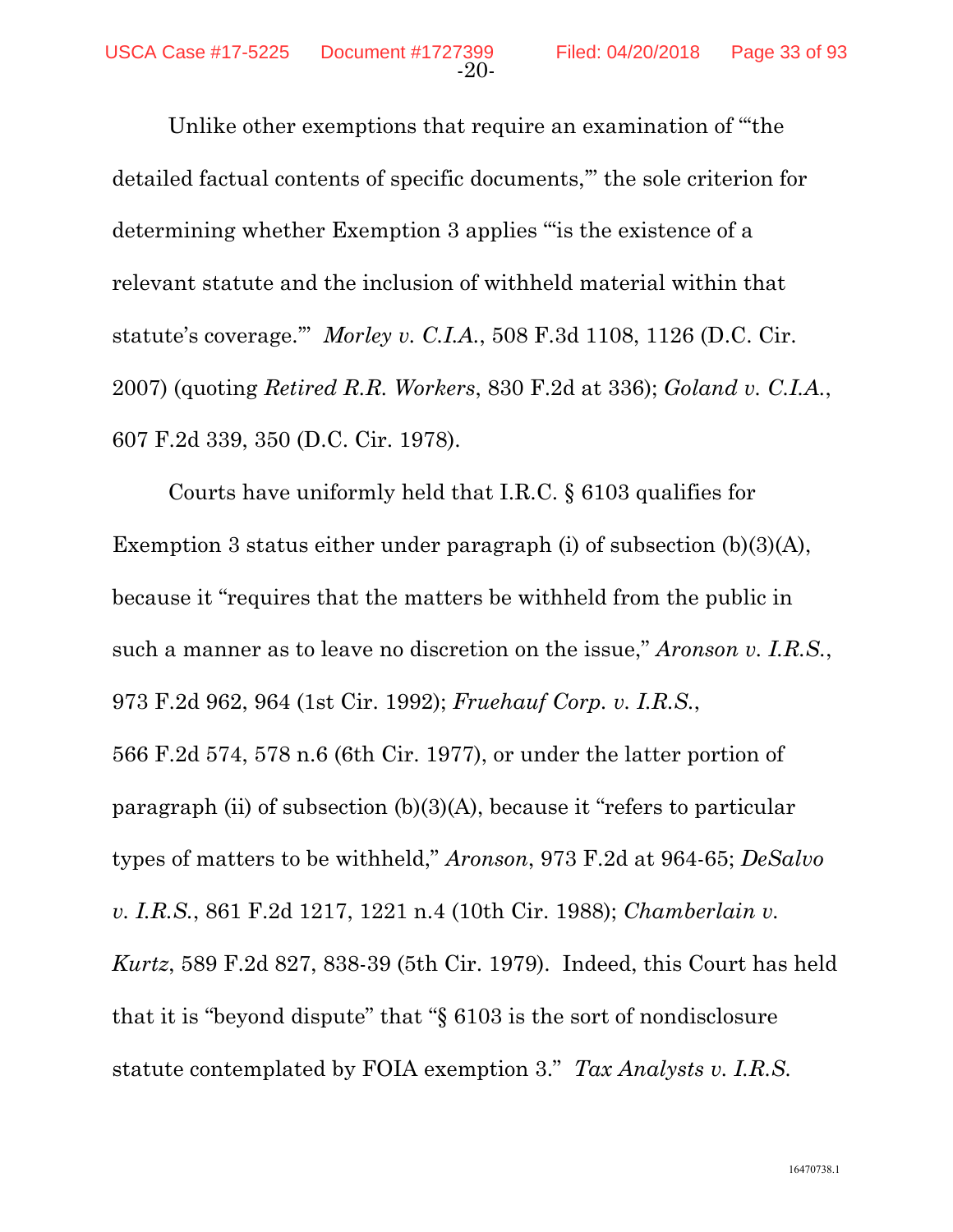Unlike other exemptions that require an examination of "'the detailed factual contents of specific documents,'" the sole criterion for determining whether Exemption 3 applies "'is the existence of a relevant statute and the inclusion of withheld material within that statute's coverage.'" *Morley v. C.I.A.*, 508 F.3d 1108, 1126 (D.C. Cir. 2007) (quoting *Retired R.R. Workers*, 830 F.2d at 336); *Goland v. C.I.A.*, 607 F.2d 339, 350 (D.C. Cir. 1978).

Courts have uniformly held that I.R.C. § 6103 qualifies for Exemption 3 status either under paragraph (i) of subsection (b)(3)(A), because it "requires that the matters be withheld from the public in such a manner as to leave no discretion on the issue," *Aronson v. I.R.S.*, 973 F.2d 962, 964 (1st Cir. 1992); *Fruehauf Corp. v. I.R.S.*, 566 F.2d 574, 578 n.6 (6th Cir. 1977), or under the latter portion of paragraph (ii) of subsection (b)(3)(A), because it "refers to particular types of matters to be withheld," *Aronson*, 973 F.2d at 964-65; *DeSalvo v. I.R.S.*, 861 F.2d 1217, 1221 n.4 (10th Cir. 1988); *Chamberlain v. Kurtz*, 589 F.2d 827, 838-39 (5th Cir. 1979). Indeed, this Court has held that it is "beyond dispute" that "§ 6103 is the sort of nondisclosure statute contemplated by FOIA exemption 3." *Tax Analysts v. I.R.S.*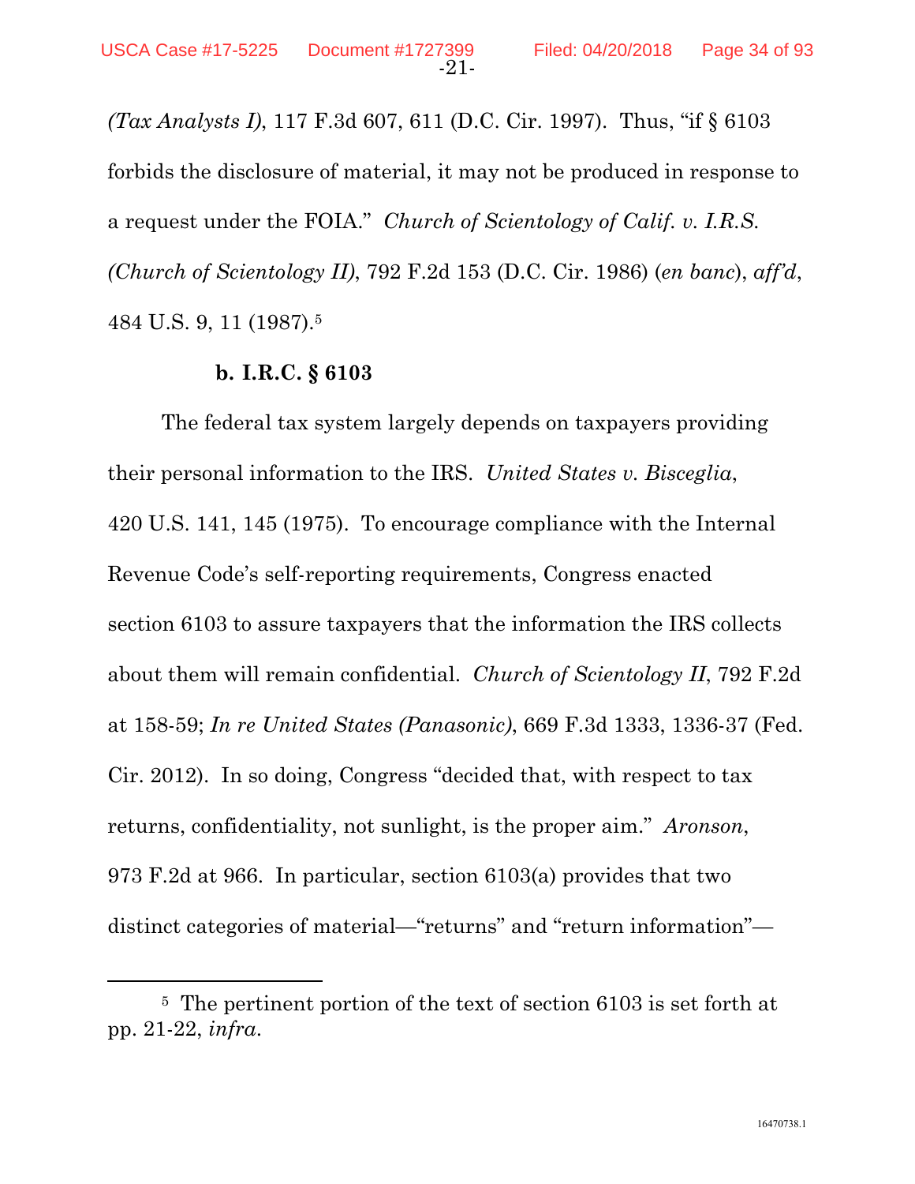*(Tax Analysts I)*, 117 F.3d 607, 611 (D.C. Cir. 1997). Thus, "if § 6103 forbids the disclosure of material, it may not be produced in response to a request under the FOIA." *Church of Scientology of Calif. v. I.R.S. (Church of Scientology II)*, 792 F.2d 153 (D.C. Cir. 1986) (*en banc*), *aff'd*, 484 U.S. 9, 11 (1987).[5]

**b. I.R.C. § 6103**

The federal tax system largely depends on taxpayers providing their personal information to the IRS. *United States v. Bisceglia*, 420 U.S. 141, 145 (1975). To encourage compliance with the Internal Revenue Code's self-reporting requirements, Congress enacted section 6103 to assure taxpayers that the information the IRS collects about them will remain confidential. *Church of Scientology II*, 792 F.2d at 158-59; *In re United States (Panasonic)*, 669 F.3d 1333, 1336-37 (Fed. Cir. 2012). In so doing, Congress "decided that, with respect to tax returns, confidentiality, not sunlight, is the proper aim." *Aronson*, 973 F.2d at 966. In particular, section 6103(a) provides that two distinct categories of material—"returns" and "return information"—

---

[5] The pertinent portion of the text of section 6103 is set forth at pp. 21-22, *infra*.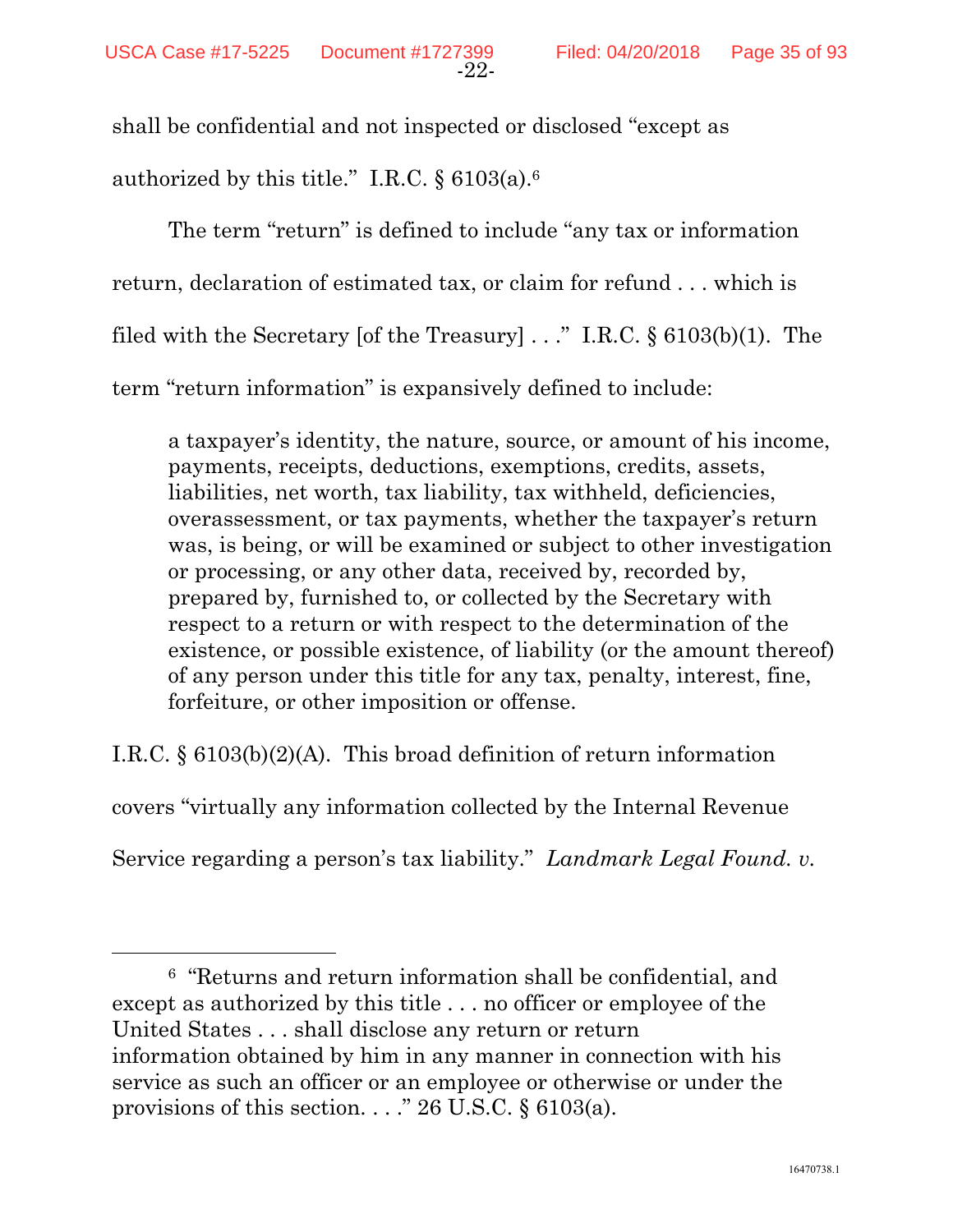shall be confidential and not inspected or disclosed "except as authorized by this title." I.R.C. § 6103(a).[6]

The term "return" is defined to include "any tax or information return, declaration of estimated tax, or claim for refund . . . which is filed with the Secretary [of the Treasury] . . ." I.R.C. § 6103(b)(1). The term "return information" is expansively defined to include:

> a taxpayer's identity, the nature, source, or amount of his income, payments, receipts, deductions, exemptions, credits, assets, liabilities, net worth, tax liability, tax withheld, deficiencies, overassessment, or tax payments, whether the taxpayer's return was, is being, or will be examined or subject to other investigation or processing, or any other data, received by, recorded by, prepared by, furnished to, or collected by the Secretary with respect to a return or with respect to the determination of the existence, or possible existence, of liability (or the amount thereof) of any person under this title for any tax, penalty, interest, fine, forfeiture, or other imposition or offense.

I.R.C. § 6103(b)(2)(A). This broad definition of return information covers "virtually any information collected by the Internal Revenue Service regarding a person's tax liability." *Landmark Legal Found. v.*

---

[6] "Returns and return information shall be confidential, and except as authorized by this title . . . no officer or employee of the United States . . . shall disclose any return or return information obtained by him in any manner in connection with his service as such an officer or an employee or otherwise or under the provisions of this section. . . ." 26 U.S.C. § 6103(a).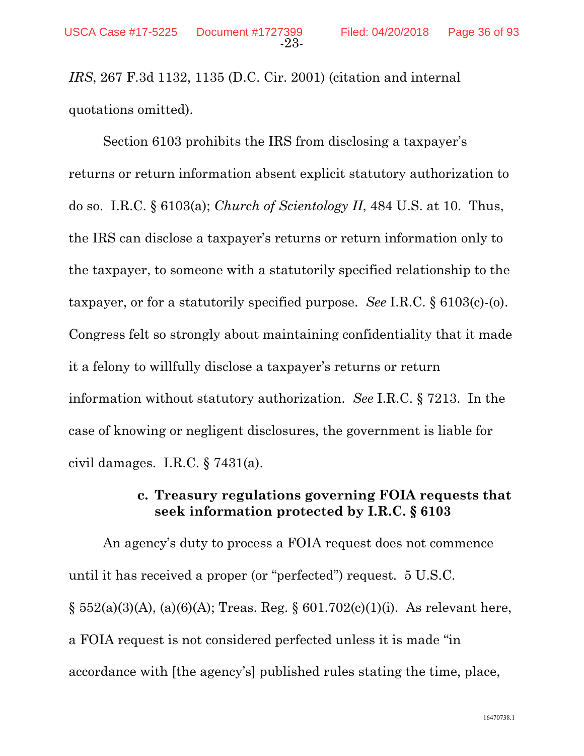*IRS*, 267 F.3d 1132, 1135 (D.C. Cir. 2001) (citation and internal quotations omitted).

Section 6103 prohibits the IRS from disclosing a taxpayer's returns or return information absent explicit statutory authorization to do so. I.R.C. § 6103(a); *Church of Scientology II*, 484 U.S. at 10. Thus, the IRS can disclose a taxpayer's returns or return information only to the taxpayer, to someone with a statutorily specified relationship to the taxpayer, or for a statutorily specified purpose. *See* I.R.C. § 6103(c)-(o). Congress felt so strongly about maintaining confidentiality that it made it a felony to willfully disclose a taxpayer's returns or return information without statutory authorization. *See* I.R.C. § 7213. In the case of knowing or negligent disclosures, the government is liable for civil damages. I.R.C. § 7431(a).

**c. Treasury regulations governing FOIA requests that seek information protected by I.R.C. § 6103**

An agency's duty to process a FOIA request does not commence until it has received a proper (or "perfected") request. 5 U.S.C. § 552(a)(3)(A), (a)(6)(A); Treas. Reg. § 601.702(c)(1)(i). As relevant here, a FOIA request is not considered perfected unless it is made "in accordance with [the agency's] published rules stating the time, place,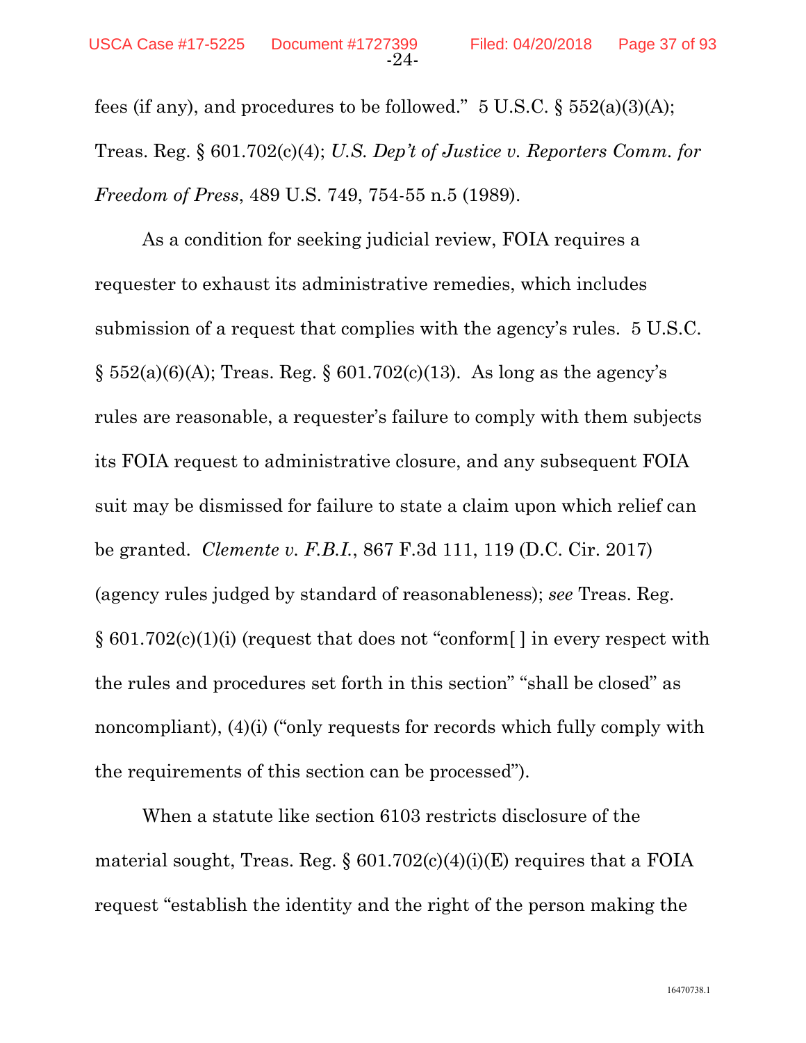fees (if any), and procedures to be followed." 5 U.S.C. § 552(a)(3)(A); Treas. Reg. § 601.702(c)(4); *U.S. Dep't of Justice v. Reporters Comm. for Freedom of Press*, 489 U.S. 749, 754-55 n.5 (1989).

As a condition for seeking judicial review, FOIA requires a requester to exhaust its administrative remedies, which includes submission of a request that complies with the agency's rules. 5 U.S.C. § 552(a)(6)(A); Treas. Reg. § 601.702(c)(13). As long as the agency's rules are reasonable, a requester's failure to comply with them subjects its FOIA request to administrative closure, and any subsequent FOIA suit may be dismissed for failure to state a claim upon which relief can be granted. *Clemente v. F.B.I.*, 867 F.3d 111, 119 (D.C. Cir. 2017) (agency rules judged by standard of reasonableness); *see* Treas. Reg. § 601.702(c)(1)(i) (request that does not "conform[ ] in every respect with the rules and procedures set forth in this section" "shall be closed" as noncompliant), (4)(i) ("only requests for records which fully comply with the requirements of this section can be processed").

When a statute like section 6103 restricts disclosure of the material sought, Treas. Reg. § 601.702(c)(4)(i)(E) requires that a FOIA request "establish the identity and the right of the person making the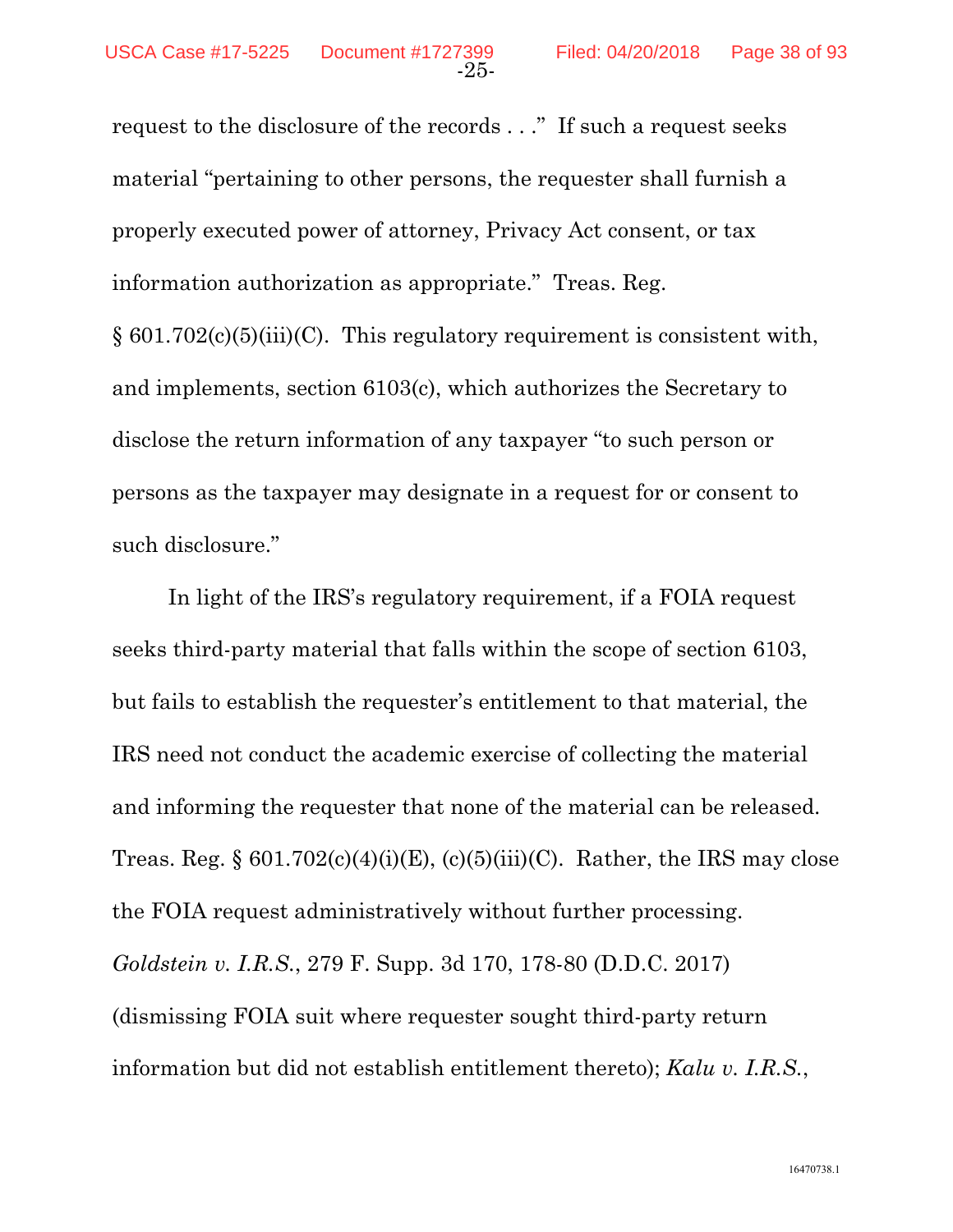request to the disclosure of the records . . ." If such a request seeks material "pertaining to other persons, the requester shall furnish a properly executed power of attorney, Privacy Act consent, or tax information authorization as appropriate." Treas. Reg. § 601.702(c)(5)(iii)(C). This regulatory requirement is consistent with, and implements, section 6103(c), which authorizes the Secretary to disclose the return information of any taxpayer "to such person or persons as the taxpayer may designate in a request for or consent to such disclosure."

In light of the IRS's regulatory requirement, if a FOIA request seeks third-party material that falls within the scope of section 6103, but fails to establish the requester's entitlement to that material, the IRS need not conduct the academic exercise of collecting the material and informing the requester that none of the material can be released. Treas. Reg. § 601.702(c)(4)(i)(E), (c)(5)(iii)(C). Rather, the IRS may close the FOIA request administratively without further processing. *Goldstein v. I.R.S.*, 279 F. Supp. 3d 170, 178-80 (D.D.C. 2017) (dismissing FOIA suit where requester sought third-party return information but did not establish entitlement thereto); *Kalu v. I.R.S.*,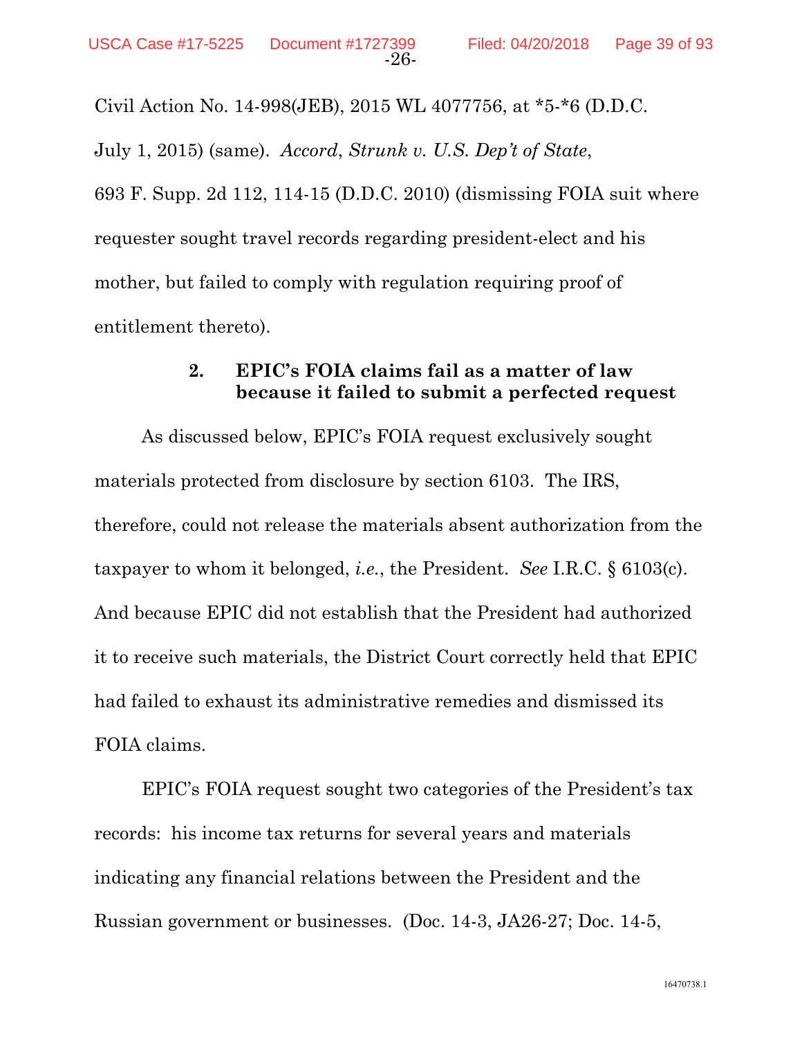Civil Action No. 14-998(JEB), 2015 WL 4077756, at *5-*6 (D.D.C. July 1, 2015) (same). *Accord*, *Strunk v. U.S. Dep't of State*, 693 F. Supp. 2d 112, 114-15 (D.D.C. 2010) (dismissing FOIA suit where requester sought travel records regarding president-elect and his mother, but failed to comply with regulation requiring proof of entitlement thereto).

### 2. EPIC's FOIA claims fail as a matter of law because it failed to submit a perfected request

As discussed below, EPIC's FOIA request exclusively sought materials protected from disclosure by section 6103. The IRS, therefore, could not release the materials absent authorization from the taxpayer to whom it belonged, *i.e.*, the President. *See* I.R.C. § 6103(c). And because EPIC did not establish that the President had authorized it to receive such materials, the District Court correctly held that EPIC had failed to exhaust its administrative remedies and dismissed its FOIA claims.

EPIC's FOIA request sought two categories of the President's tax records: his income tax returns for several years and materials indicating any financial relations between the President and the Russian government or businesses. (Doc. 14-3, JA26-27; Doc. 14-5,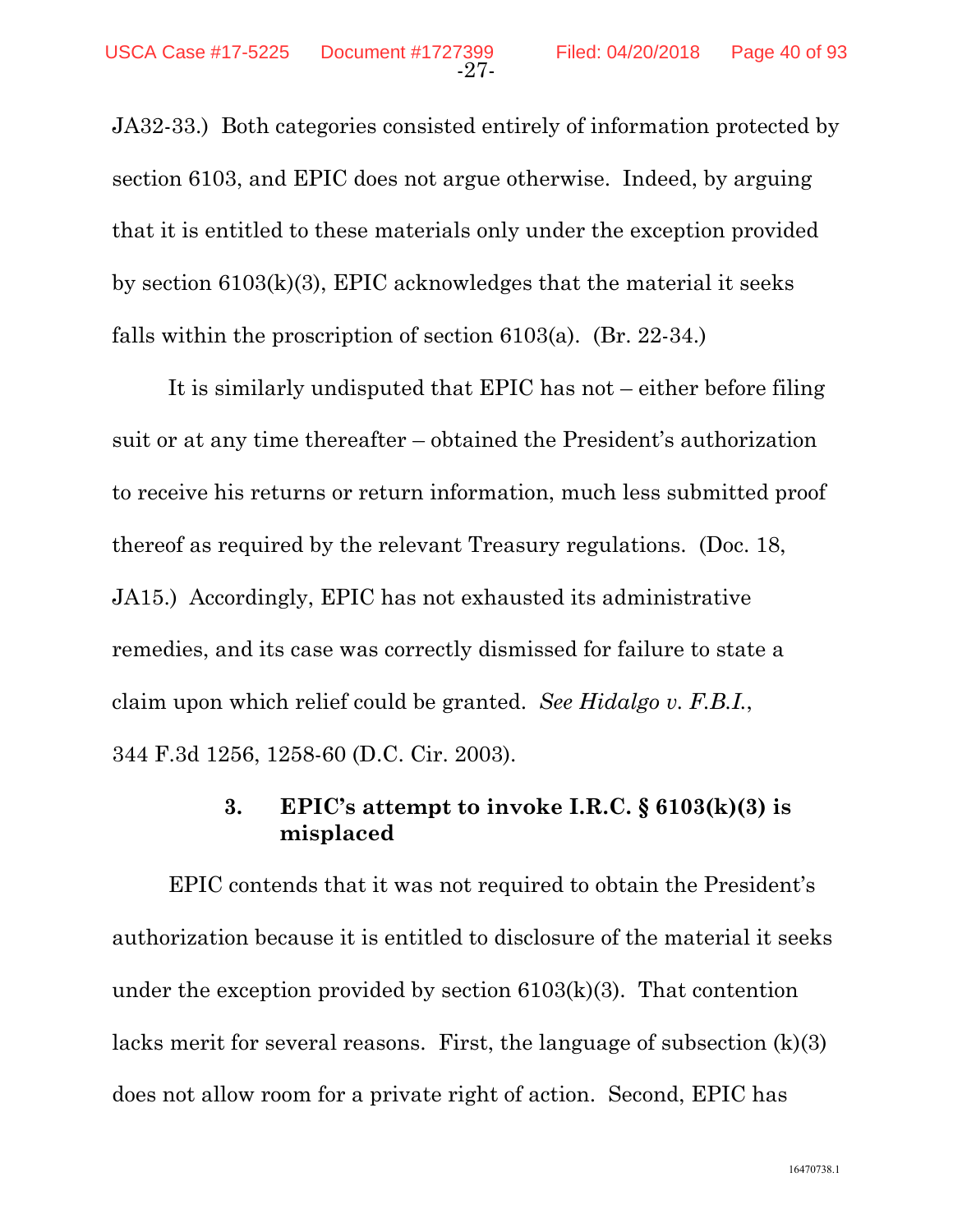JA32-33.) Both categories consisted entirely of information protected by section 6103, and EPIC does not argue otherwise. Indeed, by arguing that it is entitled to these materials only under the exception provided by section 6103(k)(3), EPIC acknowledges that the material it seeks falls within the proscription of section 6103(a). (Br. 22-34.)

It is similarly undisputed that EPIC has not – either before filing suit or at any time thereafter – obtained the President's authorization to receive his returns or return information, much less submitted proof thereof as required by the relevant Treasury regulations. (Doc. 18, JA15.) Accordingly, EPIC has not exhausted its administrative remedies, and its case was correctly dismissed for failure to state a claim upon which relief could be granted. *See Hidalgo v. F.B.I.*, 344 F.3d 1256, 1258-60 (D.C. Cir. 2003).

### 3. EPIC's attempt to invoke I.R.C. § 6103(k)(3) is misplaced

EPIC contends that it was not required to obtain the President's authorization because it is entitled to disclosure of the material it seeks under the exception provided by section 6103(k)(3). That contention lacks merit for several reasons. First, the language of subsection (k)(3) does not allow room for a private right of action. Second, EPIC has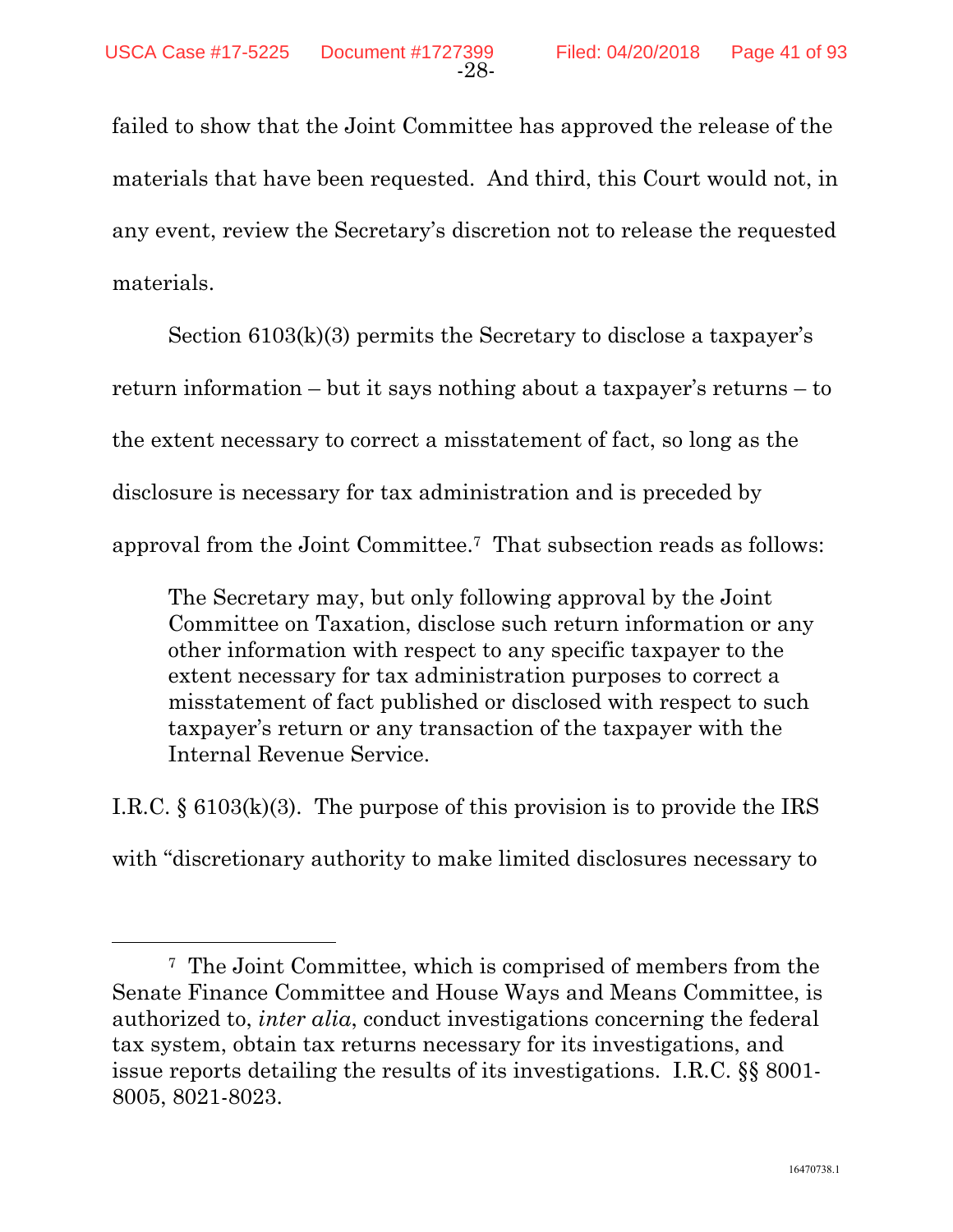failed to show that the Joint Committee has approved the release of the materials that have been requested. And third, this Court would not, in any event, review the Secretary's discretion not to release the requested materials.

Section 6103(k)(3) permits the Secretary to disclose a taxpayer's return information – but it says nothing about a taxpayer's returns – to the extent necessary to correct a misstatement of fact, so long as the disclosure is necessary for tax administration and is preceded by approval from the Joint Committee.[7] That subsection reads as follows:

> The Secretary may, but only following approval by the Joint Committee on Taxation, disclose such return information or any other information with respect to any specific taxpayer to the extent necessary for tax administration purposes to correct a misstatement of fact published or disclosed with respect to such taxpayer's return or any transaction of the taxpayer with the Internal Revenue Service.

I.R.C. § 6103(k)(3). The purpose of this provision is to provide the IRS with "discretionary authority to make limited disclosures necessary to

---

[7] The Joint Committee, which is comprised of members from the Senate Finance Committee and House Ways and Means Committee, is authorized to, *inter alia*, conduct investigations concerning the federal tax system, obtain tax returns necessary for its investigations, and issue reports detailing the results of its investigations. I.R.C. §§ 8001-8005, 8021-8023.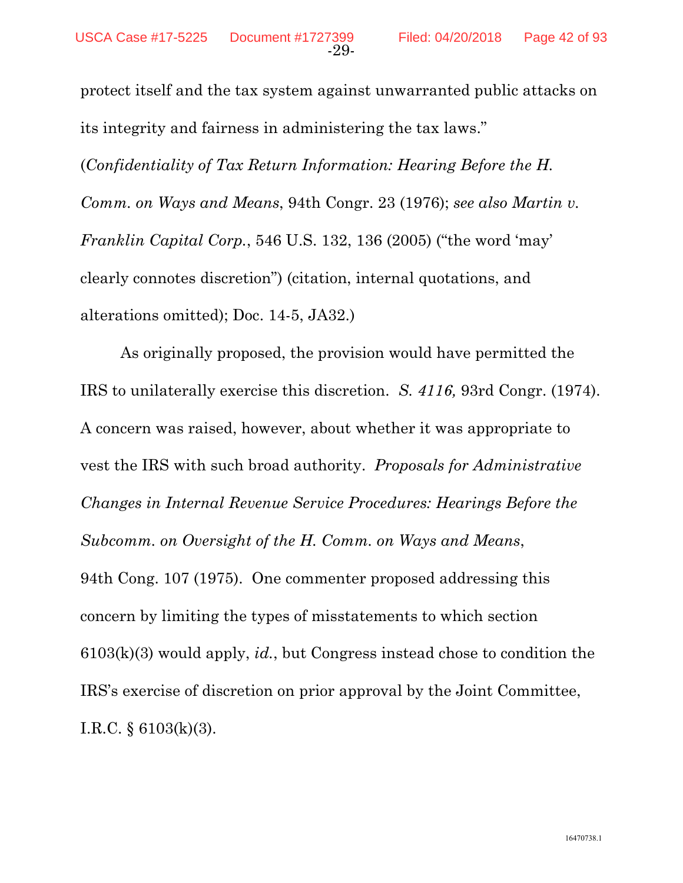protect itself and the tax system against unwarranted public attacks on its integrity and fairness in administering the tax laws." (*Confidentiality of Tax Return Information: Hearing Before the H. Comm. on Ways and Means*, 94th Congr. 23 (1976); *see also Martin v. Franklin Capital Corp.*, 546 U.S. 132, 136 (2005) ("the word 'may' clearly connotes discretion") (citation, internal quotations, and alterations omitted); Doc. 14-5, JA32.)

As originally proposed, the provision would have permitted the IRS to unilaterally exercise this discretion. *S. 4116,* 93rd Congr. (1974). A concern was raised, however, about whether it was appropriate to vest the IRS with such broad authority. *Proposals for Administrative Changes in Internal Revenue Service Procedures: Hearings Before the Subcomm. on Oversight of the H. Comm. on Ways and Means*, 94th Cong. 107 (1975). One commenter proposed addressing this concern by limiting the types of misstatements to which section 6103(k)(3) would apply, *id.*, but Congress instead chose to condition the IRS's exercise of discretion on prior approval by the Joint Committee, I.R.C. § 6103(k)(3).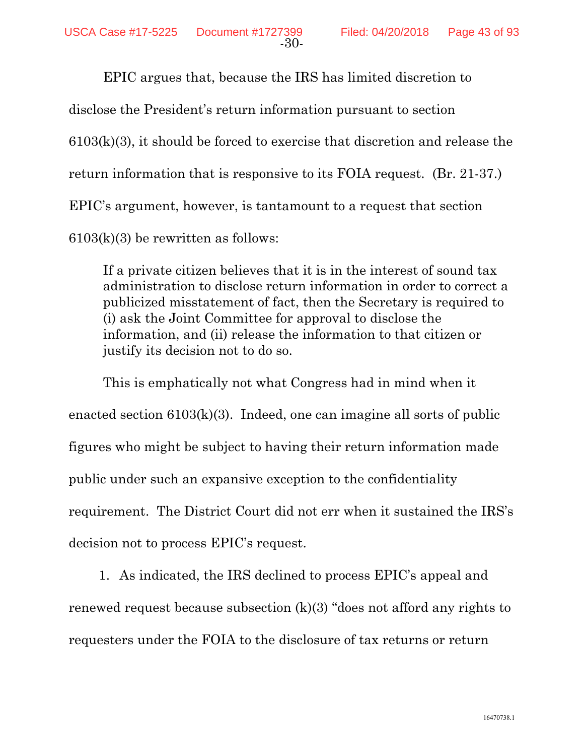EPIC argues that, because the IRS has limited discretion to disclose the President's return information pursuant to section 6103(k)(3), it should be forced to exercise that discretion and release the return information that is responsive to its FOIA request. (Br. 21-37.) EPIC's argument, however, is tantamount to a request that section 6103(k)(3) be rewritten as follows:

> If a private citizen believes that it is in the interest of sound tax administration to disclose return information in order to correct a publicized misstatement of fact, then the Secretary is required to (i) ask the Joint Committee for approval to disclose the information, and (ii) release the information to that citizen or justify its decision not to do so.

This is emphatically not what Congress had in mind when it enacted section 6103(k)(3). Indeed, one can imagine all sorts of public figures who might be subject to having their return information made public under such an expansive exception to the confidentiality requirement. The District Court did not err when it sustained the IRS's decision not to process EPIC's request.

1. As indicated, the IRS declined to process EPIC's appeal and renewed request because subsection (k)(3) "does not afford any rights to requesters under the FOIA to the disclosure of tax returns or return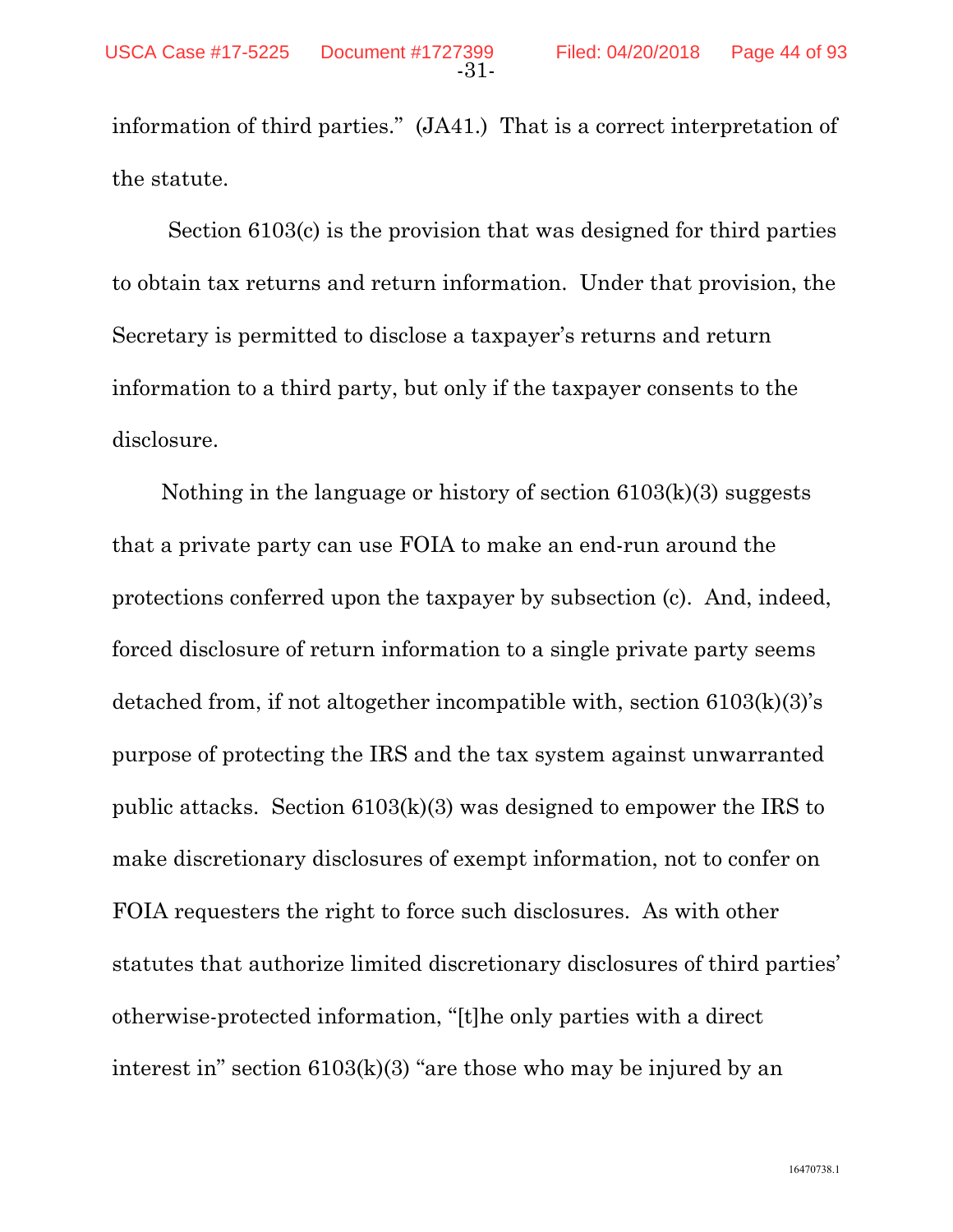information of third parties." (JA41.) That is a correct interpretation of the statute.

Section 6103(c) is the provision that was designed for third parties to obtain tax returns and return information. Under that provision, the Secretary is permitted to disclose a taxpayer's returns and return information to a third party, but only if the taxpayer consents to the disclosure.

Nothing in the language or history of section 6103(k)(3) suggests that a private party can use FOIA to make an end-run around the protections conferred upon the taxpayer by subsection (c). And, indeed, forced disclosure of return information to a single private party seems detached from, if not altogether incompatible with, section 6103(k)(3)'s purpose of protecting the IRS and the tax system against unwarranted public attacks. Section 6103(k)(3) was designed to empower the IRS to make discretionary disclosures of exempt information, not to confer on FOIA requesters the right to force such disclosures. As with other statutes that authorize limited discretionary disclosures of third parties' otherwise-protected information, "[t]he only parties with a direct interest in" section 6103(k)(3) "are those who may be injured by an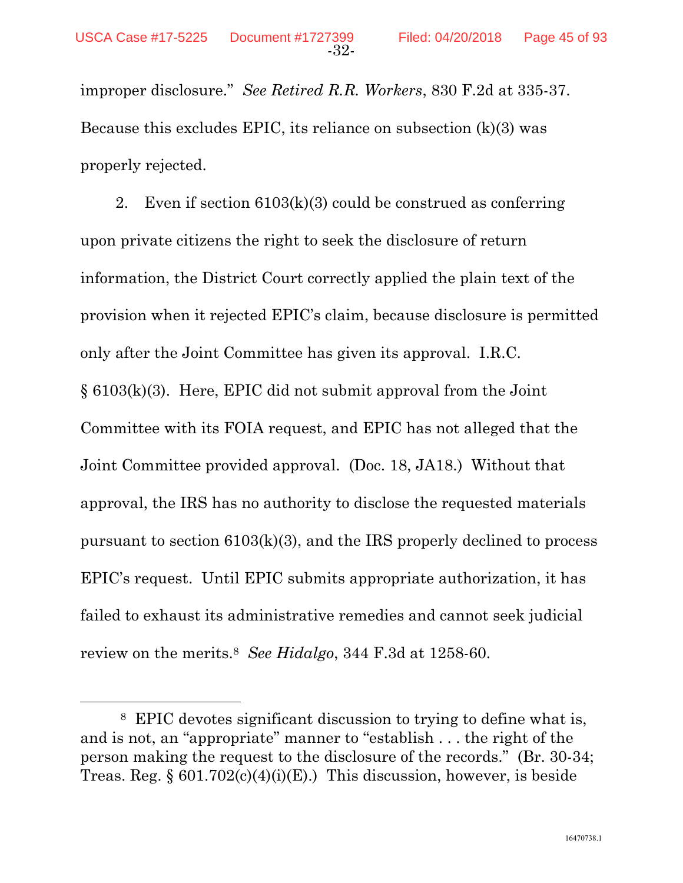improper disclosure." *See Retired R.R. Workers*, 830 F.2d at 335-37. Because this excludes EPIC, its reliance on subsection (k)(3) was properly rejected.

2. Even if section 6103(k)(3) could be construed as conferring upon private citizens the right to seek the disclosure of return information, the District Court correctly applied the plain text of the provision when it rejected EPIC's claim, because disclosure is permitted only after the Joint Committee has given its approval. I.R.C. § 6103(k)(3). Here, EPIC did not submit approval from the Joint Committee with its FOIA request, and EPIC has not alleged that the Joint Committee provided approval. (Doc. 18, JA18.) Without that approval, the IRS has no authority to disclose the requested materials pursuant to section 6103(k)(3), and the IRS properly declined to process EPIC's request. Until EPIC submits appropriate authorization, it has failed to exhaust its administrative remedies and cannot seek judicial review on the merits.[8] *See Hidalgo*, 344 F.3d at 1258-60.

---

[8] EPIC devotes significant discussion to trying to define what is, and is not, an "appropriate" manner to "establish . . . the right of the person making the request to the disclosure of the records." (Br. 30-34; Treas. Reg. § 601.702(c)(4)(i)(E).) This discussion, however, is beside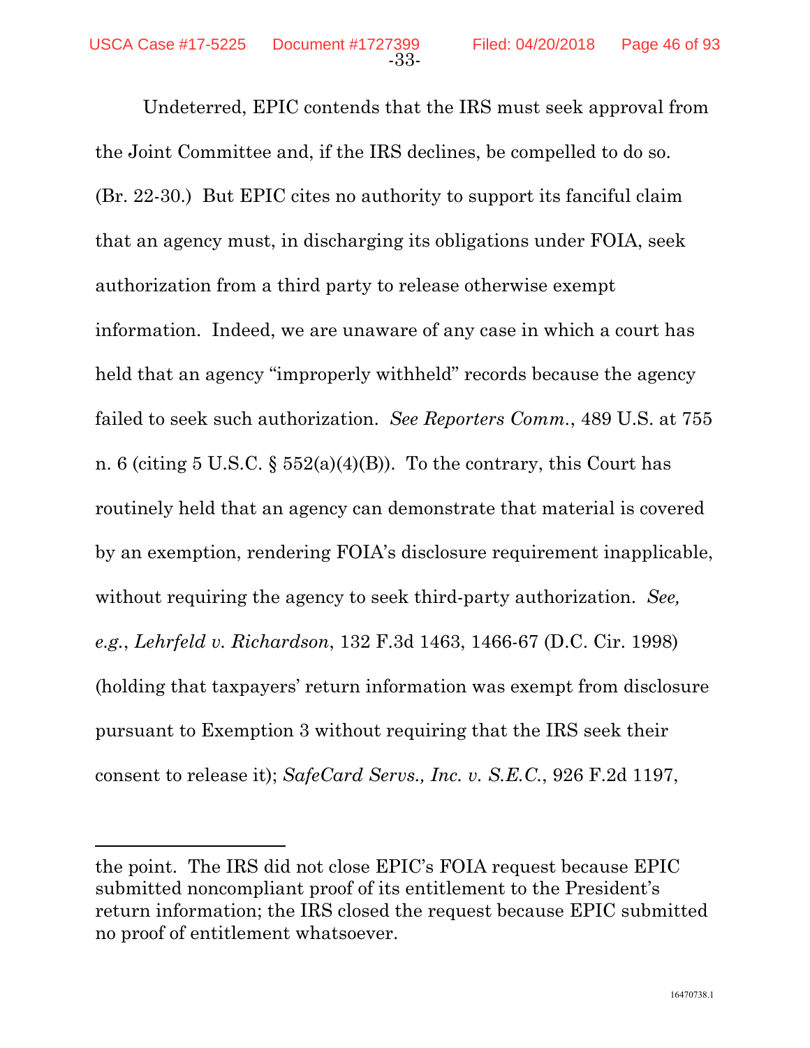Undeterred, EPIC contends that the IRS must seek approval from the Joint Committee and, if the IRS declines, be compelled to do so. (Br. 22-30.) But EPIC cites no authority to support its fanciful claim that an agency must, in discharging its obligations under FOIA, seek authorization from a third party to release otherwise exempt information. Indeed, we are unaware of any case in which a court has held that an agency "improperly withheld" records because the agency failed to seek such authorization. *See Reporters Comm.*, 489 U.S. at 755 n. 6 (citing 5 U.S.C. § 552(a)(4)(B)). To the contrary, this Court has routinely held that an agency can demonstrate that material is covered by an exemption, rendering FOIA's disclosure requirement inapplicable, without requiring the agency to seek third-party authorization. *See, e.g.*, *Lehrfeld v. Richardson*, 132 F.3d 1463, 1466-67 (D.C. Cir. 1998) (holding that taxpayers' return information was exempt from disclosure pursuant to Exemption 3 without requiring that the IRS seek their consent to release it); *SafeCard Servs., Inc. v. S.E.C.*, 926 F.2d 1197,

---

the point. The IRS did not close EPIC's FOIA request because EPIC submitted noncompliant proof of its entitlement to the President's return information; the IRS closed the request because EPIC submitted no proof of entitlement whatsoever.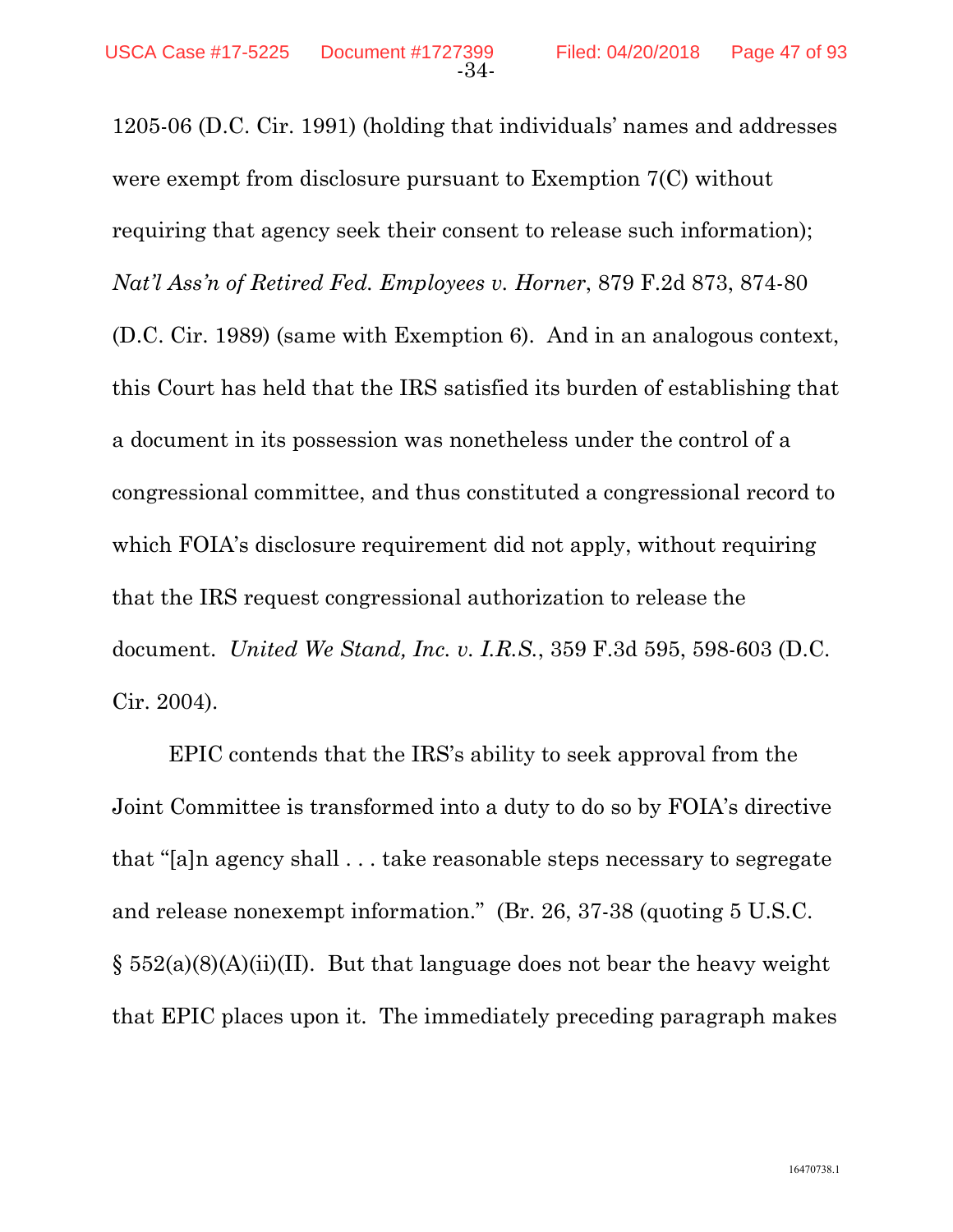1205-06 (D.C. Cir. 1991) (holding that individuals' names and addresses were exempt from disclosure pursuant to Exemption 7(C) without requiring that agency seek their consent to release such information); *Nat'l Ass'n of Retired Fed. Employees v. Horner*, 879 F.2d 873, 874-80 (D.C. Cir. 1989) (same with Exemption 6). And in an analogous context, this Court has held that the IRS satisfied its burden of establishing that a document in its possession was nonetheless under the control of a congressional committee, and thus constituted a congressional record to which FOIA's disclosure requirement did not apply, without requiring that the IRS request congressional authorization to release the document. *United We Stand, Inc. v. I.R.S.*, 359 F.3d 595, 598-603 (D.C. Cir. 2004).

EPIC contends that the IRS's ability to seek approval from the Joint Committee is transformed into a duty to do so by FOIA's directive that "[a]n agency shall . . . take reasonable steps necessary to segregate and release nonexempt information." (Br. 26, 37-38 (quoting 5 U.S.C. § 552(a)(8)(A)(ii)(II). But that language does not bear the heavy weight that EPIC places upon it. The immediately preceding paragraph makes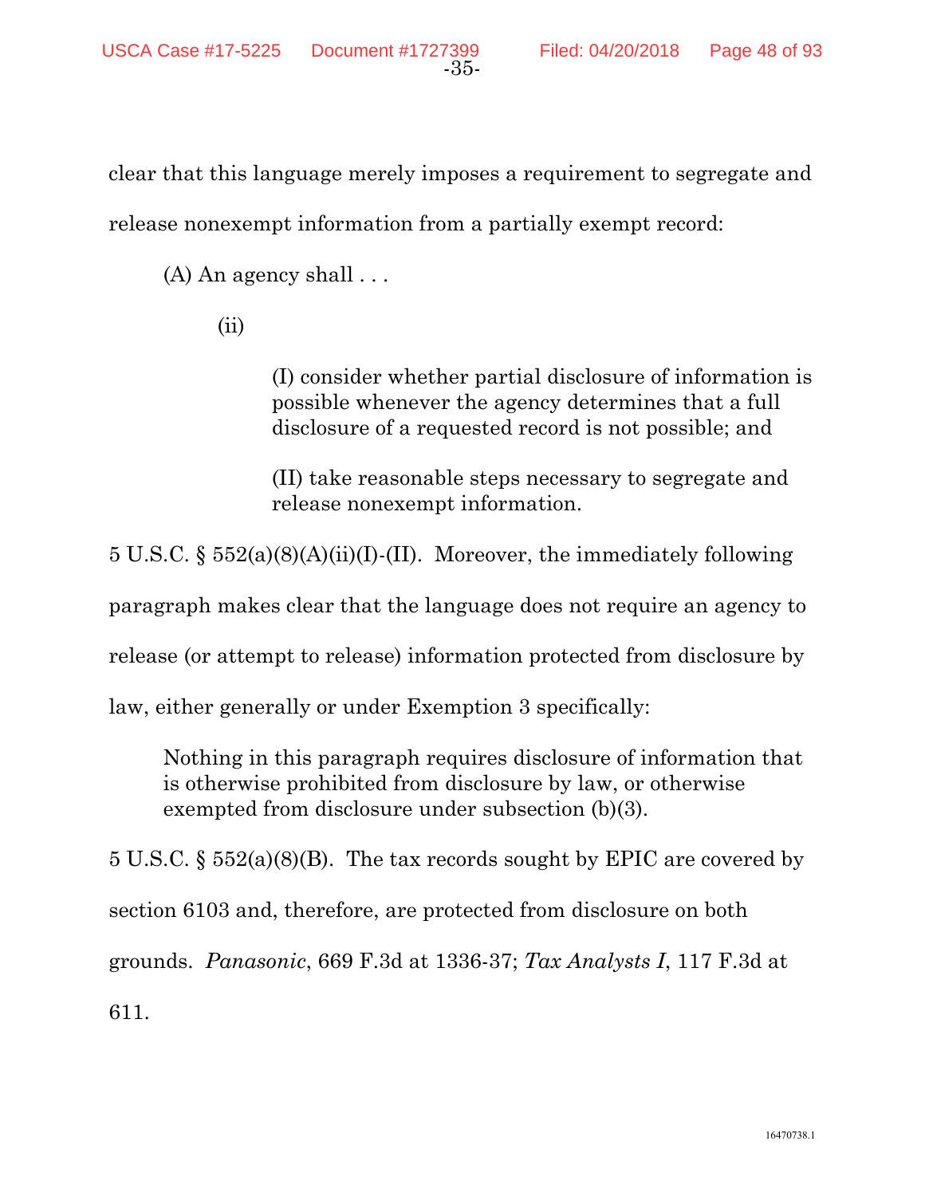clear that this language merely imposes a requirement to segregate and release nonexempt information from a partially exempt record:

> (A) An agency shall . . .
>
> (ii)
>
> > (I) consider whether partial disclosure of information is possible whenever the agency determines that a full disclosure of a requested record is not possible; and
> >
> > (II) take reasonable steps necessary to segregate and release nonexempt information.

5 U.S.C. § 552(a)(8)(A)(ii)(I)-(II). Moreover, the immediately following paragraph makes clear that the language does not require an agency to release (or attempt to release) information protected from disclosure by law, either generally or under Exemption 3 specifically:

> Nothing in this paragraph requires disclosure of information that is otherwise prohibited from disclosure by law, or otherwise exempted from disclosure under subsection (b)(3).

5 U.S.C. § 552(a)(8)(B). The tax records sought by EPIC are covered by section 6103 and, therefore, are protected from disclosure on both grounds. *Panasonic*, 669 F.3d at 1336-37; *Tax Analysts I*, 117 F.3d at 611.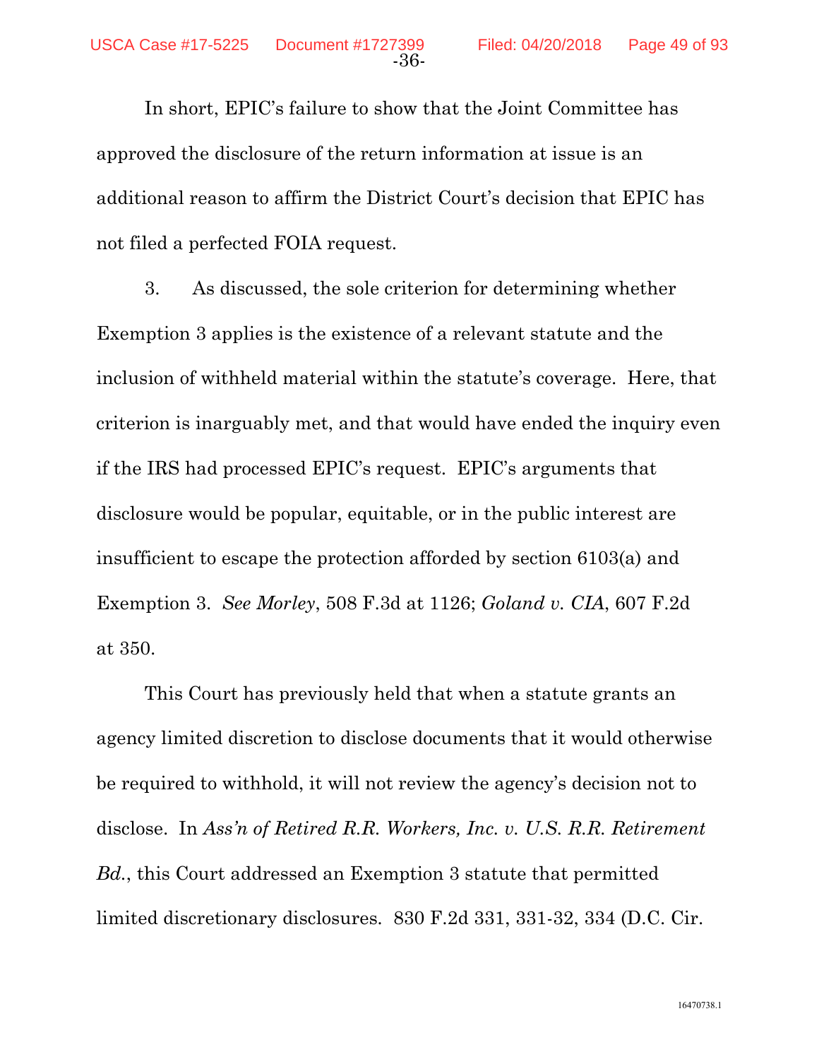In short, EPIC's failure to show that the Joint Committee has approved the disclosure of the return information at issue is an additional reason to affirm the District Court's decision that EPIC has not filed a perfected FOIA request.

3. As discussed, the sole criterion for determining whether Exemption 3 applies is the existence of a relevant statute and the inclusion of withheld material within the statute's coverage. Here, that criterion is inarguably met, and that would have ended the inquiry even if the IRS had processed EPIC's request. EPIC's arguments that disclosure would be popular, equitable, or in the public interest are insufficient to escape the protection afforded by section 6103(a) and Exemption 3. *See Morley*, 508 F.3d at 1126; *Goland v. CIA*, 607 F.2d at 350.

This Court has previously held that when a statute grants an agency limited discretion to disclose documents that it would otherwise be required to withhold, it will not review the agency's decision not to disclose. In *Ass'n of Retired R.R. Workers, Inc. v. U.S. R.R. Retirement Bd.*, this Court addressed an Exemption 3 statute that permitted limited discretionary disclosures. 830 F.2d 331, 331-32, 334 (D.C. Cir.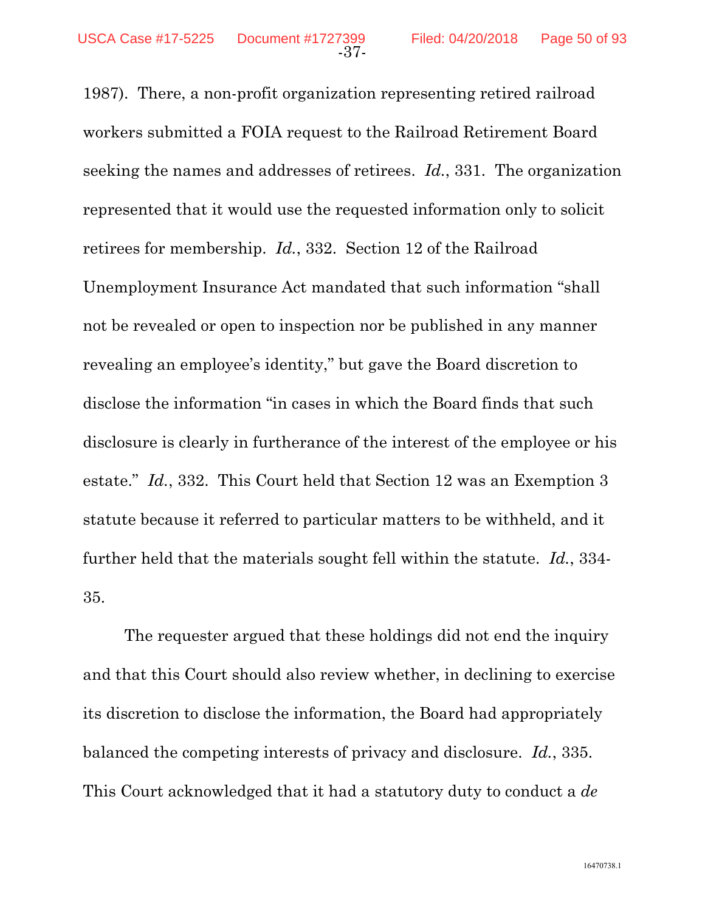1987). There, a non-profit organization representing retired railroad workers submitted a FOIA request to the Railroad Retirement Board seeking the names and addresses of retirees. *Id.*, 331. The organization represented that it would use the requested information only to solicit retirees for membership. *Id.*, 332. Section 12 of the Railroad Unemployment Insurance Act mandated that such information "shall not be revealed or open to inspection nor be published in any manner revealing an employee's identity," but gave the Board discretion to disclose the information "in cases in which the Board finds that such disclosure is clearly in furtherance of the interest of the employee or his estate." *Id.*, 332. This Court held that Section 12 was an Exemption 3 statute because it referred to particular matters to be withheld, and it further held that the materials sought fell within the statute. *Id.*, 334-35.

The requester argued that these holdings did not end the inquiry and that this Court should also review whether, in declining to exercise its discretion to disclose the information, the Board had appropriately balanced the competing interests of privacy and disclosure. *Id.*, 335. This Court acknowledged that it had a statutory duty to conduct a *de*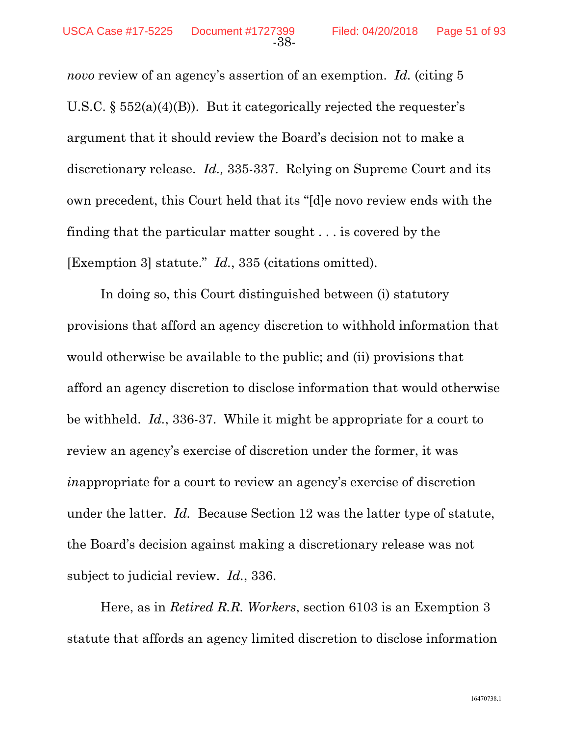*novo* review of an agency's assertion of an exemption. *Id.* (citing 5 U.S.C. § 552(a)(4)(B)). But it categorically rejected the requester's argument that it should review the Board's decision not to make a discretionary release. *Id.,* 335-337. Relying on Supreme Court and its own precedent, this Court held that its "[d]e novo review ends with the finding that the particular matter sought . . . is covered by the [Exemption 3] statute." *Id.*, 335 (citations omitted).

In doing so, this Court distinguished between (i) statutory provisions that afford an agency discretion to withhold information that would otherwise be available to the public; and (ii) provisions that afford an agency discretion to disclose information that would otherwise be withheld. *Id.*, 336-37. While it might be appropriate for a court to review an agency's exercise of discretion under the former, it was *in*appropriate for a court to review an agency's exercise of discretion under the latter. *Id.* Because Section 12 was the latter type of statute, the Board's decision against making a discretionary release was not subject to judicial review. *Id.*, 336.

Here, as in *Retired R.R. Workers*, section 6103 is an Exemption 3 statute that affords an agency limited discretion to disclose information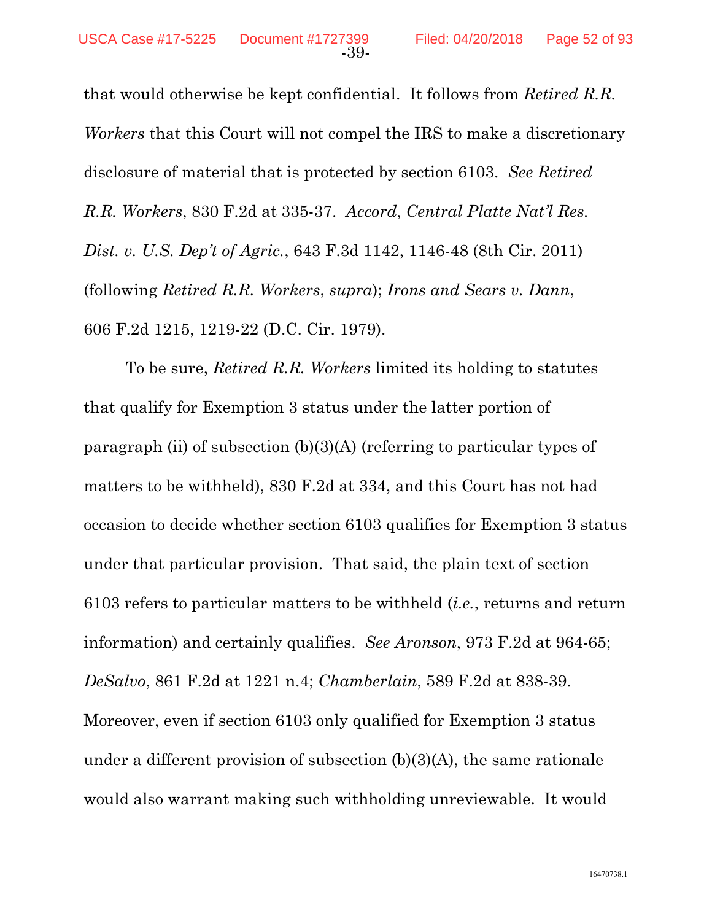that would otherwise be kept confidential. It follows from *Retired R.R. Workers* that this Court will not compel the IRS to make a discretionary disclosure of material that is protected by section 6103. *See Retired R.R. Workers*, 830 F.2d at 335-37. *Accord*, *Central Platte Nat'l Res. Dist. v. U.S. Dep't of Agric.*, 643 F.3d 1142, 1146-48 (8th Cir. 2011) (following *Retired R.R. Workers*, *supra*); *Irons and Sears v. Dann*, 606 F.2d 1215, 1219-22 (D.C. Cir. 1979).

To be sure, *Retired R.R. Workers* limited its holding to statutes that qualify for Exemption 3 status under the latter portion of paragraph (ii) of subsection (b)(3)(A) (referring to particular types of matters to be withheld), 830 F.2d at 334, and this Court has not had occasion to decide whether section 6103 qualifies for Exemption 3 status under that particular provision. That said, the plain text of section 6103 refers to particular matters to be withheld (*i.e.*, returns and return information) and certainly qualifies. *See Aronson*, 973 F.2d at 964-65; *DeSalvo*, 861 F.2d at 1221 n.4; *Chamberlain*, 589 F.2d at 838-39. Moreover, even if section 6103 only qualified for Exemption 3 status under a different provision of subsection (b)(3)(A), the same rationale would also warrant making such withholding unreviewable. It would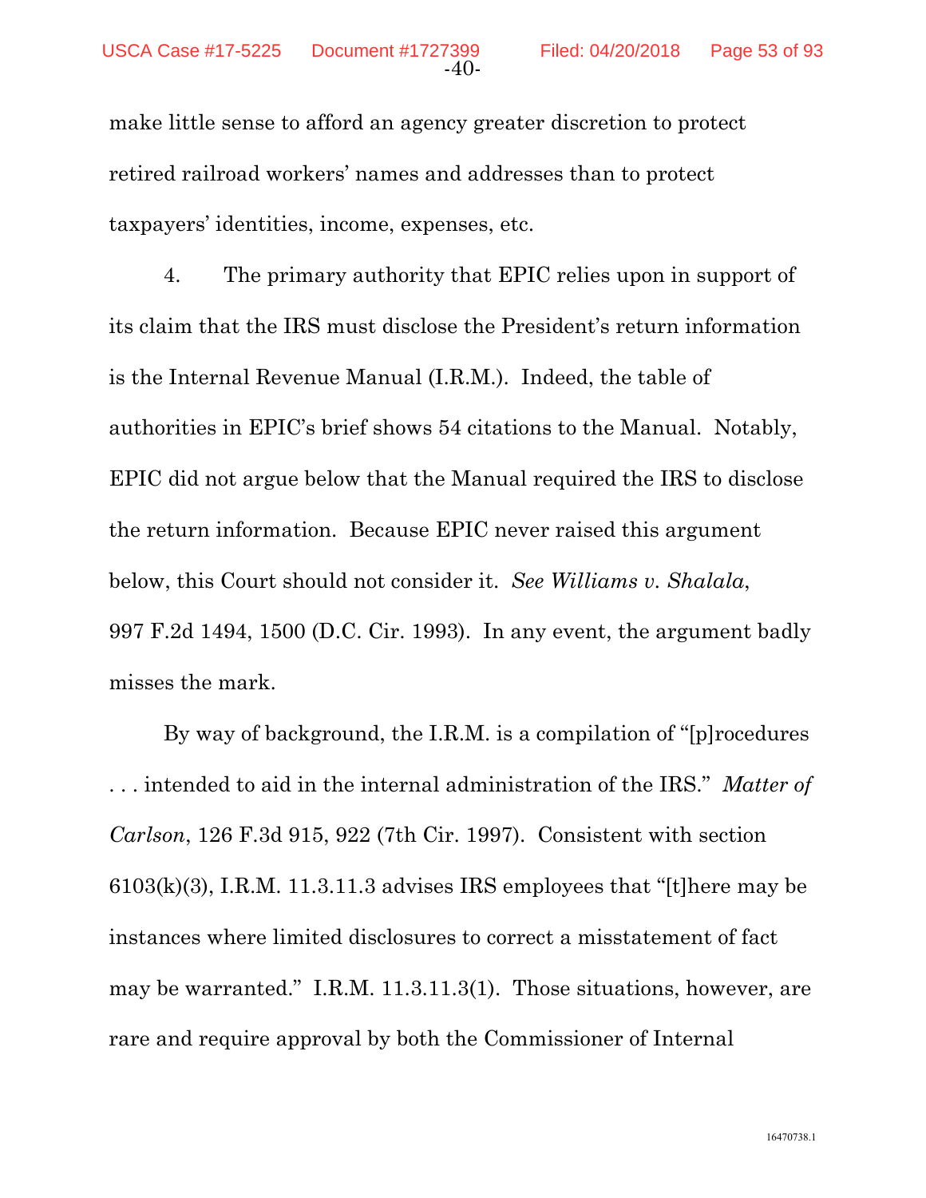make little sense to afford an agency greater discretion to protect retired railroad workers' names and addresses than to protect taxpayers' identities, income, expenses, etc.

4. The primary authority that EPIC relies upon in support of its claim that the IRS must disclose the President's return information is the Internal Revenue Manual (I.R.M.). Indeed, the table of authorities in EPIC's brief shows 54 citations to the Manual. Notably, EPIC did not argue below that the Manual required the IRS to disclose the return information. Because EPIC never raised this argument below, this Court should not consider it. *See Williams v. Shalala*, 997 F.2d 1494, 1500 (D.C. Cir. 1993). In any event, the argument badly misses the mark.

By way of background, the I.R.M. is a compilation of "[p]rocedures . . . intended to aid in the internal administration of the IRS." *Matter of Carlson*, 126 F.3d 915, 922 (7th Cir. 1997). Consistent with section 6103(k)(3), I.R.M. 11.3.11.3 advises IRS employees that "[t]here may be instances where limited disclosures to correct a misstatement of fact may be warranted." I.R.M. 11.3.11.3(1). Those situations, however, are rare and require approval by both the Commissioner of Internal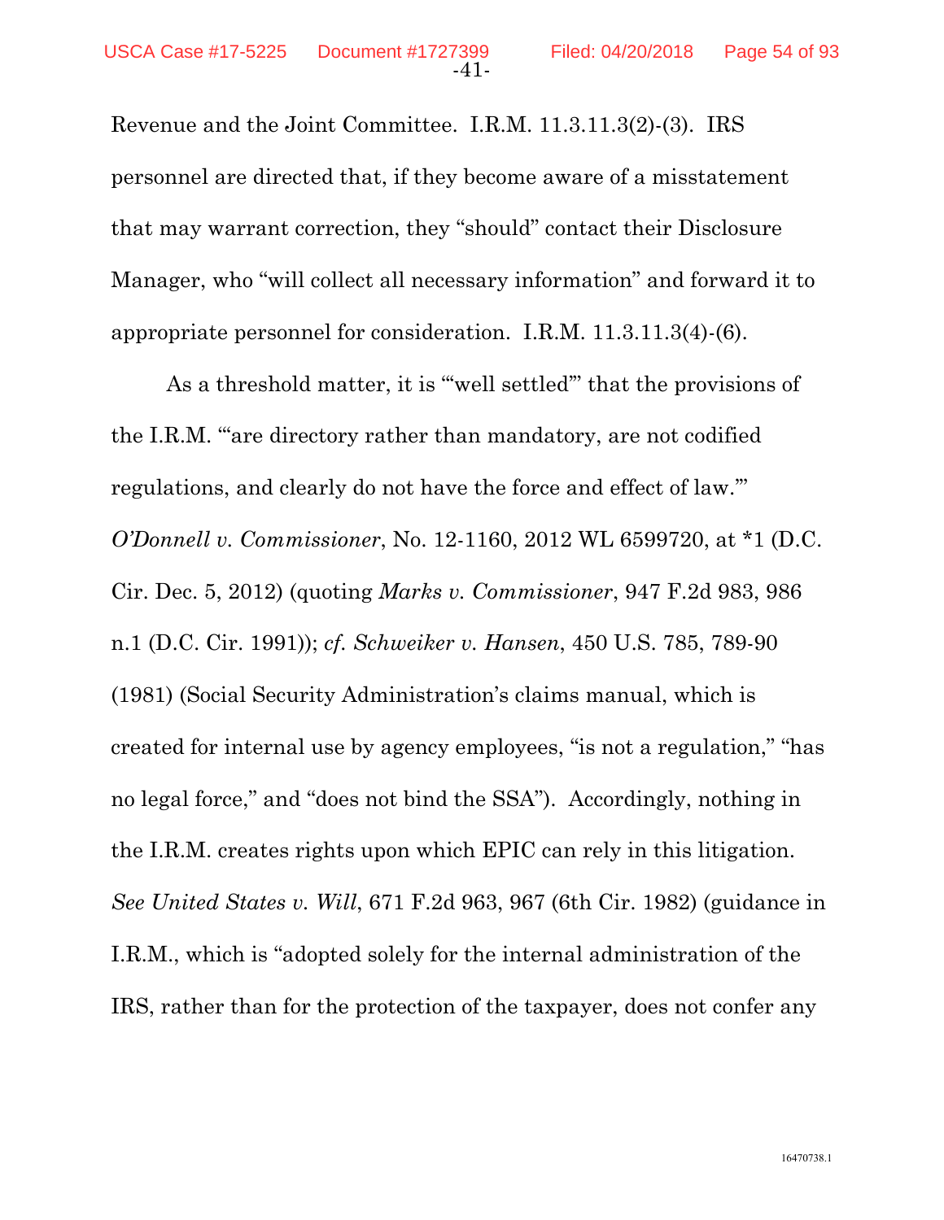Revenue and the Joint Committee. I.R.M. 11.3.11.3(2)-(3). IRS personnel are directed that, if they become aware of a misstatement that may warrant correction, they "should" contact their Disclosure Manager, who "will collect all necessary information" and forward it to appropriate personnel for consideration. I.R.M. 11.3.11.3(4)-(6).

As a threshold matter, it is "'well settled'" that the provisions of the I.R.M. "'are directory rather than mandatory, are not codified regulations, and clearly do not have the force and effect of law.'" *O'Donnell v. Commissioner*, No. 12-1160, 2012 WL 6599720, at *1 (D.C. Cir. Dec. 5, 2012) (quoting *Marks v. Commissioner*, 947 F.2d 983, 986 n.1 (D.C. Cir. 1991)); *cf. Schweiker v. Hansen*, 450 U.S. 785, 789-90 (1981) (Social Security Administration's claims manual, which is created for internal use by agency employees, "is not a regulation," "has no legal force," and "does not bind the SSA"). Accordingly, nothing in the I.R.M. creates rights upon which EPIC can rely in this litigation. *See United States v. Will*, 671 F.2d 963, 967 (6th Cir. 1982) (guidance in I.R.M., which is "adopted solely for the internal administration of the IRS, rather than for the protection of the taxpayer, does not confer any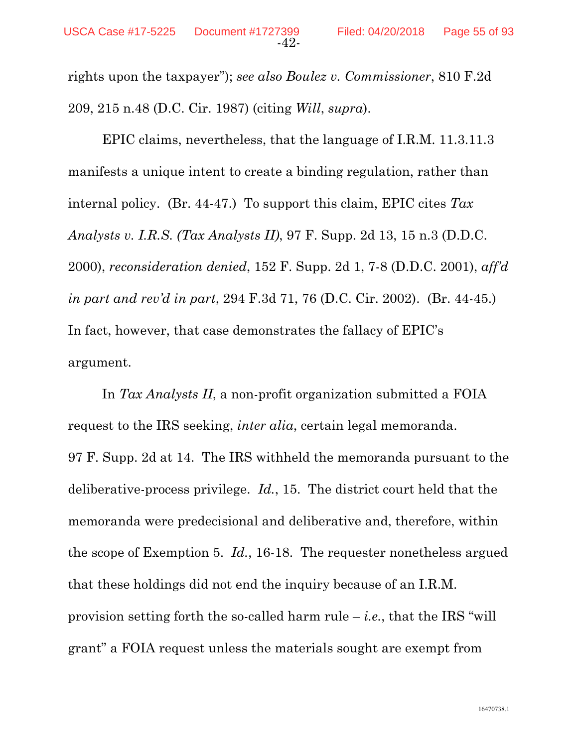rights upon the taxpayer"); *see also Boulez v. Commissioner*, 810 F.2d 209, 215 n.48 (D.C. Cir. 1987) (citing *Will*, *supra*).

EPIC claims, nevertheless, that the language of I.R.M. 11.3.11.3 manifests a unique intent to create a binding regulation, rather than internal policy. (Br. 44-47.) To support this claim, EPIC cites *Tax Analysts v. I.R.S. (Tax Analysts II)*, 97 F. Supp. 2d 13, 15 n.3 (D.D.C. 2000), *reconsideration denied*, 152 F. Supp. 2d 1, 7-8 (D.D.C. 2001), *aff'd in part and rev'd in part*, 294 F.3d 71, 76 (D.C. Cir. 2002). (Br. 44-45.) In fact, however, that case demonstrates the fallacy of EPIC's argument.

In *Tax Analysts II*, a non-profit organization submitted a FOIA request to the IRS seeking, *inter alia*, certain legal memoranda. 97 F. Supp. 2d at 14. The IRS withheld the memoranda pursuant to the deliberative-process privilege. *Id.*, 15. The district court held that the memoranda were predecisional and deliberative and, therefore, within the scope of Exemption 5. *Id.*, 16-18. The requester nonetheless argued that these holdings did not end the inquiry because of an I.R.M. provision setting forth the so-called harm rule – *i.e.*, that the IRS "will grant" a FOIA request unless the materials sought are exempt from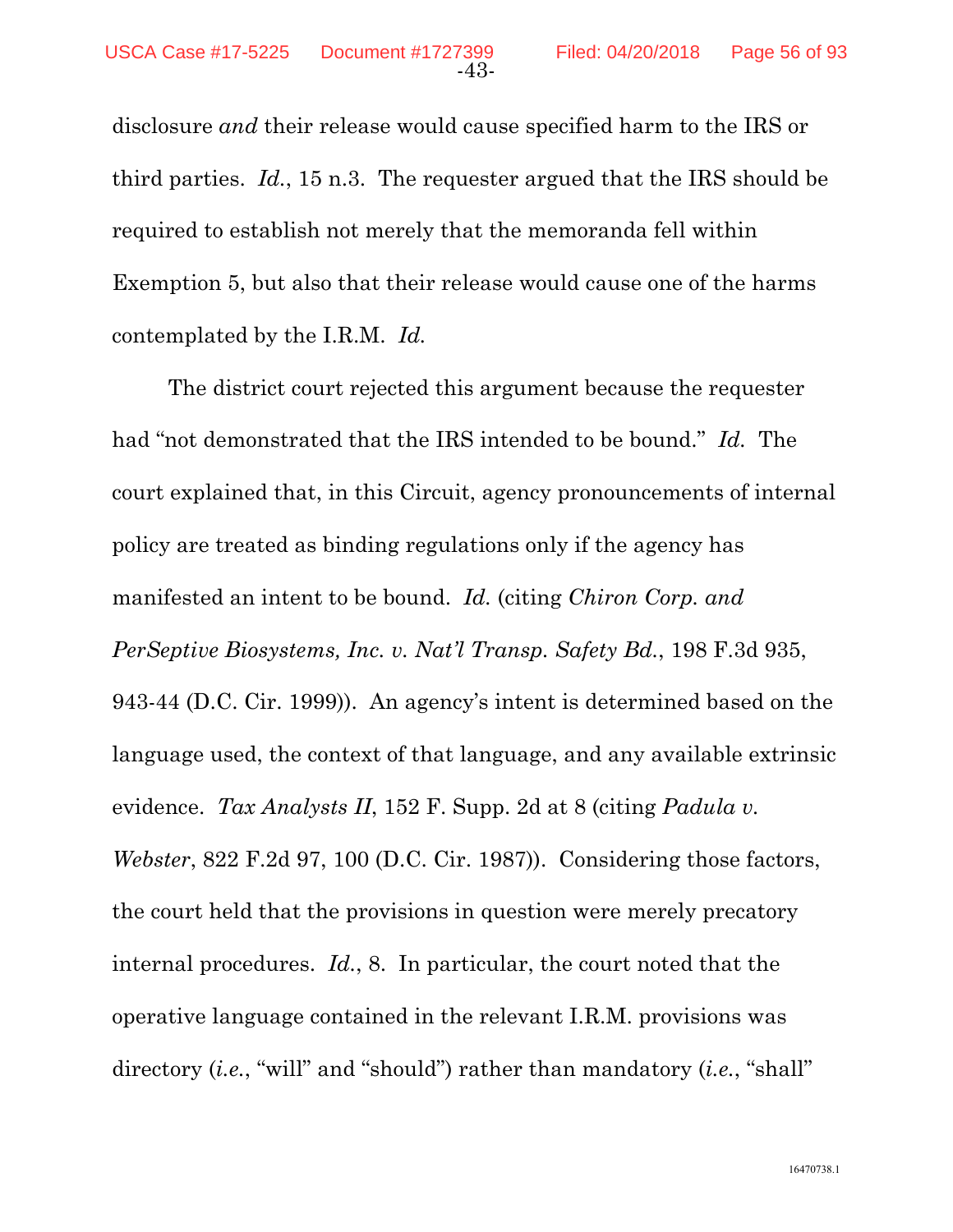disclosure *and* their release would cause specified harm to the IRS or third parties. *Id.*, 15 n.3. The requester argued that the IRS should be required to establish not merely that the memoranda fell within Exemption 5, but also that their release would cause one of the harms contemplated by the I.R.M. *Id.*

The district court rejected this argument because the requester had "not demonstrated that the IRS intended to be bound." *Id.* The court explained that, in this Circuit, agency pronouncements of internal policy are treated as binding regulations only if the agency has manifested an intent to be bound. *Id.* (citing *Chiron Corp. and PerSeptive Biosystems, Inc. v. Nat'l Transp. Safety Bd.*, 198 F.3d 935, 943-44 (D.C. Cir. 1999)). An agency's intent is determined based on the language used, the context of that language, and any available extrinsic evidence. *Tax Analysts II*, 152 F. Supp. 2d at 8 (citing *Padula v. Webster*, 822 F.2d 97, 100 (D.C. Cir. 1987)). Considering those factors, the court held that the provisions in question were merely precatory internal procedures. *Id.*, 8. In particular, the court noted that the operative language contained in the relevant I.R.M. provisions was directory (*i.e.*, "will" and "should") rather than mandatory (*i.e.*, "shall"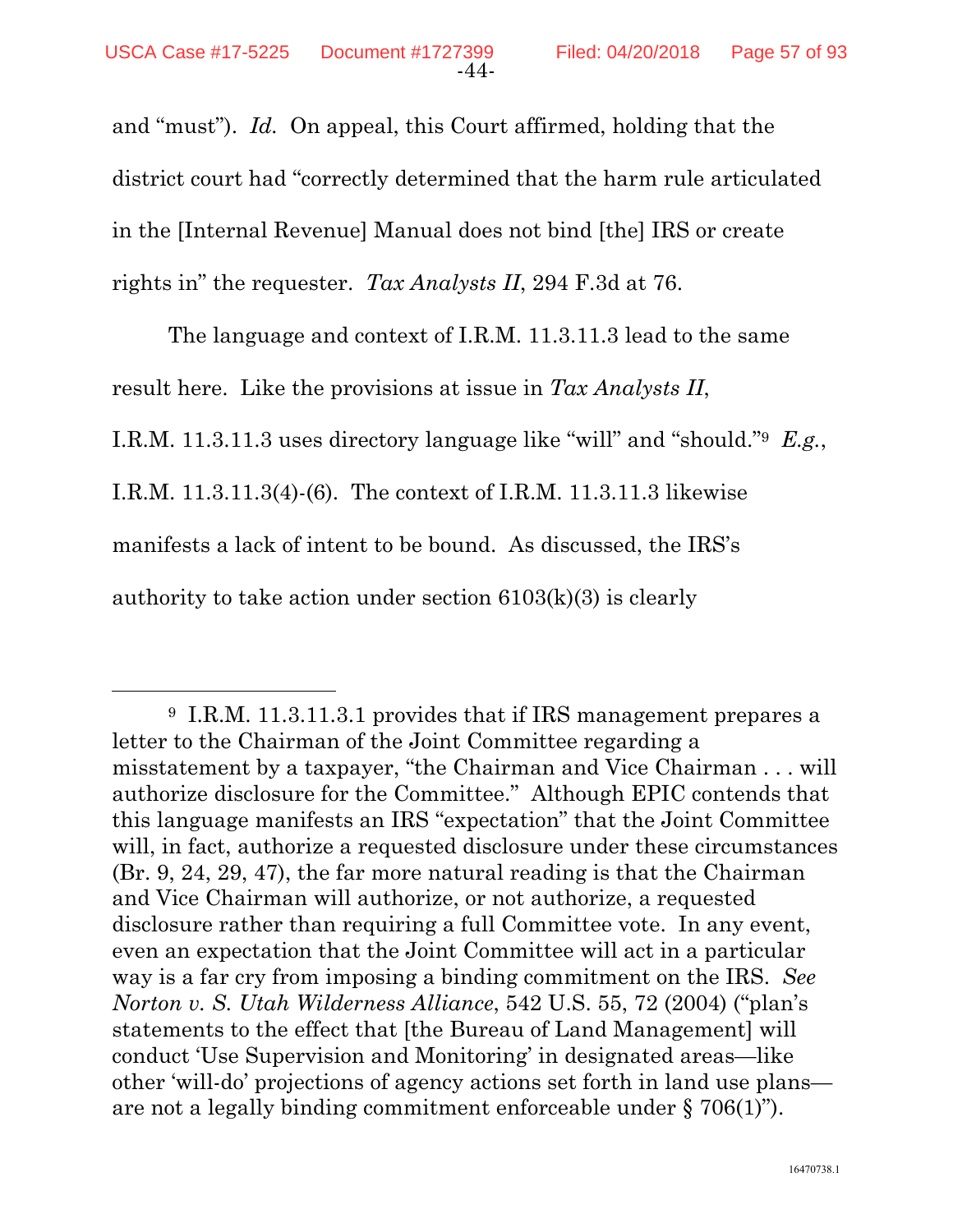and "must"). *Id.* On appeal, this Court affirmed, holding that the district court had "correctly determined that the harm rule articulated in the [Internal Revenue] Manual does not bind [the] IRS or create rights in" the requester. *Tax Analysts II*, 294 F.3d at 76.

The language and context of I.R.M. 11.3.11.3 lead to the same result here. Like the provisions at issue in *Tax Analysts II*, I.R.M. 11.3.11.3 uses directory language like "will" and "should."[9] *E.g.*, I.R.M. 11.3.11.3(4)-(6). The context of I.R.M. 11.3.11.3 likewise manifests a lack of intent to be bound. As discussed, the IRS's authority to take action under section 6103(k)(3) is clearly

---

[9] I.R.M. 11.3.11.3.1 provides that if IRS management prepares a letter to the Chairman of the Joint Committee regarding a misstatement by a taxpayer, "the Chairman and Vice Chairman . . . will authorize disclosure for the Committee." Although EPIC contends that this language manifests an IRS "expectation" that the Joint Committee will, in fact, authorize a requested disclosure under these circumstances (Br. 9, 24, 29, 47), the far more natural reading is that the Chairman and Vice Chairman will authorize, or not authorize, a requested disclosure rather than requiring a full Committee vote. In any event, even an expectation that the Joint Committee will act in a particular way is a far cry from imposing a binding commitment on the IRS. *See Norton v. S. Utah Wilderness Alliance*, 542 U.S. 55, 72 (2004) ("plan's statements to the effect that [the Bureau of Land Management] will conduct 'Use Supervision and Monitoring' in designated areas—like other 'will-do' projections of agency actions set forth in land use plans—are not a legally binding commitment enforceable under § 706(1)").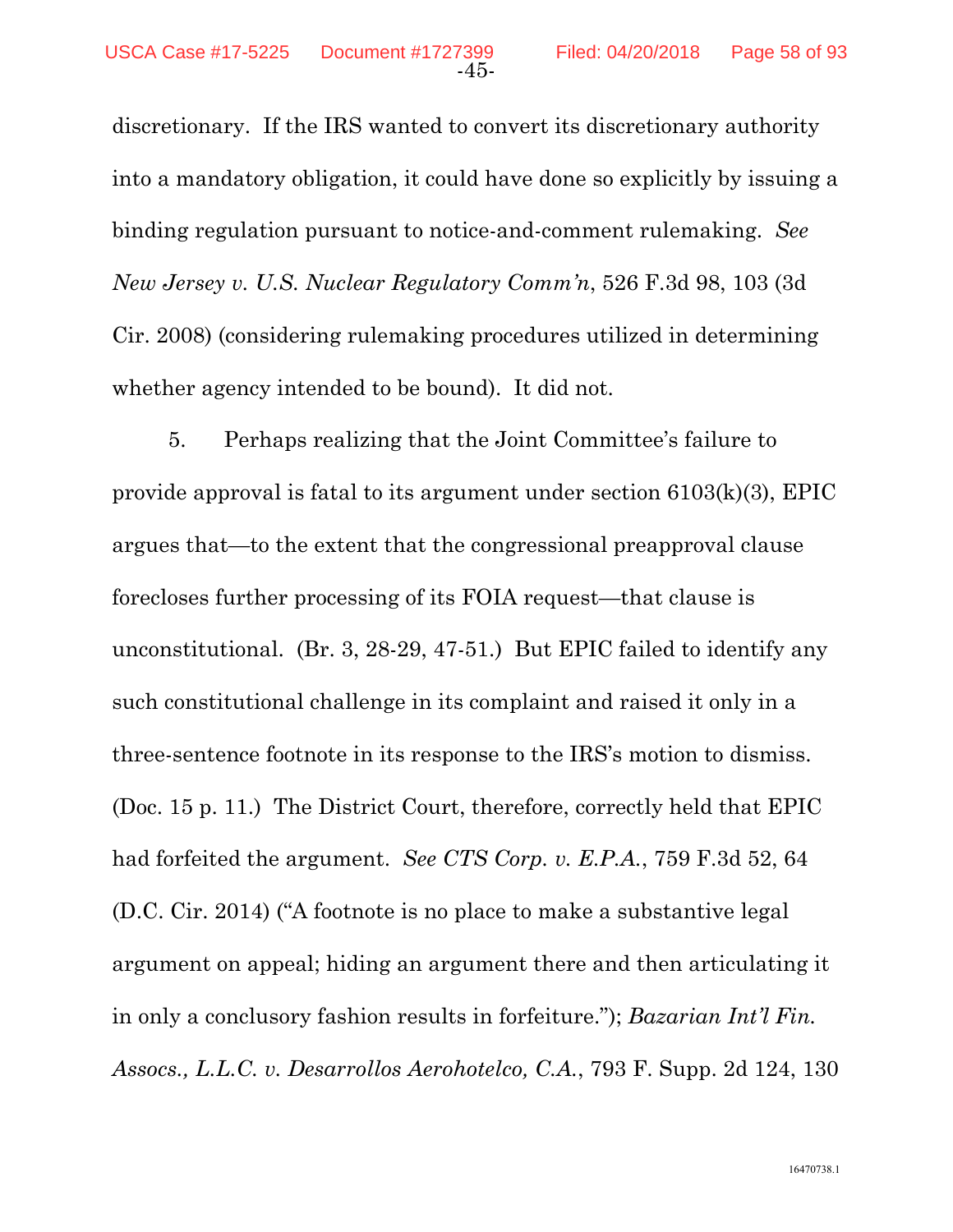discretionary. If the IRS wanted to convert its discretionary authority into a mandatory obligation, it could have done so explicitly by issuing a binding regulation pursuant to notice-and-comment rulemaking. *See New Jersey v. U.S. Nuclear Regulatory Comm'n*, 526 F.3d 98, 103 (3d Cir. 2008) (considering rulemaking procedures utilized in determining whether agency intended to be bound). It did not.

5. Perhaps realizing that the Joint Committee's failure to provide approval is fatal to its argument under section 6103(k)(3), EPIC argues that—to the extent that the congressional preapproval clause forecloses further processing of its FOIA request—that clause is unconstitutional. (Br. 3, 28-29, 47-51.) But EPIC failed to identify any such constitutional challenge in its complaint and raised it only in a three-sentence footnote in its response to the IRS's motion to dismiss. (Doc. 15 p. 11.) The District Court, therefore, correctly held that EPIC had forfeited the argument. *See CTS Corp. v. E.P.A.*, 759 F.3d 52, 64 (D.C. Cir. 2014) ("A footnote is no place to make a substantive legal argument on appeal; hiding an argument there and then articulating it in only a conclusory fashion results in forfeiture."); *Bazarian Int'l Fin. Assocs., L.L.C. v. Desarrollos Aerohotelco, C.A.*, 793 F. Supp. 2d 124, 130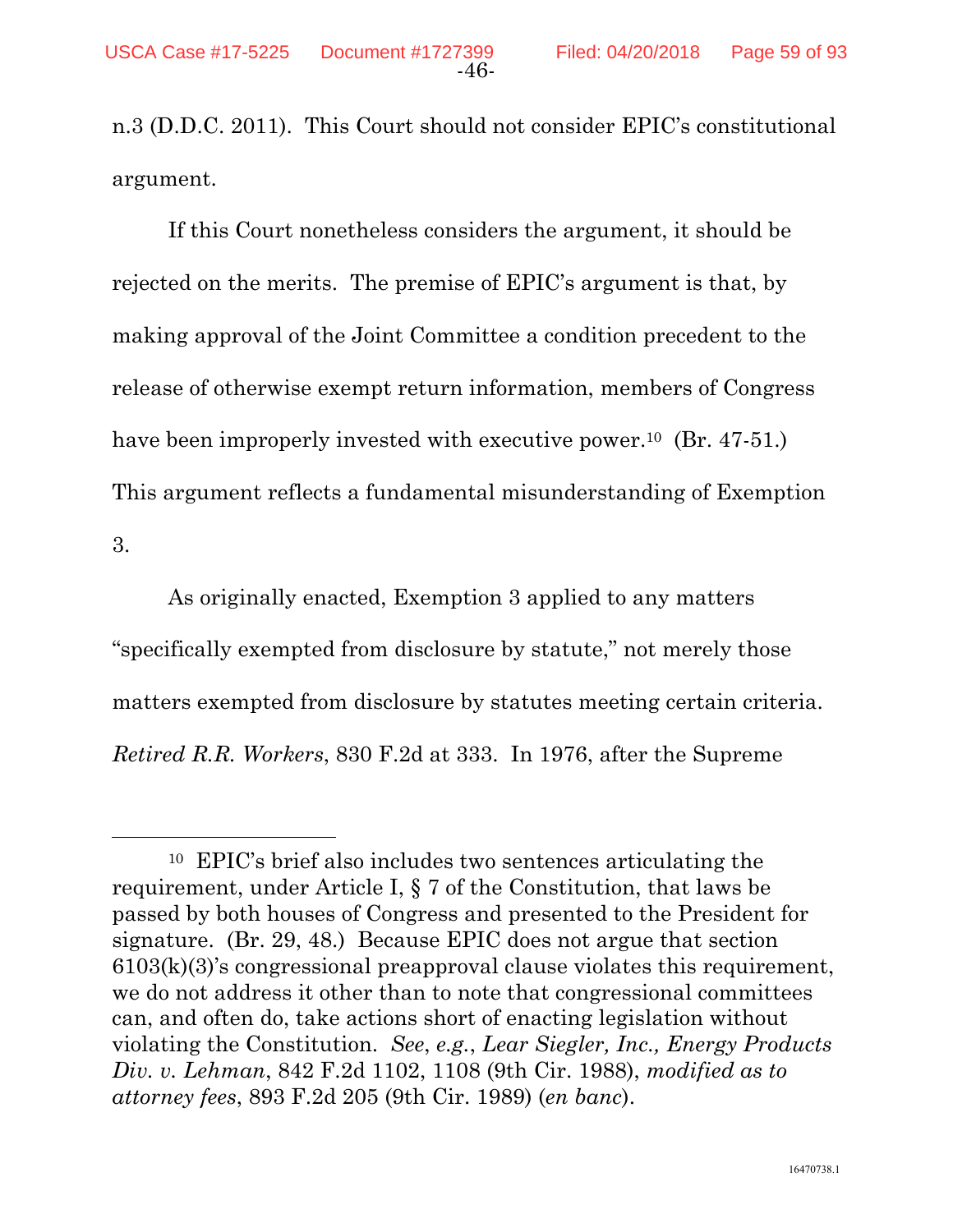n.3 (D.D.C. 2011). This Court should not consider EPIC's constitutional argument.

If this Court nonetheless considers the argument, it should be rejected on the merits. The premise of EPIC's argument is that, by making approval of the Joint Committee a condition precedent to the release of otherwise exempt return information, members of Congress have been improperly invested with executive power.[10] (Br. 47-51.) This argument reflects a fundamental misunderstanding of Exemption 3.

As originally enacted, Exemption 3 applied to any matters "specifically exempted from disclosure by statute," not merely those matters exempted from disclosure by statutes meeting certain criteria. *Retired R.R. Workers*, 830 F.2d at 333. In 1976, after the Supreme

---

[10] EPIC's brief also includes two sentences articulating the requirement, under Article I, § 7 of the Constitution, that laws be passed by both houses of Congress and presented to the President for signature. (Br. 29, 48.) Because EPIC does not argue that section 6103(k)(3)'s congressional preapproval clause violates this requirement, we do not address it other than to note that congressional committees can, and often do, take actions short of enacting legislation without violating the Constitution. *See*, *e.g.*, *Lear Siegler, Inc., Energy Products Div. v. Lehman*, 842 F.2d 1102, 1108 (9th Cir. 1988), *modified as to attorney fees*, 893 F.2d 205 (9th Cir. 1989) (*en banc*).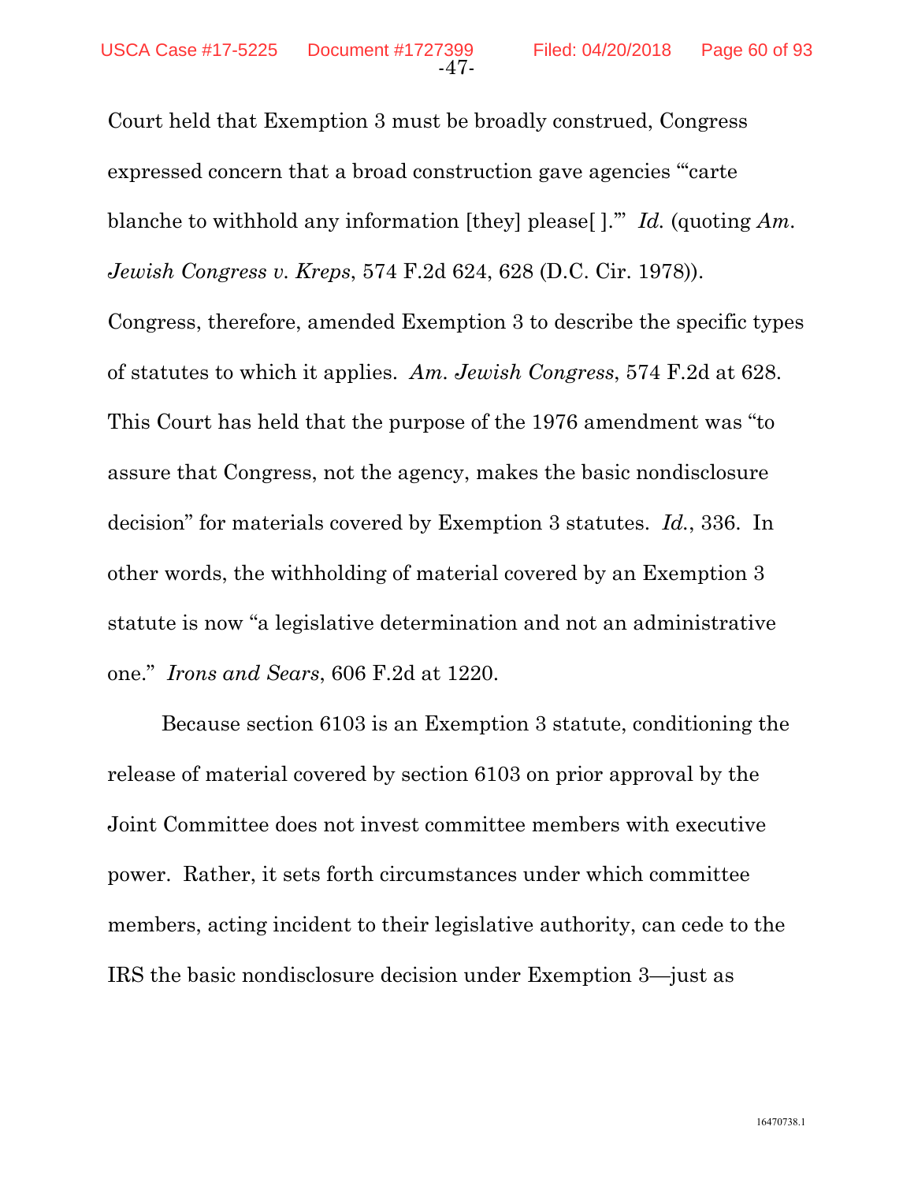Court held that Exemption 3 must be broadly construed, Congress expressed concern that a broad construction gave agencies "'carte blanche to withhold any information [they] please[ ].'" *Id.* (quoting *Am. Jewish Congress v. Kreps*, 574 F.2d 624, 628 (D.C. Cir. 1978)). Congress, therefore, amended Exemption 3 to describe the specific types of statutes to which it applies. *Am. Jewish Congress*, 574 F.2d at 628. This Court has held that the purpose of the 1976 amendment was "to assure that Congress, not the agency, makes the basic nondisclosure decision" for materials covered by Exemption 3 statutes. *Id.*, 336. In other words, the withholding of material covered by an Exemption 3 statute is now "a legislative determination and not an administrative one." *Irons and Sears*, 606 F.2d at 1220.

Because section 6103 is an Exemption 3 statute, conditioning the release of material covered by section 6103 on prior approval by the Joint Committee does not invest committee members with executive power. Rather, it sets forth circumstances under which committee members, acting incident to their legislative authority, can cede to the IRS the basic nondisclosure decision under Exemption 3—just as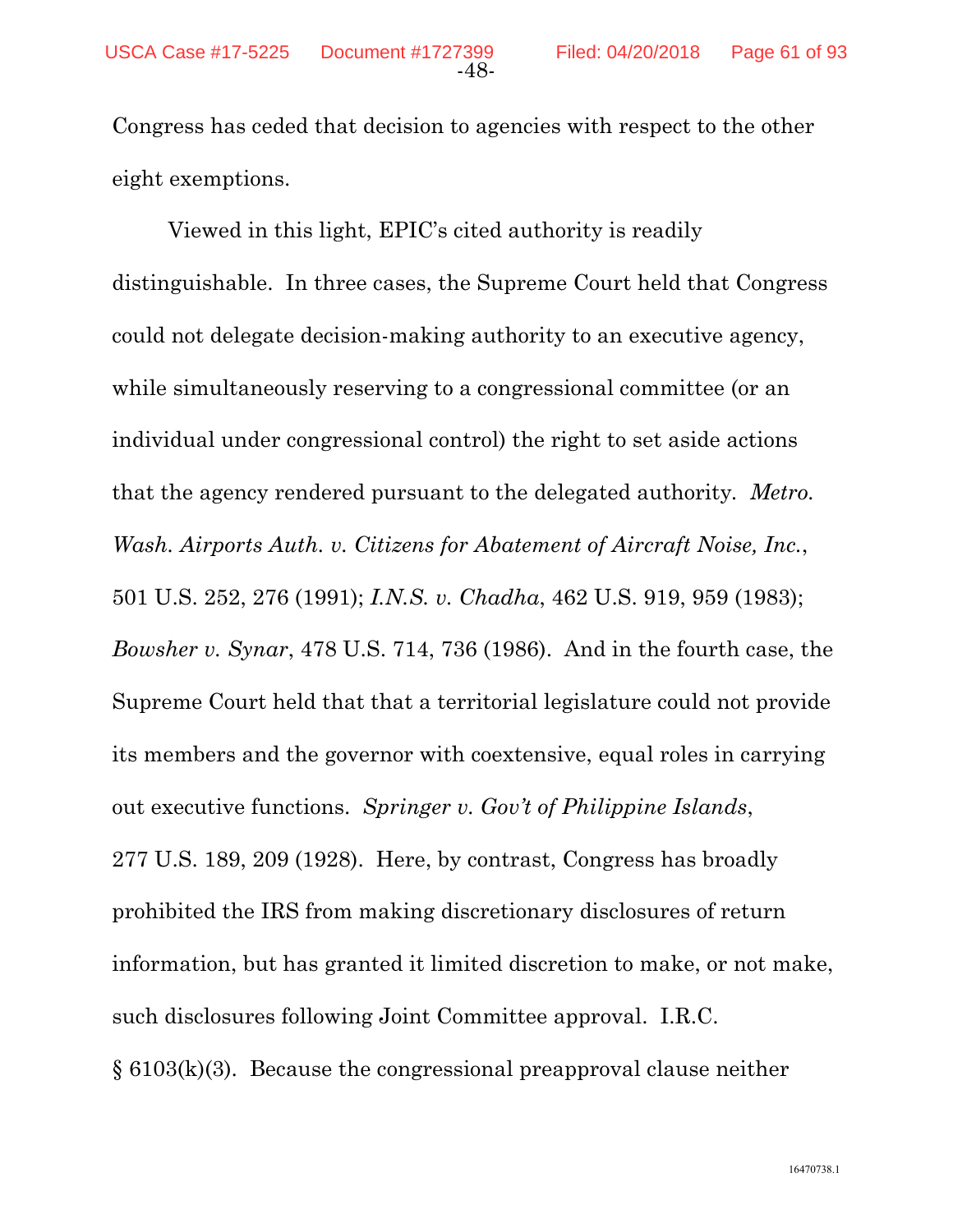Congress has ceded that decision to agencies with respect to the other eight exemptions.

Viewed in this light, EPIC's cited authority is readily distinguishable. In three cases, the Supreme Court held that Congress could not delegate decision-making authority to an executive agency, while simultaneously reserving to a congressional committee (or an individual under congressional control) the right to set aside actions that the agency rendered pursuant to the delegated authority. *Metro. Wash. Airports Auth. v. Citizens for Abatement of Aircraft Noise, Inc.*, 501 U.S. 252, 276 (1991); *I.N.S. v. Chadha*, 462 U.S. 919, 959 (1983); *Bowsher v. Synar*, 478 U.S. 714, 736 (1986). And in the fourth case, the Supreme Court held that that a territorial legislature could not provide its members and the governor with coextensive, equal roles in carrying out executive functions. *Springer v. Gov't of Philippine Islands*, 277 U.S. 189, 209 (1928). Here, by contrast, Congress has broadly prohibited the IRS from making discretionary disclosures of return information, but has granted it limited discretion to make, or not make, such disclosures following Joint Committee approval. I.R.C. § 6103(k)(3). Because the congressional preapproval clause neither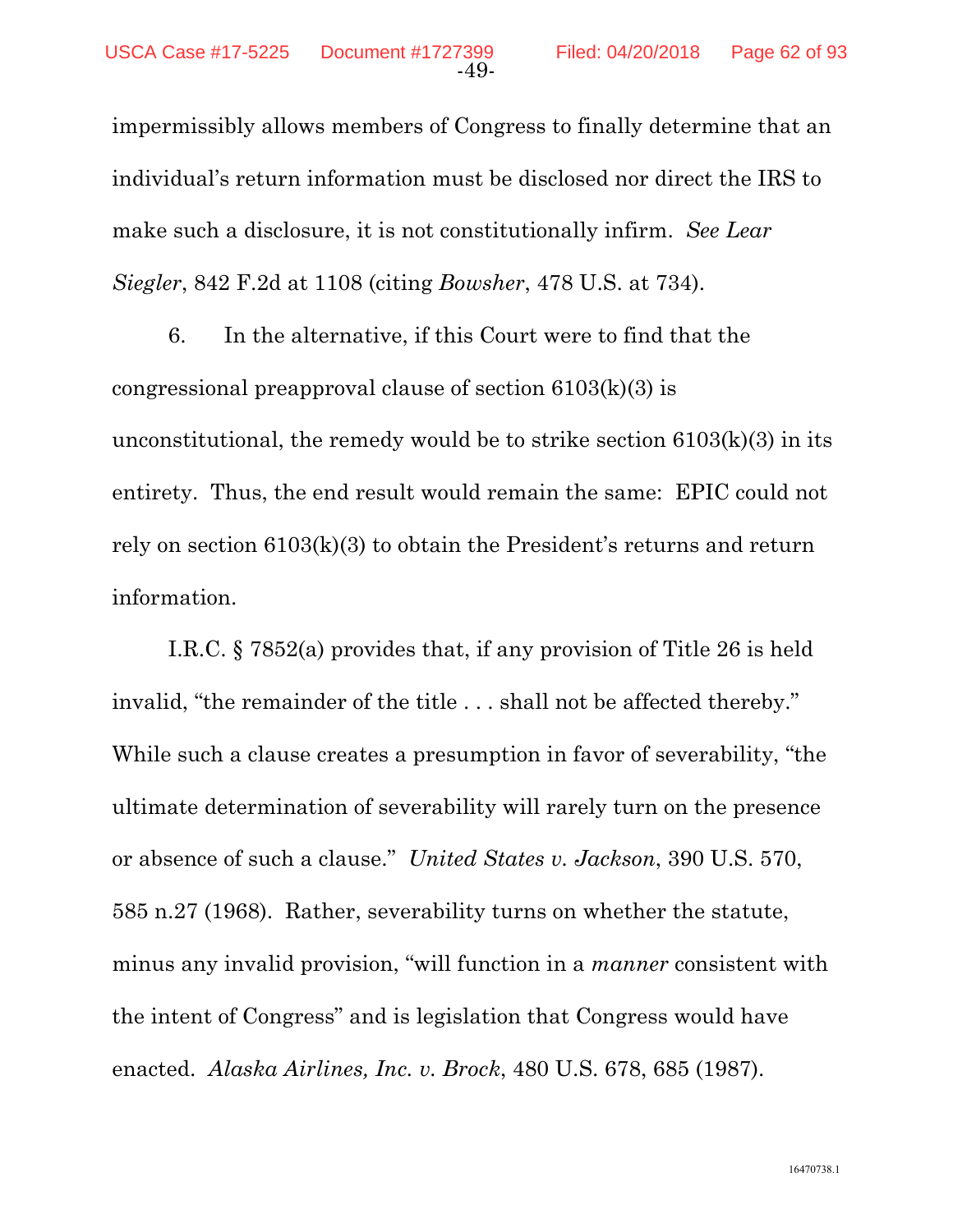impermissibly allows members of Congress to finally determine that an individual's return information must be disclosed nor direct the IRS to make such a disclosure, it is not constitutionally infirm. *See Lear Siegler*, 842 F.2d at 1108 (citing *Bowsher*, 478 U.S. at 734).

6. In the alternative, if this Court were to find that the congressional preapproval clause of section 6103(k)(3) is unconstitutional, the remedy would be to strike section 6103(k)(3) in its entirety. Thus, the end result would remain the same: EPIC could not rely on section 6103(k)(3) to obtain the President's returns and return information.

I.R.C. § 7852(a) provides that, if any provision of Title 26 is held invalid, "the remainder of the title . . . shall not be affected thereby." While such a clause creates a presumption in favor of severability, "the ultimate determination of severability will rarely turn on the presence or absence of such a clause." *United States v. Jackson*, 390 U.S. 570, 585 n.27 (1968). Rather, severability turns on whether the statute, minus any invalid provision, "will function in a *manner* consistent with the intent of Congress" and is legislation that Congress would have enacted. *Alaska Airlines, Inc. v. Brock*, 480 U.S. 678, 685 (1987).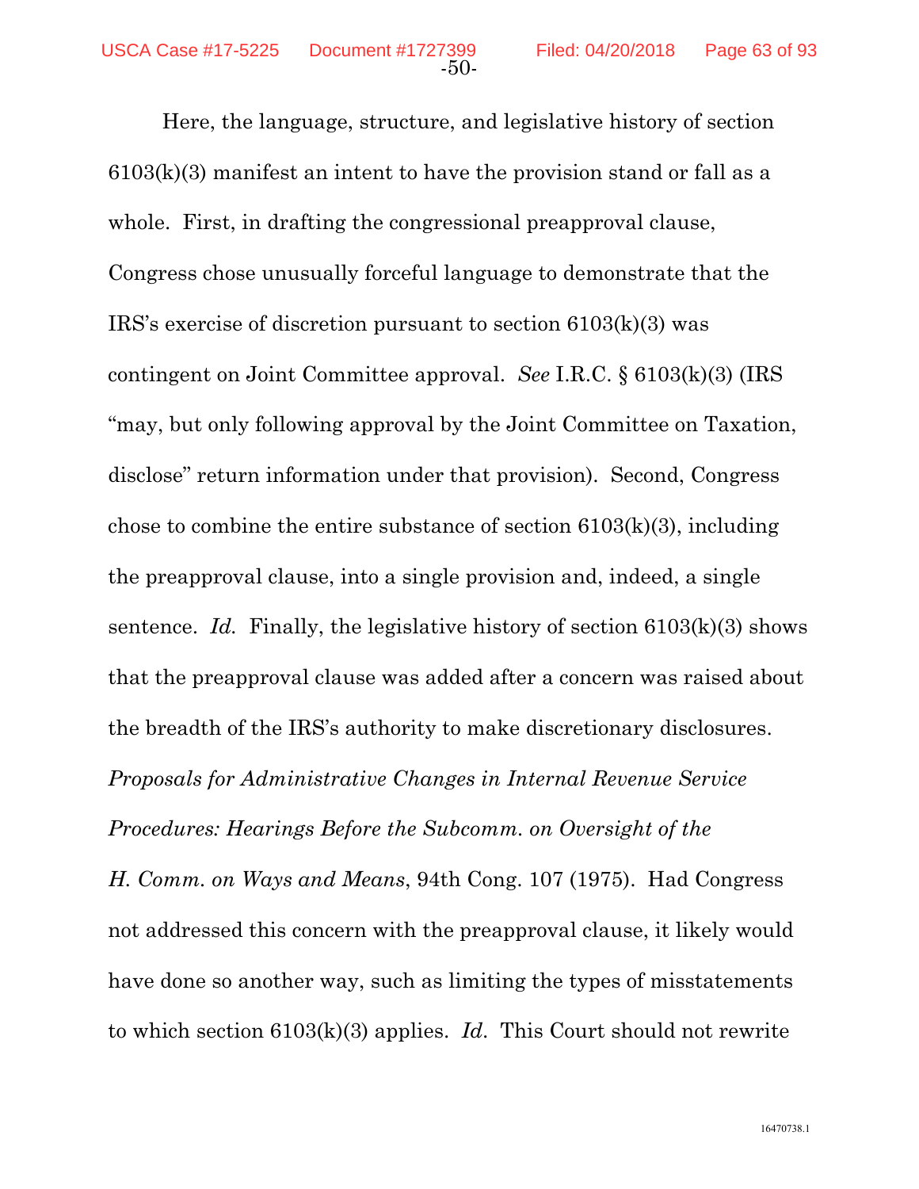Here, the language, structure, and legislative history of section 6103(k)(3) manifest an intent to have the provision stand or fall as a whole. First, in drafting the congressional preapproval clause, Congress chose unusually forceful language to demonstrate that the IRS's exercise of discretion pursuant to section 6103(k)(3) was contingent on Joint Committee approval. *See* I.R.C. § 6103(k)(3) (IRS "may, but only following approval by the Joint Committee on Taxation, disclose" return information under that provision). Second, Congress chose to combine the entire substance of section 6103(k)(3), including the preapproval clause, into a single provision and, indeed, a single sentence. *Id.* Finally, the legislative history of section 6103(k)(3) shows that the preapproval clause was added after a concern was raised about the breadth of the IRS's authority to make discretionary disclosures. *Proposals for Administrative Changes in Internal Revenue Service Procedures: Hearings Before the Subcomm. on Oversight of the H. Comm. on Ways and Means*, 94th Cong. 107 (1975). Had Congress not addressed this concern with the preapproval clause, it likely would have done so another way, such as limiting the types of misstatements to which section 6103(k)(3) applies. *Id.* This Court should not rewrite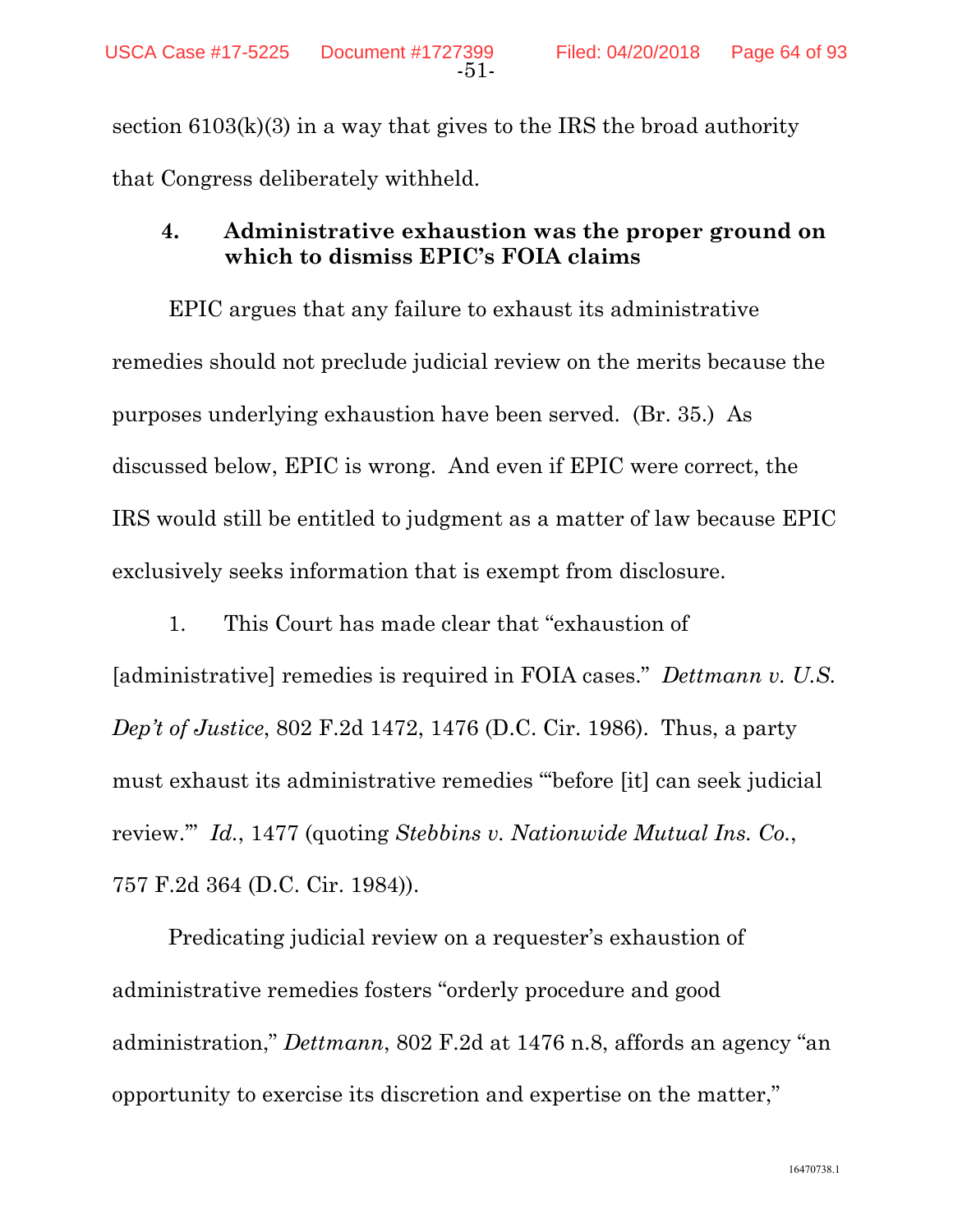section 6103(k)(3) in a way that gives to the IRS the broad authority that Congress deliberately withheld.

### 4. Administrative exhaustion was the proper ground on which to dismiss EPIC's FOIA claims

EPIC argues that any failure to exhaust its administrative remedies should not preclude judicial review on the merits because the purposes underlying exhaustion have been served. (Br. 35.) As discussed below, EPIC is wrong. And even if EPIC were correct, the IRS would still be entitled to judgment as a matter of law because EPIC exclusively seeks information that is exempt from disclosure.

1. This Court has made clear that "exhaustion of [administrative] remedies is required in FOIA cases." *Dettmann v. U.S. Dep't of Justice*, 802 F.2d 1472, 1476 (D.C. Cir. 1986). Thus, a party must exhaust its administrative remedies "'before [it] can seek judicial review.'" *Id.*, 1477 (quoting *Stebbins v. Nationwide Mutual Ins. Co.*, 757 F.2d 364 (D.C. Cir. 1984)).

Predicating judicial review on a requester's exhaustion of administrative remedies fosters "orderly procedure and good administration," *Dettmann*, 802 F.2d at 1476 n.8, affords an agency "an opportunity to exercise its discretion and expertise on the matter,"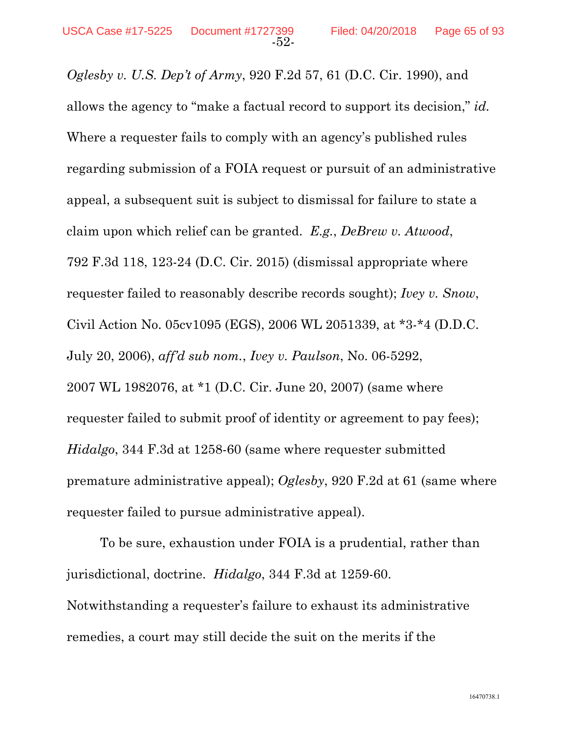*Oglesby v. U.S. Dep't of Army*, 920 F.2d 57, 61 (D.C. Cir. 1990), and allows the agency to "make a factual record to support its decision," *id.* Where a requester fails to comply with an agency's published rules regarding submission of a FOIA request or pursuit of an administrative appeal, a subsequent suit is subject to dismissal for failure to state a claim upon which relief can be granted. *E.g.*, *DeBrew v. Atwood*, 792 F.3d 118, 123-24 (D.C. Cir. 2015) (dismissal appropriate where requester failed to reasonably describe records sought); *Ivey v. Snow*, Civil Action No. 05cv1095 (EGS), 2006 WL 2051339, at *3-*4 (D.D.C. July 20, 2006), *aff'd sub nom.*, *Ivey v. Paulson*, No. 06-5292, 2007 WL 1982076, at *1 (D.C. Cir. June 20, 2007) (same where requester failed to submit proof of identity or agreement to pay fees); *Hidalgo*, 344 F.3d at 1258-60 (same where requester submitted premature administrative appeal); *Oglesby*, 920 F.2d at 61 (same where requester failed to pursue administrative appeal).

To be sure, exhaustion under FOIA is a prudential, rather than jurisdictional, doctrine. *Hidalgo*, 344 F.3d at 1259-60. Notwithstanding a requester's failure to exhaust its administrative remedies, a court may still decide the suit on the merits if the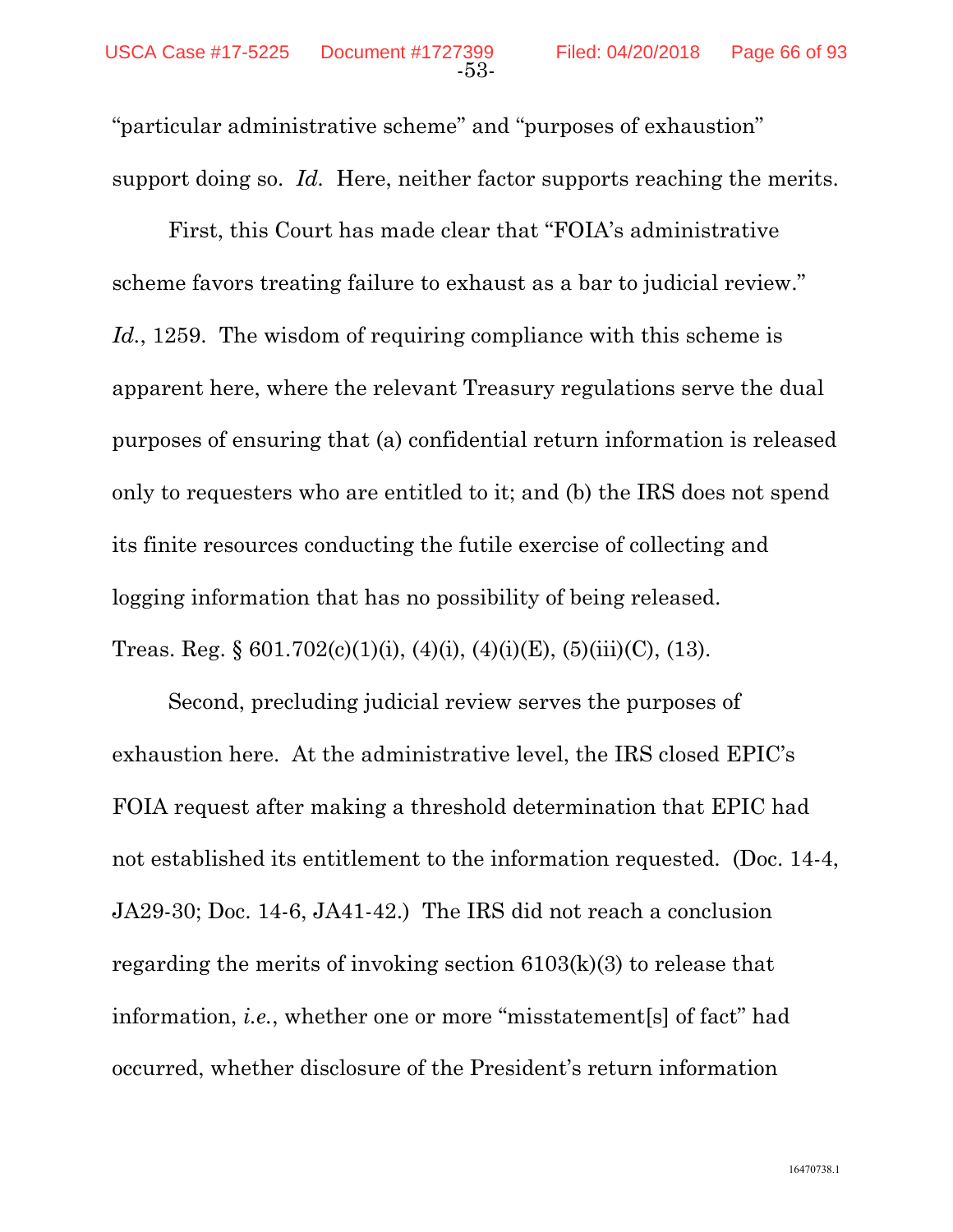"particular administrative scheme" and "purposes of exhaustion" support doing so. *Id.* Here, neither factor supports reaching the merits.

First, this Court has made clear that "FOIA's administrative scheme favors treating failure to exhaust as a bar to judicial review." *Id.*, 1259. The wisdom of requiring compliance with this scheme is apparent here, where the relevant Treasury regulations serve the dual purposes of ensuring that (a) confidential return information is released only to requesters who are entitled to it; and (b) the IRS does not spend its finite resources conducting the futile exercise of collecting and logging information that has no possibility of being released. Treas. Reg. § 601.702(c)(1)(i), (4)(i), (4)(i)(E), (5)(iii)(C), (13).

Second, precluding judicial review serves the purposes of exhaustion here. At the administrative level, the IRS closed EPIC's FOIA request after making a threshold determination that EPIC had not established its entitlement to the information requested. (Doc. 14-4, JA29-30; Doc. 14-6, JA41-42.) The IRS did not reach a conclusion regarding the merits of invoking section 6103(k)(3) to release that information, *i.e.*, whether one or more "misstatement[s] of fact" had occurred, whether disclosure of the President's return information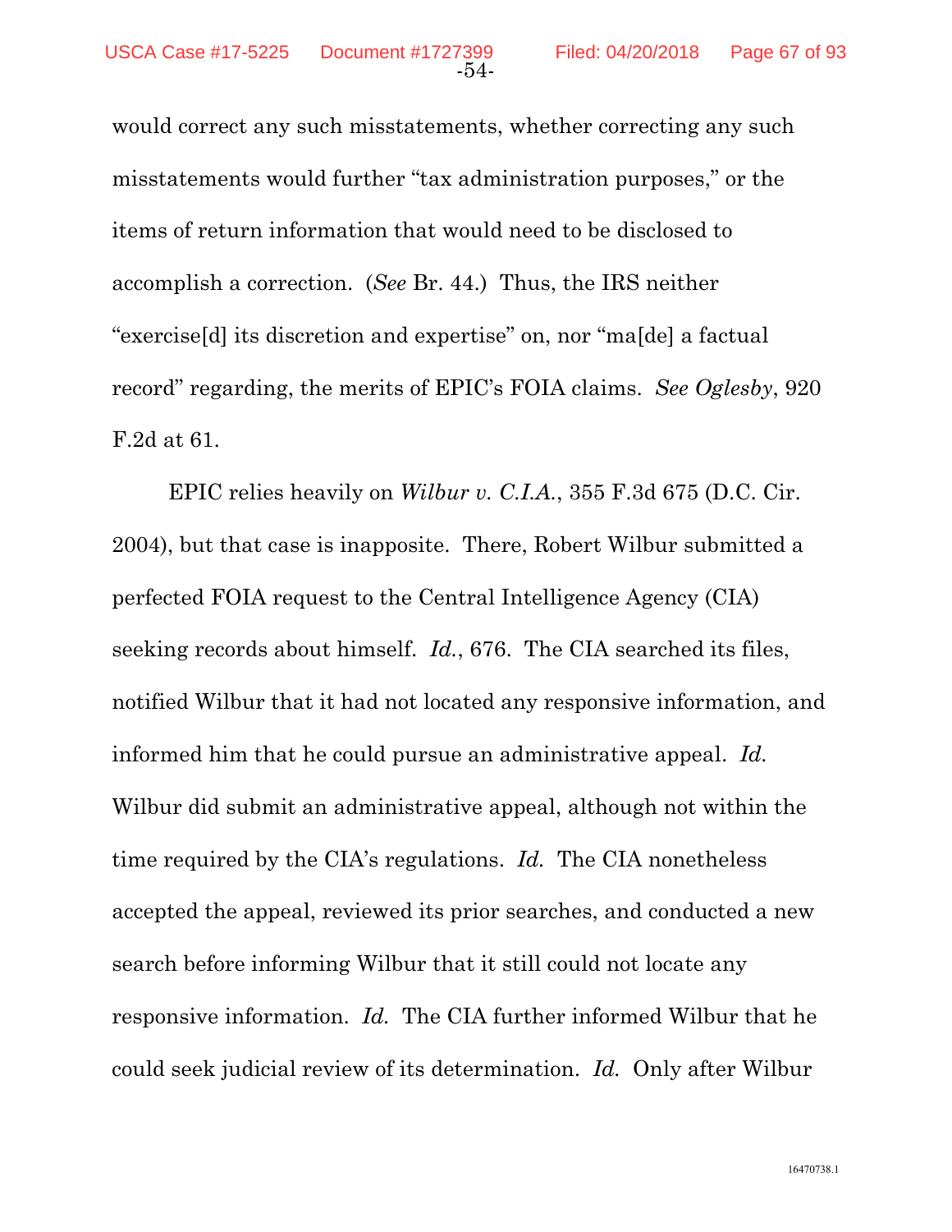would correct any such misstatements, whether correcting any such misstatements would further "tax administration purposes," or the items of return information that would need to be disclosed to accomplish a correction. (*See* Br. 44.) Thus, the IRS neither "exercise[d] its discretion and expertise" on, nor "ma[de] a factual record" regarding, the merits of EPIC's FOIA claims. *See Oglesby*, 920 F.2d at 61.

EPIC relies heavily on *Wilbur v. C.I.A.*, 355 F.3d 675 (D.C. Cir. 2004), but that case is inapposite. There, Robert Wilbur submitted a perfected FOIA request to the Central Intelligence Agency (CIA) seeking records about himself. *Id.*, 676. The CIA searched its files, notified Wilbur that it had not located any responsive information, and informed him that he could pursue an administrative appeal. *Id.* Wilbur did submit an administrative appeal, although not within the time required by the CIA's regulations. *Id.* The CIA nonetheless accepted the appeal, reviewed its prior searches, and conducted a new search before informing Wilbur that it still could not locate any responsive information. *Id.* The CIA further informed Wilbur that he could seek judicial review of its determination. *Id.* Only after Wilbur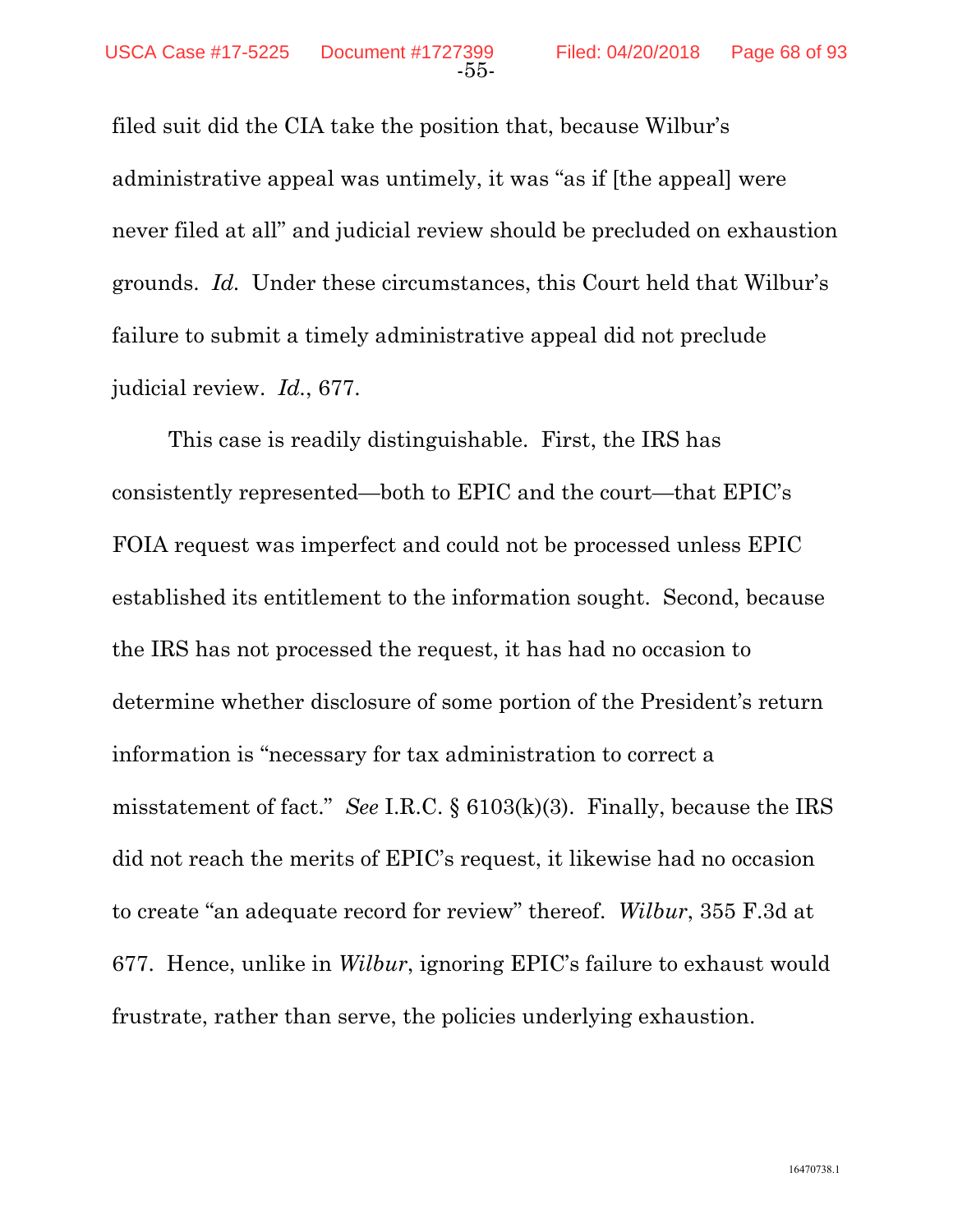filed suit did the CIA take the position that, because Wilbur's administrative appeal was untimely, it was "as if [the appeal] were never filed at all" and judicial review should be precluded on exhaustion grounds. *Id.* Under these circumstances, this Court held that Wilbur's failure to submit a timely administrative appeal did not preclude judicial review. *Id.*, 677.

This case is readily distinguishable. First, the IRS has consistently represented—both to EPIC and the court—that EPIC's FOIA request was imperfect and could not be processed unless EPIC established its entitlement to the information sought. Second, because the IRS has not processed the request, it has had no occasion to determine whether disclosure of some portion of the President's return information is "necessary for tax administration to correct a misstatement of fact." *See* I.R.C. § 6103(k)(3). Finally, because the IRS did not reach the merits of EPIC's request, it likewise had no occasion to create "an adequate record for review" thereof. *Wilbur*, 355 F.3d at 677. Hence, unlike in *Wilbur*, ignoring EPIC's failure to exhaust would frustrate, rather than serve, the policies underlying exhaustion.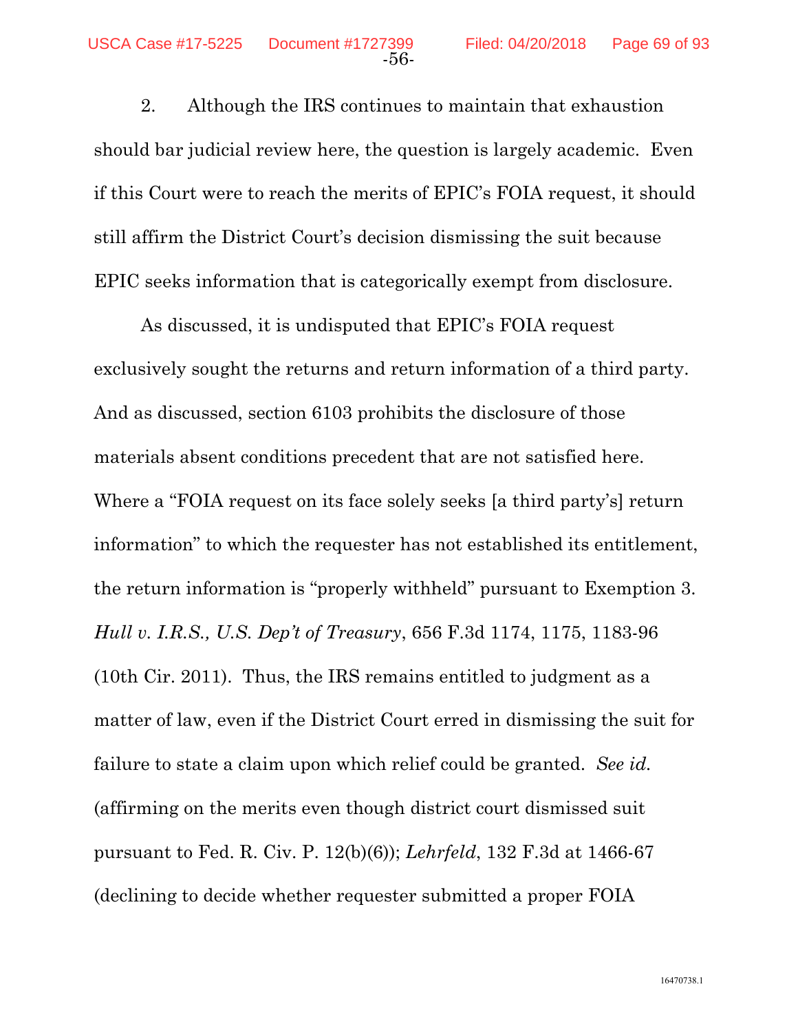2. Although the IRS continues to maintain that exhaustion should bar judicial review here, the question is largely academic. Even if this Court were to reach the merits of EPIC's FOIA request, it should still affirm the District Court's decision dismissing the suit because EPIC seeks information that is categorically exempt from disclosure.

As discussed, it is undisputed that EPIC's FOIA request exclusively sought the returns and return information of a third party. And as discussed, section 6103 prohibits the disclosure of those materials absent conditions precedent that are not satisfied here. Where a "FOIA request on its face solely seeks [a third party's] return information" to which the requester has not established its entitlement, the return information is "properly withheld" pursuant to Exemption 3. *Hull v. I.R.S., U.S. Dep't of Treasury*, 656 F.3d 1174, 1175, 1183-96 (10th Cir. 2011). Thus, the IRS remains entitled to judgment as a matter of law, even if the District Court erred in dismissing the suit for failure to state a claim upon which relief could be granted. *See id.* (affirming on the merits even though district court dismissed suit pursuant to Fed. R. Civ. P. 12(b)(6)); *Lehrfeld*, 132 F.3d at 1466-67 (declining to decide whether requester submitted a proper FOIA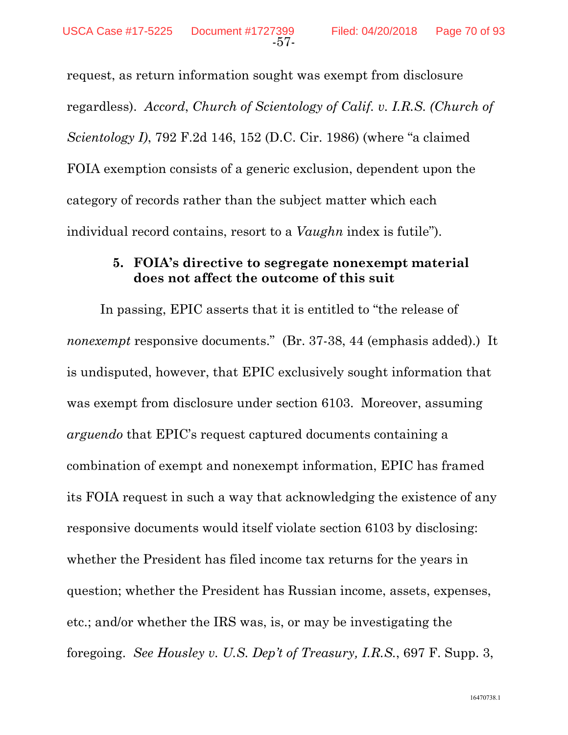request, as return information sought was exempt from disclosure regardless). *Accord*, *Church of Scientology of Calif. v. I.R.S. (Church of Scientology I)*, 792 F.2d 146, 152 (D.C. Cir. 1986) (where "a claimed FOIA exemption consists of a generic exclusion, dependent upon the category of records rather than the subject matter which each individual record contains, resort to a *Vaughn* index is futile").

**5. FOIA's directive to segregate nonexempt material does not affect the outcome of this suit**

In passing, EPIC asserts that it is entitled to "the release of *nonexempt* responsive documents." (Br. 37-38, 44 (emphasis added).) It is undisputed, however, that EPIC exclusively sought information that was exempt from disclosure under section 6103. Moreover, assuming *arguendo* that EPIC's request captured documents containing a combination of exempt and nonexempt information, EPIC has framed its FOIA request in such a way that acknowledging the existence of any responsive documents would itself violate section 6103 by disclosing: whether the President has filed income tax returns for the years in question; whether the President has Russian income, assets, expenses, etc.; and/or whether the IRS was, is, or may be investigating the foregoing. *See Housley v. U.S. Dep't of Treasury, I.R.S.*, 697 F. Supp. 3,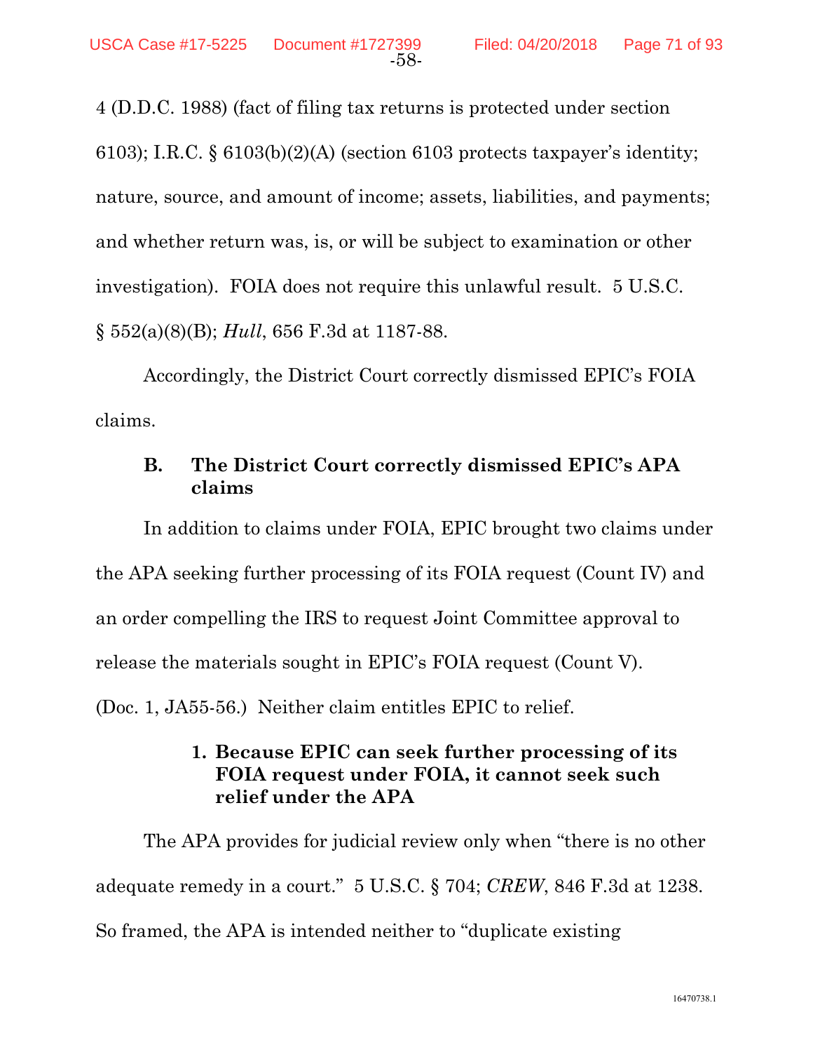4 (D.D.C. 1988) (fact of filing tax returns is protected under section 6103); I.R.C. § 6103(b)(2)(A) (section 6103 protects taxpayer's identity; nature, source, and amount of income; assets, liabilities, and payments; and whether return was, is, or will be subject to examination or other investigation). FOIA does not require this unlawful result. 5 U.S.C. § 552(a)(8)(B); *Hull*, 656 F.3d at 1187-88.

Accordingly, the District Court correctly dismissed EPIC's FOIA claims.

### B. The District Court correctly dismissed EPIC's APA claims

In addition to claims under FOIA, EPIC brought two claims under the APA seeking further processing of its FOIA request (Count IV) and an order compelling the IRS to request Joint Committee approval to release the materials sought in EPIC's FOIA request (Count V). (Doc. 1, JA55-56.) Neither claim entitles EPIC to relief.

#### 1. Because EPIC can seek further processing of its FOIA request under FOIA, it cannot seek such relief under the APA

The APA provides for judicial review only when "there is no other adequate remedy in a court." 5 U.S.C. § 704; *CREW*, 846 F.3d at 1238. So framed, the APA is intended neither to "duplicate existing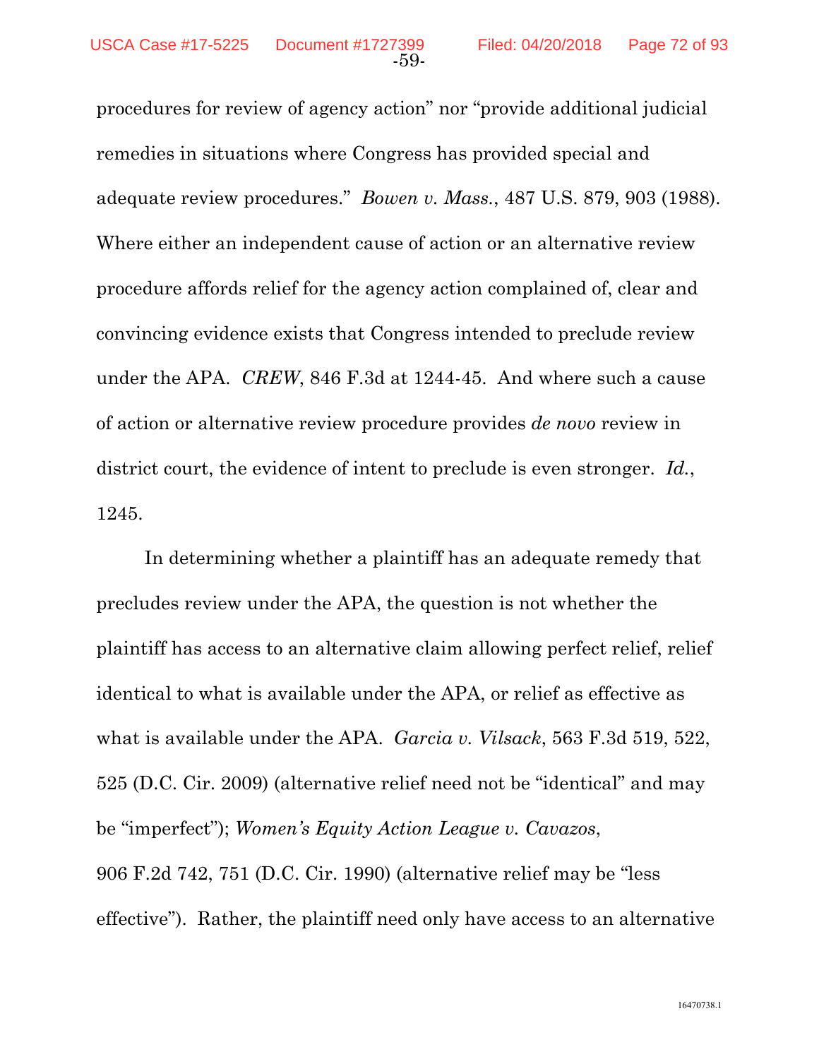procedures for review of agency action" nor "provide additional judicial remedies in situations where Congress has provided special and adequate review procedures." *Bowen v. Mass.*, 487 U.S. 879, 903 (1988). Where either an independent cause of action or an alternative review procedure affords relief for the agency action complained of, clear and convincing evidence exists that Congress intended to preclude review under the APA. *CREW*, 846 F.3d at 1244-45. And where such a cause of action or alternative review procedure provides *de novo* review in district court, the evidence of intent to preclude is even stronger. *Id.*, 1245.

In determining whether a plaintiff has an adequate remedy that precludes review under the APA, the question is not whether the plaintiff has access to an alternative claim allowing perfect relief, relief identical to what is available under the APA, or relief as effective as what is available under the APA. *Garcia v. Vilsack*, 563 F.3d 519, 522, 525 (D.C. Cir. 2009) (alternative relief need not be "identical" and may be "imperfect"); *Women's Equity Action League v. Cavazos*, 906 F.2d 742, 751 (D.C. Cir. 1990) (alternative relief may be "less effective"). Rather, the plaintiff need only have access to an alternative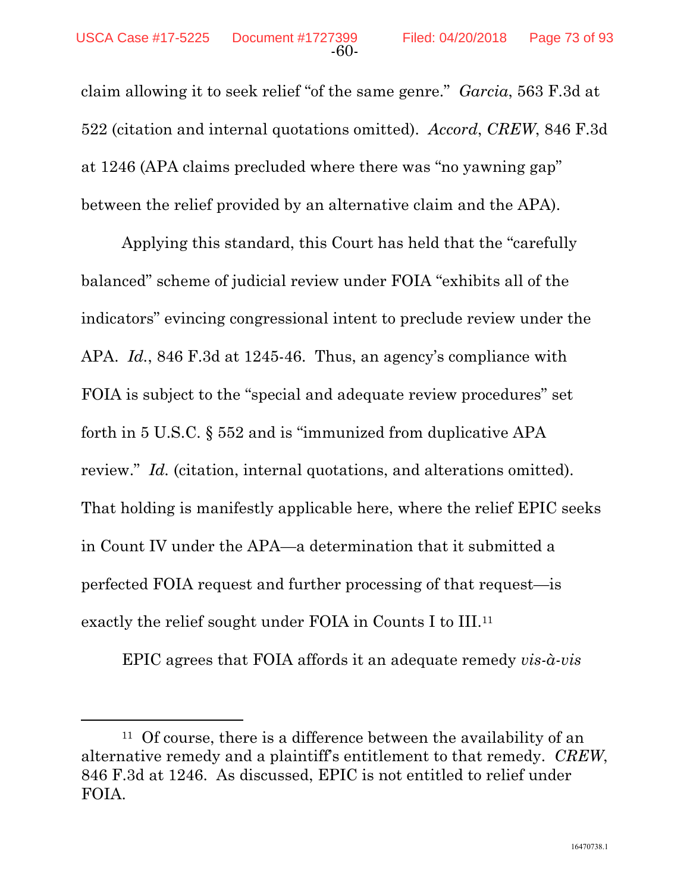claim allowing it to seek relief "of the same genre." *Garcia*, 563 F.3d at 522 (citation and internal quotations omitted). *Accord*, *CREW*, 846 F.3d at 1246 (APA claims precluded where there was "no yawning gap" between the relief provided by an alternative claim and the APA).

Applying this standard, this Court has held that the "carefully balanced" scheme of judicial review under FOIA "exhibits all of the indicators" evincing congressional intent to preclude review under the APA. *Id.*, 846 F.3d at 1245-46. Thus, an agency's compliance with FOIA is subject to the "special and adequate review procedures" set forth in 5 U.S.C. § 552 and is "immunized from duplicative APA review." *Id.* (citation, internal quotations, and alterations omitted). That holding is manifestly applicable here, where the relief EPIC seeks in Count IV under the APA—a determination that it submitted a perfected FOIA request and further processing of that request—is exactly the relief sought under FOIA in Counts I to III.[11]

EPIC agrees that FOIA affords it an adequate remedy *vis-à-vis*

[11] Of course, there is a difference between the availability of an alternative remedy and a plaintiff's entitlement to that remedy. *CREW*, 846 F.3d at 1246. As discussed, EPIC is not entitled to relief under FOIA.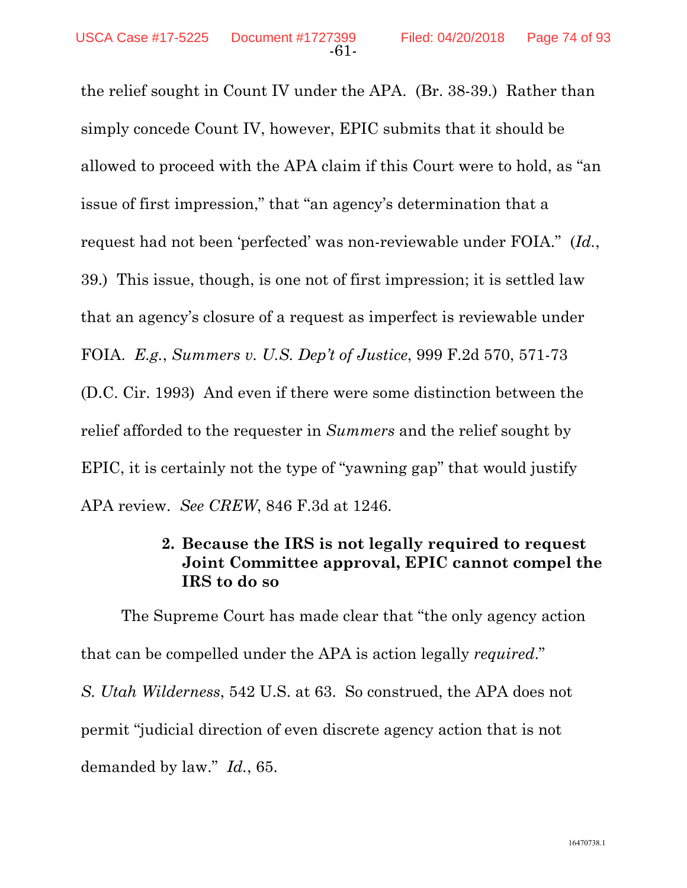the relief sought in Count IV under the APA. (Br. 38-39.) Rather than simply concede Count IV, however, EPIC submits that it should be allowed to proceed with the APA claim if this Court were to hold, as "an issue of first impression," that "an agency's determination that a request had not been 'perfected' was non-reviewable under FOIA." (*Id.*, 39.) This issue, though, is one not of first impression; it is settled law that an agency's closure of a request as imperfect is reviewable under FOIA. *E.g.*, *Summers v. U.S. Dep't of Justice*, 999 F.2d 570, 571-73 (D.C. Cir. 1993) And even if there were some distinction between the relief afforded to the requester in *Summers* and the relief sought by EPIC, it is certainly not the type of "yawning gap" that would justify APA review. *See CREW*, 846 F.3d at 1246.

#### 2. Because the IRS is not legally required to request Joint Committee approval, EPIC cannot compel the IRS to do so

The Supreme Court has made clear that "the only agency action that can be compelled under the APA is action legally *required*." *S. Utah Wilderness*, 542 U.S. at 63. So construed, the APA does not permit "judicial direction of even discrete agency action that is not demanded by law." *Id.*, 65.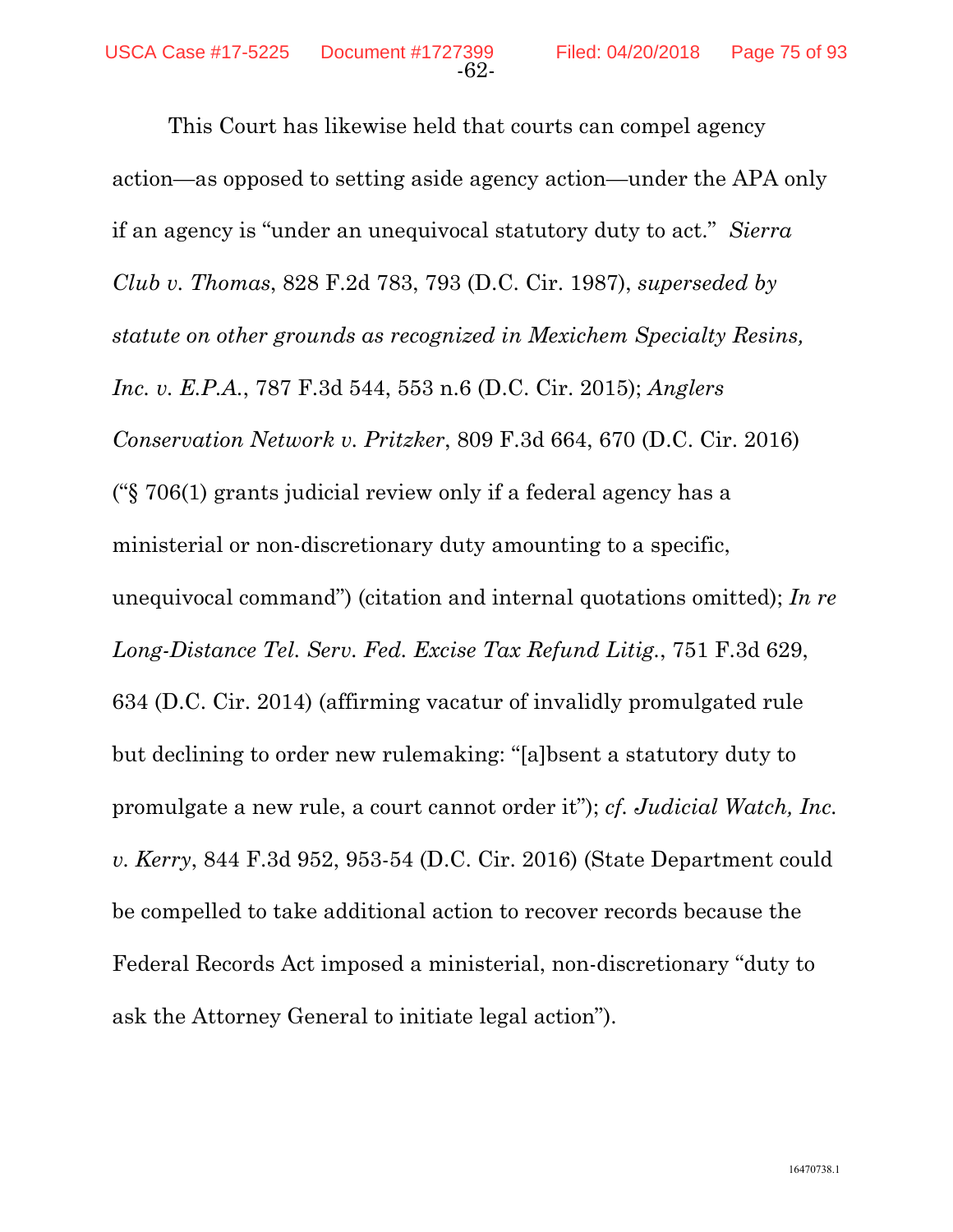This Court has likewise held that courts can compel agency action—as opposed to setting aside agency action—under the APA only if an agency is "under an unequivocal statutory duty to act." *Sierra Club v. Thomas*, 828 F.2d 783, 793 (D.C. Cir. 1987), *superseded by statute on other grounds as recognized in Mexichem Specialty Resins, Inc. v. E.P.A.*, 787 F.3d 544, 553 n.6 (D.C. Cir. 2015); *Anglers Conservation Network v. Pritzker*, 809 F.3d 664, 670 (D.C. Cir. 2016) ("§ 706(1) grants judicial review only if a federal agency has a ministerial or non-discretionary duty amounting to a specific, unequivocal command") (citation and internal quotations omitted); *In re Long-Distance Tel. Serv. Fed. Excise Tax Refund Litig.*, 751 F.3d 629, 634 (D.C. Cir. 2014) (affirming vacatur of invalidly promulgated rule but declining to order new rulemaking: "[a]bsent a statutory duty to promulgate a new rule, a court cannot order it"); *cf. Judicial Watch, Inc. v. Kerry*, 844 F.3d 952, 953-54 (D.C. Cir. 2016) (State Department could be compelled to take additional action to recover records because the Federal Records Act imposed a ministerial, non-discretionary "duty to ask the Attorney General to initiate legal action").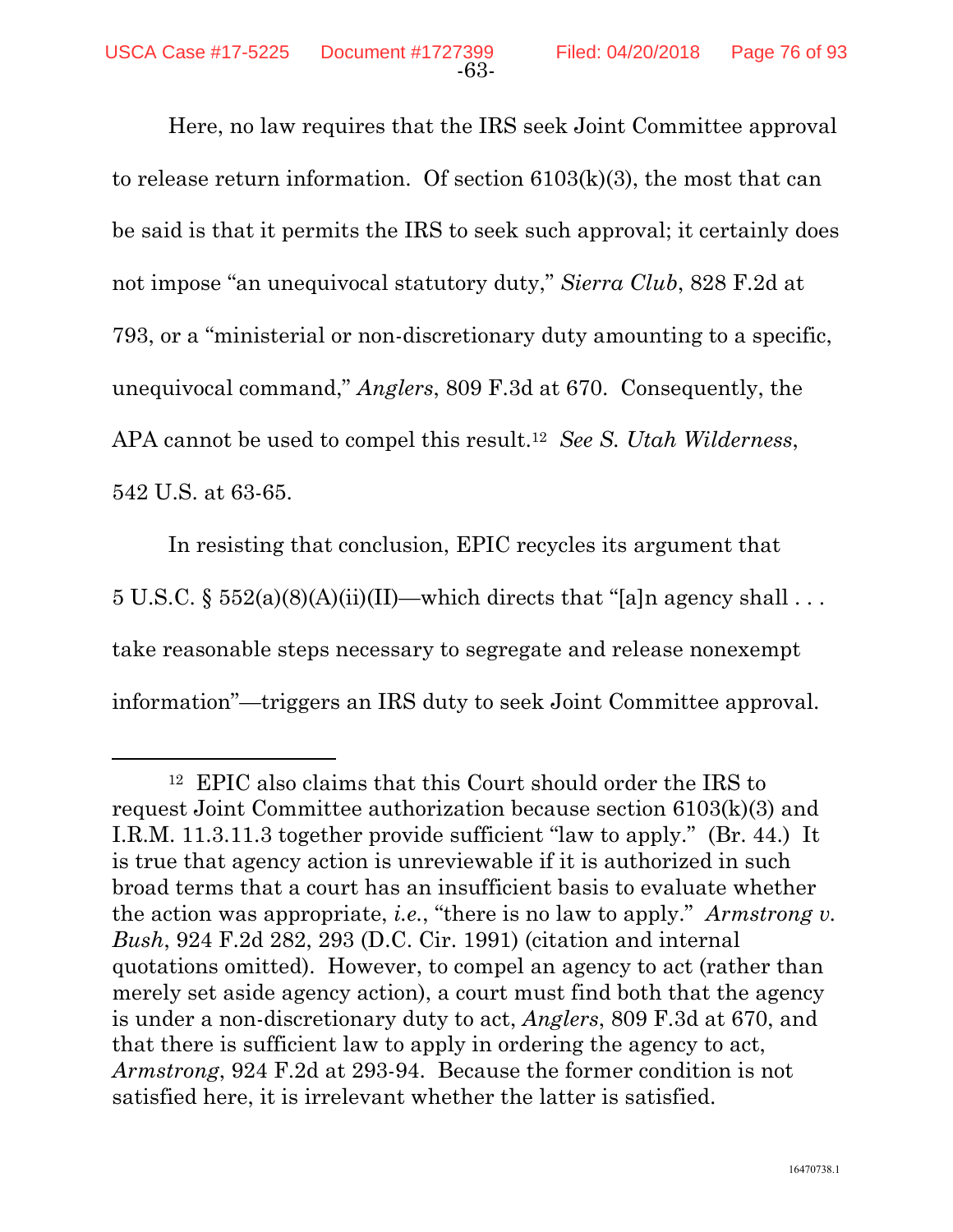Here, no law requires that the IRS seek Joint Committee approval to release return information. Of section 6103(k)(3), the most that can be said is that it permits the IRS to seek such approval; it certainly does not impose "an unequivocal statutory duty," *Sierra Club*, 828 F.2d at 793, or a "ministerial or non-discretionary duty amounting to a specific, unequivocal command," *Anglers*, 809 F.3d at 670. Consequently, the APA cannot be used to compel this result.[12] *See S. Utah Wilderness*, 542 U.S. at 63-65.

In resisting that conclusion, EPIC recycles its argument that 5 U.S.C. § 552(a)(8)(A)(ii)(II)—which directs that "[a]n agency shall . . . take reasonable steps necessary to segregate and release nonexempt information"—triggers an IRS duty to seek Joint Committee approval.

---

[12] EPIC also claims that this Court should order the IRS to request Joint Committee authorization because section 6103(k)(3) and I.R.M. 11.3.11.3 together provide sufficient "law to apply." (Br. 44.) It is true that agency action is unreviewable if it is authorized in such broad terms that a court has an insufficient basis to evaluate whether the action was appropriate, *i.e.*, "there is no law to apply." *Armstrong v. Bush*, 924 F.2d 282, 293 (D.C. Cir. 1991) (citation and internal quotations omitted). However, to compel an agency to act (rather than merely set aside agency action), a court must find both that the agency is under a non-discretionary duty to act, *Anglers*, 809 F.3d at 670, and that there is sufficient law to apply in ordering the agency to act, *Armstrong*, 924 F.2d at 293-94. Because the former condition is not satisfied here, it is irrelevant whether the latter is satisfied.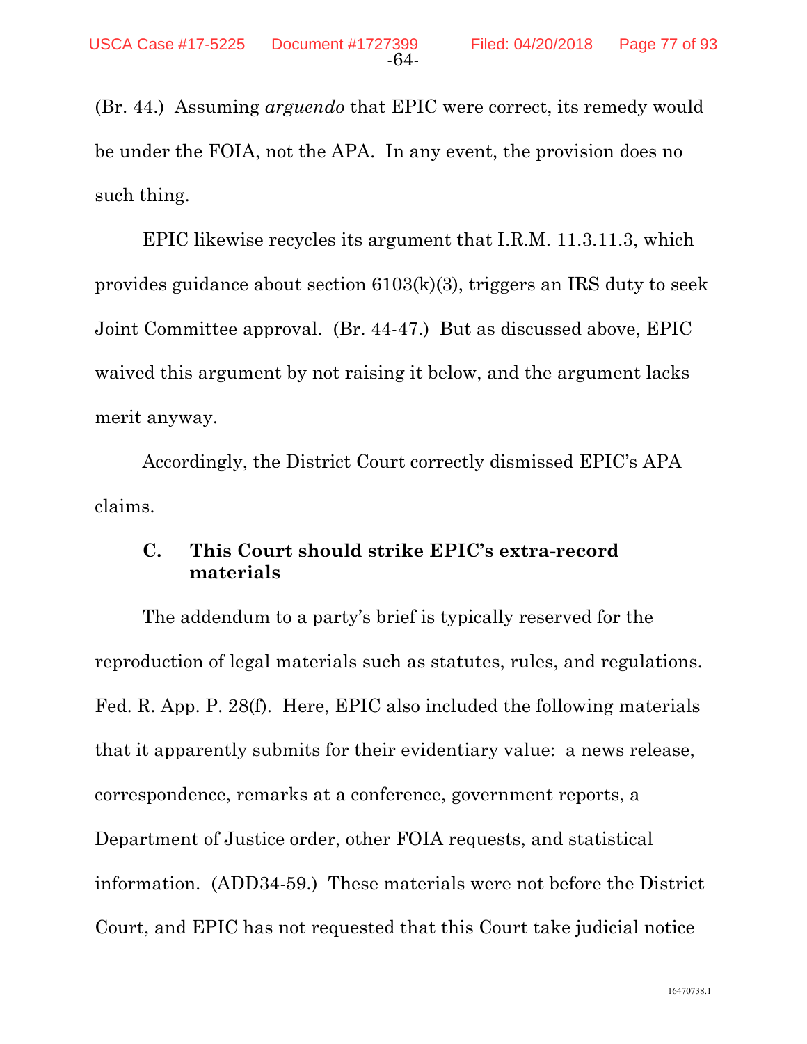(Br. 44.) Assuming *arguendo* that EPIC were correct, its remedy would be under the FOIA, not the APA. In any event, the provision does no such thing.

EPIC likewise recycles its argument that I.R.M. 11.3.11.3, which provides guidance about section 6103(k)(3), triggers an IRS duty to seek Joint Committee approval. (Br. 44-47.) But as discussed above, EPIC waived this argument by not raising it below, and the argument lacks merit anyway.

Accordingly, the District Court correctly dismissed EPIC's APA claims.

### C. This Court should strike EPIC's extra-record materials

The addendum to a party's brief is typically reserved for the reproduction of legal materials such as statutes, rules, and regulations. Fed. R. App. P. 28(f). Here, EPIC also included the following materials that it apparently submits for their evidentiary value: a news release, correspondence, remarks at a conference, government reports, a Department of Justice order, other FOIA requests, and statistical information. (ADD34-59.) These materials were not before the District Court, and EPIC has not requested that this Court take judicial notice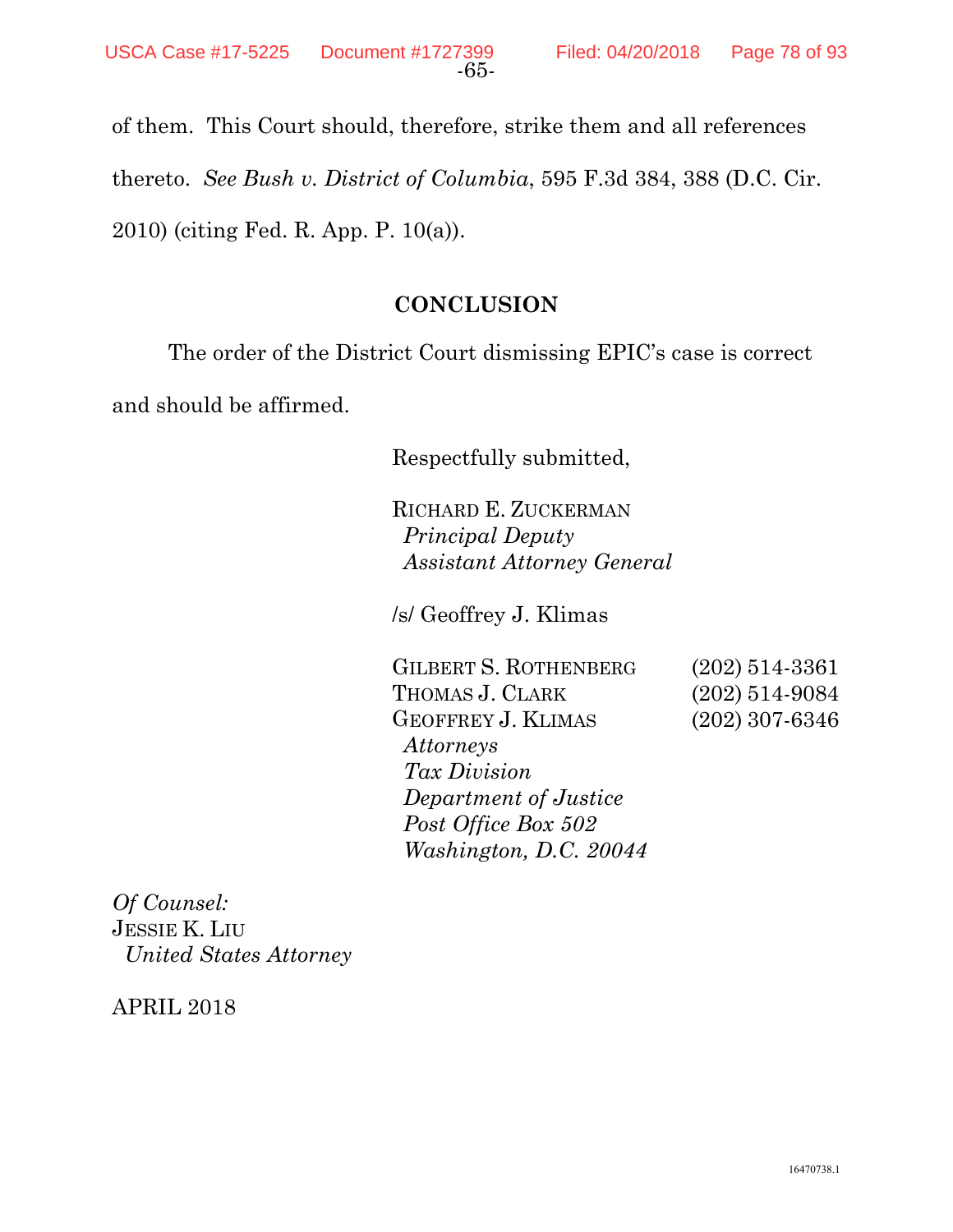of them. This Court should, therefore, strike them and all references thereto. *See Bush v. District of Columbia*, 595 F.3d 384, 388 (D.C. Cir. 2010) (citing Fed. R. App. P. 10(a)).

## CONCLUSION

The order of the District Court dismissing EPIC's case is correct and should be affirmed.

Respectfully submitted,

RICHARD E. ZUCKERMAN
*Principal Deputy*
*Assistant Attorney General*

/s/ Geoffrey J. Klimas

| | |
|---|---|
| GILBERT S. ROTHENBERG | (202) 514-3361 |
| THOMAS J. CLARK | (202) 514-9084 |
| GEOFFREY J. KLIMAS | (202) 307-6346 |

*Attorneys*
*Tax Division*
*Department of Justice*
*Post Office Box 502*
*Washington, D.C. 20044*

*Of Counsel:*
JESSIE K. LIU
*United States Attorney*

APRIL 2018

16470738.1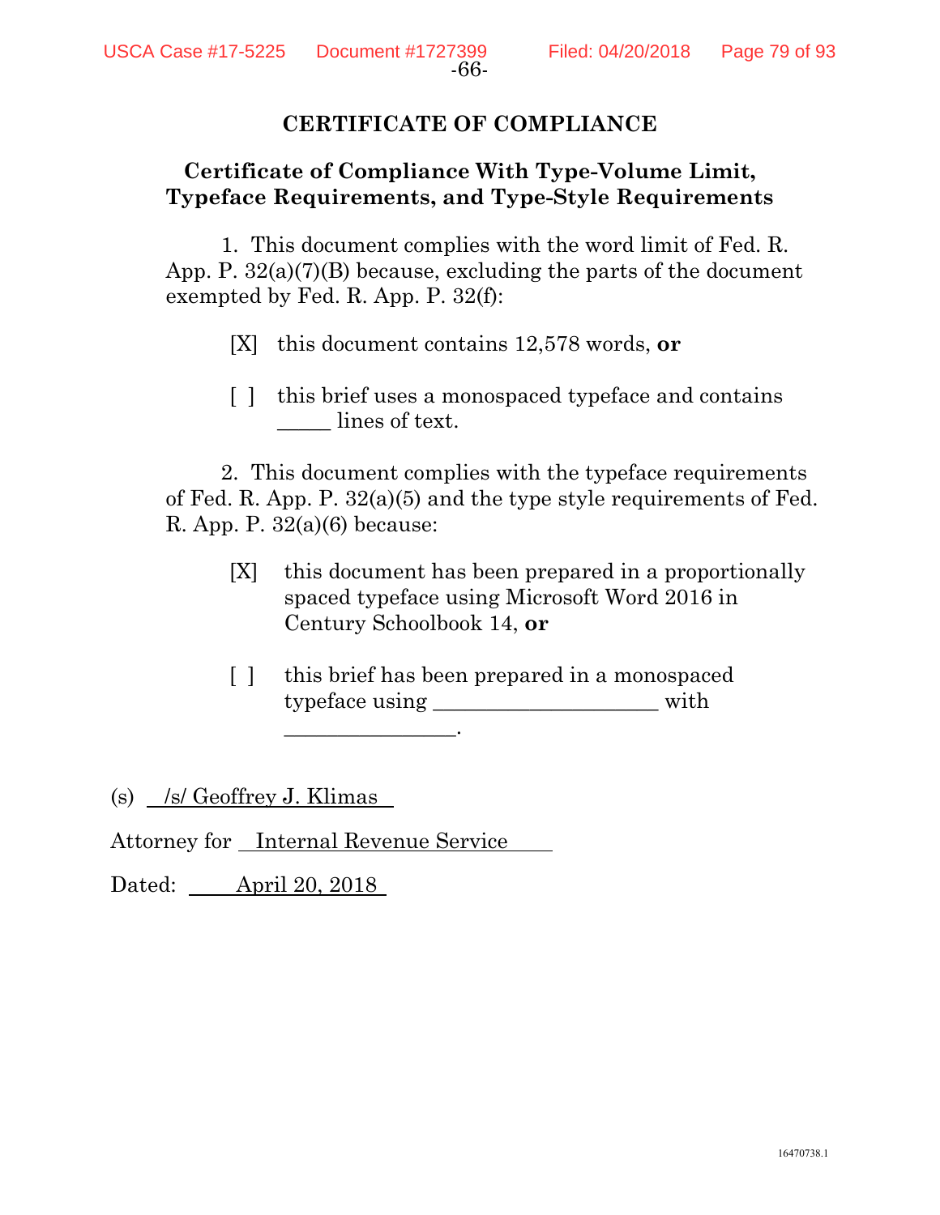## CERTIFICATE OF COMPLIANCE

### Certificate of Compliance With Type-Volume Limit, Typeface Requirements, and Type-Style Requirements

1. This document complies with the word limit of Fed. R. App. P. 32(a)(7)(B) because, excluding the parts of the document exempted by Fed. R. App. P. 32(f):

[X] this document contains 12,578 words, **or**

[ ] this brief uses a monospaced typeface and contains _____ lines of text.

2. This document complies with the typeface requirements of Fed. R. App. P. 32(a)(5) and the type style requirements of Fed. R. App. P. 32(a)(6) because:

[X] this document has been prepared in a proportionally spaced typeface using Microsoft Word 2016 in Century Schoolbook 14, **or**

[ ] this brief has been prepared in a monospaced typeface using _____________________ with ________________.

(s) /s/ Geoffrey J. Klimas

Attorney for Internal Revenue Service

Dated: April 20, 2018

16470738.1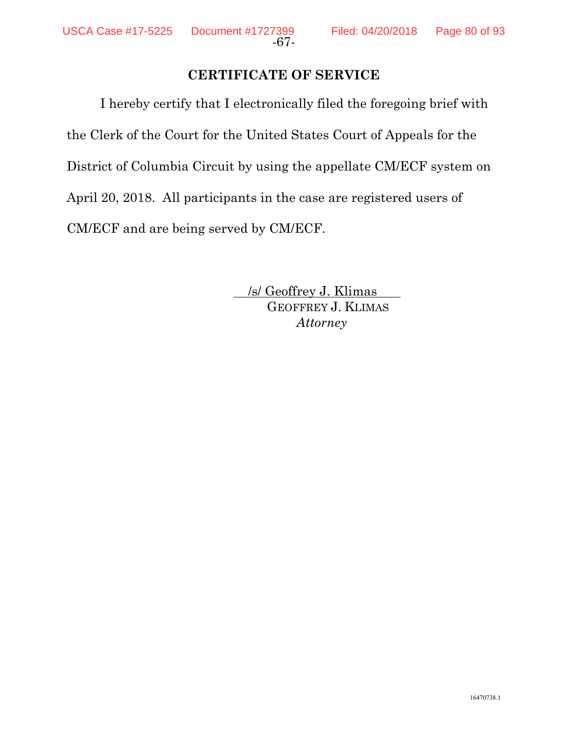## CERTIFICATE OF SERVICE

I hereby certify that I electronically filed the foregoing brief with the Clerk of the Court for the United States Court of Appeals for the District of Columbia Circuit by using the appellate CM/ECF system on April 20, 2018. All participants in the case are registered users of CM/ECF and are being served by CM/ECF.

/s/ Geoffrey J. Klimas
GEOFFREY J. KLIMAS
*Attorney*

16470738.1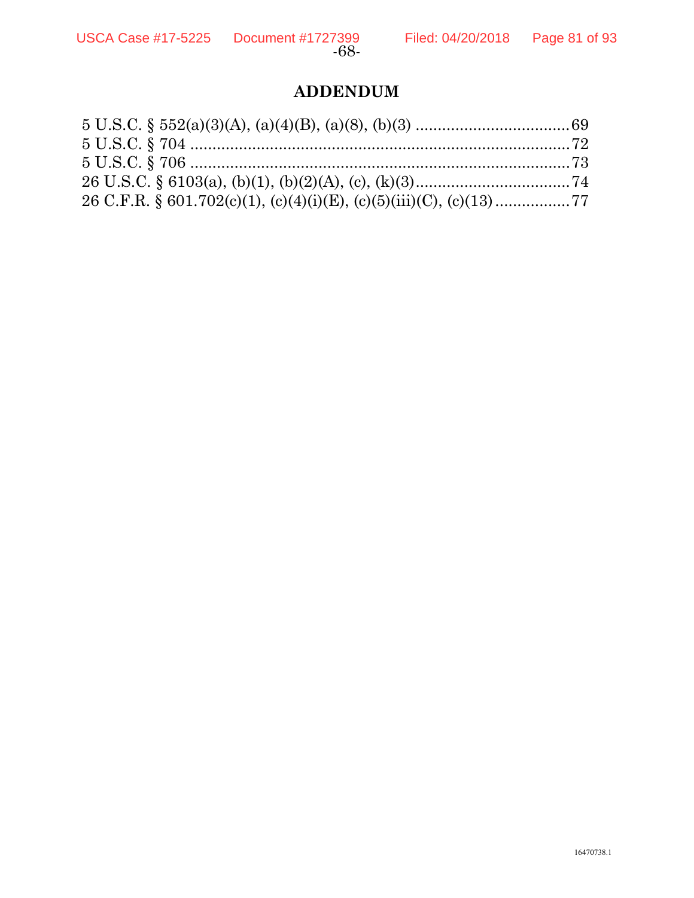# ADDENDUM

5 U.S.C. § 552(a)(3)(A), (a)(4)(B), (a)(8), (b)(3) ....................................69
5 U.S.C. § 704 .......................................................................................72
5 U.S.C. § 706 .......................................................................................73
26 U.S.C. § 6103(a), (b)(1), (b)(2)(A), (c), (k)(3)...................................74
26 C.F.R. § 601.702(c)(1), (c)(4)(i)(E), (c)(5)(iii)(C), (c)(13) ................77

16470738.1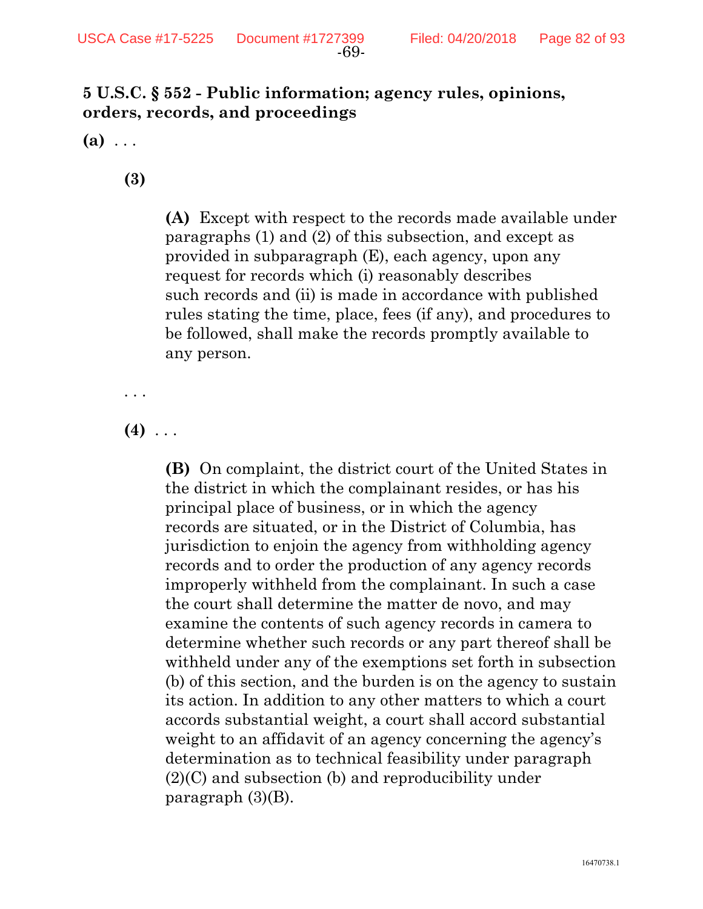**5 U.S.C. § 552 - Public information; agency rules, opinions, orders, records, and proceedings**

**(a)** . . .

> **(3)**
>
> > **(A)** Except with respect to the records made available under paragraphs (1) and (2) of this subsection, and except as provided in subparagraph (E), each agency, upon any request for records which (i) reasonably describes such records and (ii) is made in accordance with published rules stating the time, place, fees (if any), and procedures to be followed, shall make the records promptly available to any person.
>
> . . .
>
> **(4)** . . .
>
> > **(B)** On complaint, the district court of the United States in the district in which the complainant resides, or has his principal place of business, or in which the agency records are situated, or in the District of Columbia, has jurisdiction to enjoin the agency from withholding agency records and to order the production of any agency records improperly withheld from the complainant. In such a case the court shall determine the matter de novo, and may examine the contents of such agency records in camera to determine whether such records or any part thereof shall be withheld under any of the exemptions set forth in subsection (b) of this section, and the burden is on the agency to sustain its action. In addition to any other matters to which a court accords substantial weight, a court shall accord substantial weight to an affidavit of an agency concerning the agency's determination as to technical feasibility under paragraph (2)(C) and subsection (b) and reproducibility under paragraph (3)(B).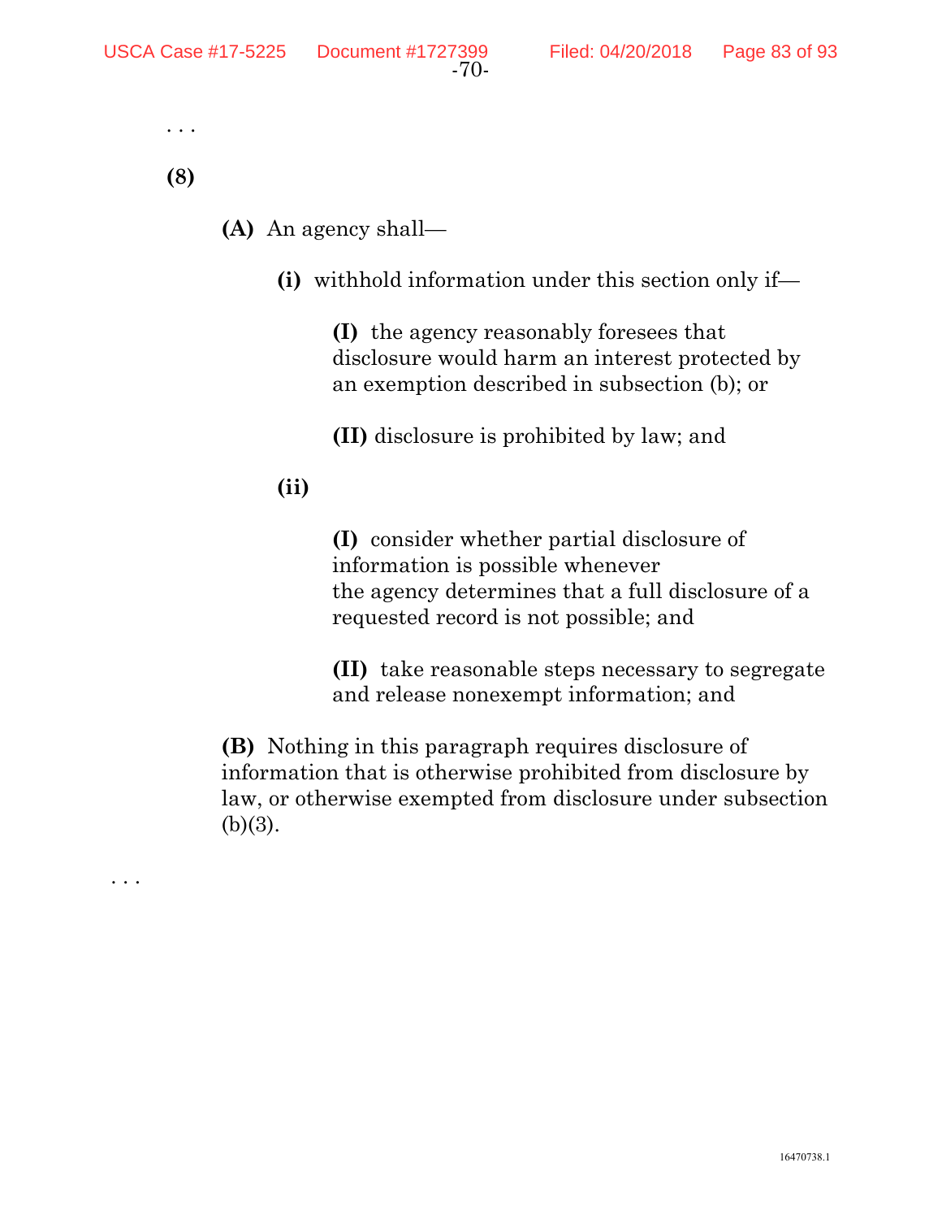. . .

**(8)**

**(A)** An agency shall—

**(i)** withhold information under this section only if—

**(I)** the agency reasonably foresees that disclosure would harm an interest protected by an exemption described in subsection (b); or

**(II)** disclosure is prohibited by law; and

**(ii)**

**(I)** consider whether partial disclosure of information is possible whenever the agency determines that a full disclosure of a requested record is not possible; and

**(II)** take reasonable steps necessary to segregate and release nonexempt information; and

**(B)** Nothing in this paragraph requires disclosure of information that is otherwise prohibited from disclosure by law, or otherwise exempted from disclosure under subsection (b)(3).

. . .

16470738.1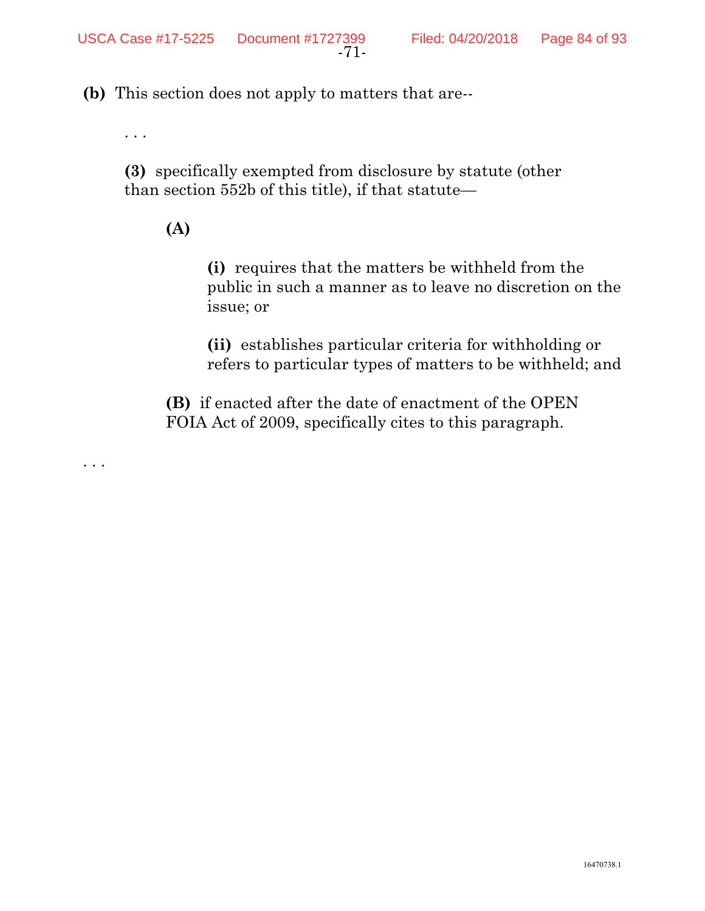**(b)** This section does not apply to matters that are--

. . .

**(3)** specifically exempted from disclosure by statute (other than section 552b of this title), if that statute—

**(A)**

**(i)** requires that the matters be withheld from the public in such a manner as to leave no discretion on the issue; or

**(ii)** establishes particular criteria for withholding or refers to particular types of matters to be withheld; and

**(B)** if enacted after the date of enactment of the OPEN FOIA Act of 2009, specifically cites to this paragraph.

. . .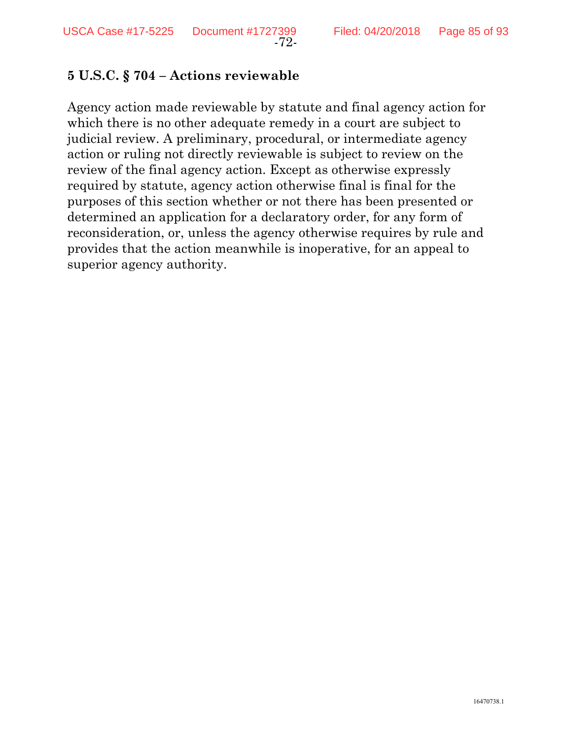**5 U.S.C. § 704 – Actions reviewable**

Agency action made reviewable by statute and final agency action for which there is no other adequate remedy in a court are subject to judicial review. A preliminary, procedural, or intermediate agency action or ruling not directly reviewable is subject to review on the review of the final agency action. Except as otherwise expressly required by statute, agency action otherwise final is final for the purposes of this section whether or not there has been presented or determined an application for a declaratory order, for any form of reconsideration, or, unless the agency otherwise requires by rule and provides that the action meanwhile is inoperative, for an appeal to superior agency authority.

16470738.1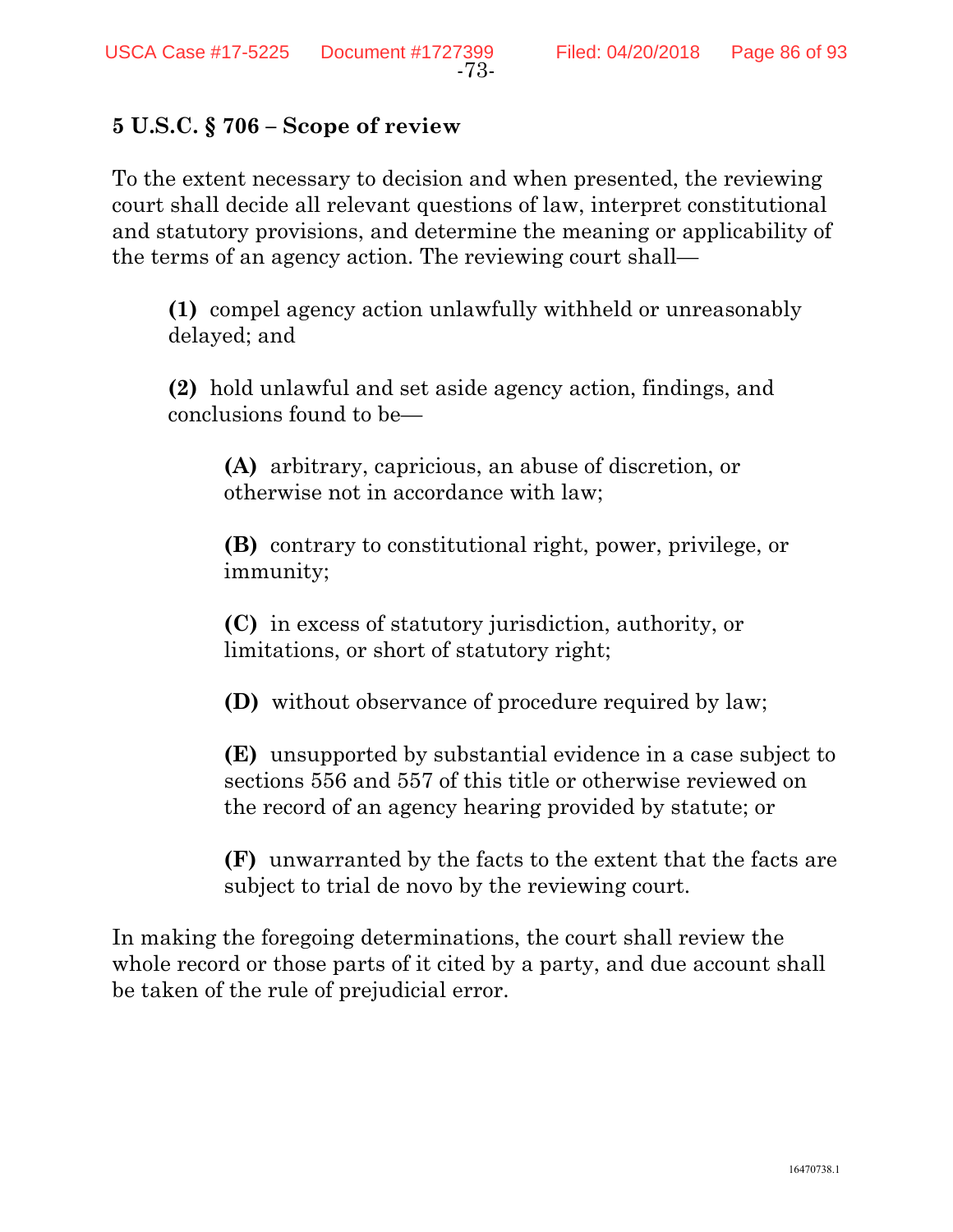**5 U.S.C. § 706 – Scope of review**

To the extent necessary to decision and when presented, the reviewing court shall decide all relevant questions of law, interpret constitutional and statutory provisions, and determine the meaning or applicability of the terms of an agency action. The reviewing court shall—

> **(1)** compel agency action unlawfully withheld or unreasonably delayed; and
>
> **(2)** hold unlawful and set aside agency action, findings, and conclusions found to be—
>
> > **(A)** arbitrary, capricious, an abuse of discretion, or otherwise not in accordance with law;
> >
> > **(B)** contrary to constitutional right, power, privilege, or immunity;
> >
> > **(C)** in excess of statutory jurisdiction, authority, or limitations, or short of statutory right;
> >
> > **(D)** without observance of procedure required by law;
> >
> > **(E)** unsupported by substantial evidence in a case subject to sections 556 and 557 of this title or otherwise reviewed on the record of an agency hearing provided by statute; or
> >
> > **(F)** unwarranted by the facts to the extent that the facts are subject to trial de novo by the reviewing court.

In making the foregoing determinations, the court shall review the whole record or those parts of it cited by a party, and due account shall be taken of the rule of prejudicial error.

16470738.1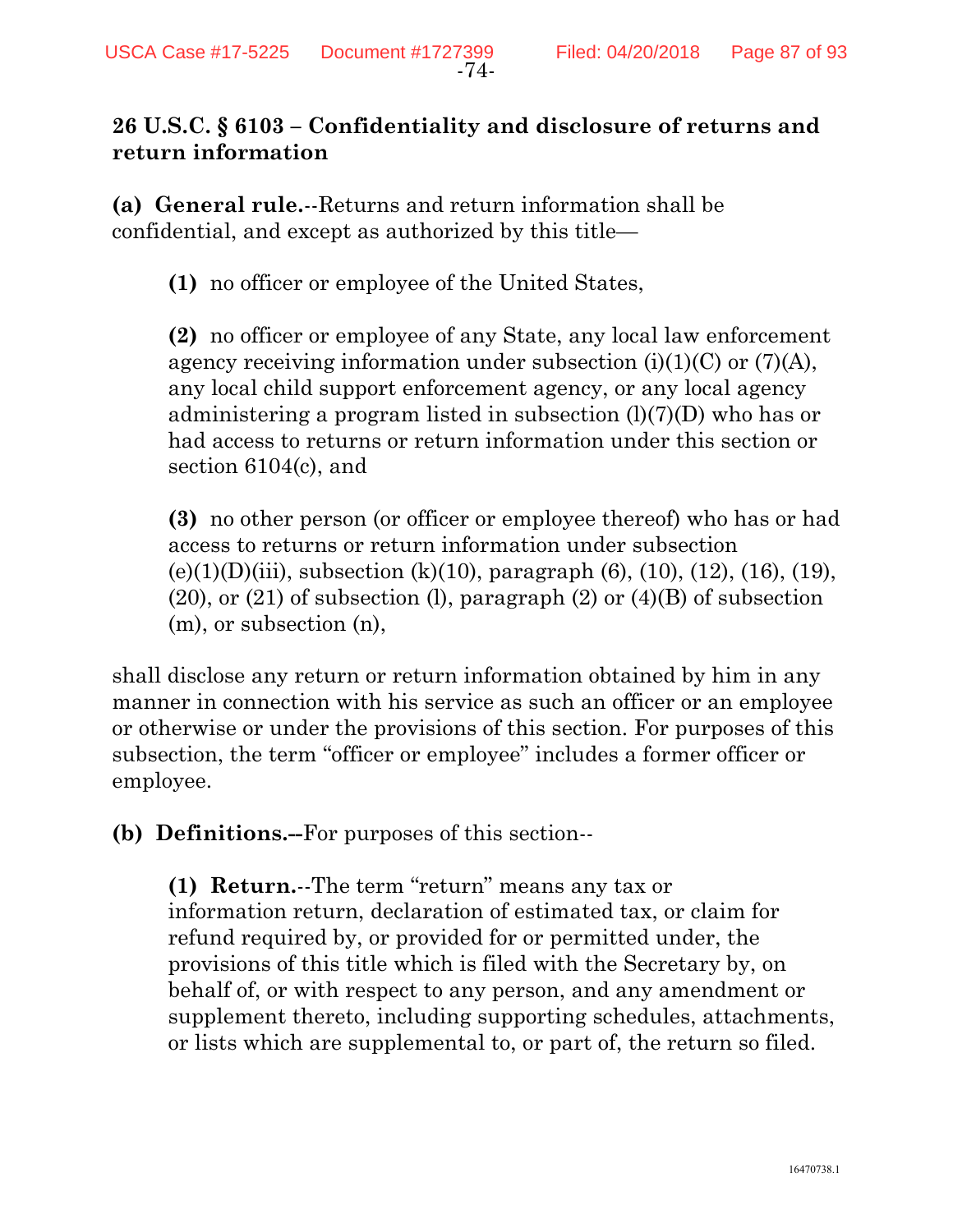**26 U.S.C. § 6103 – Confidentiality and disclosure of returns and return information**

**(a) General rule.**--Returns and return information shall be confidential, and except as authorized by this title—

> **(1)** no officer or employee of the United States,
>
> **(2)** no officer or employee of any State, any local law enforcement agency receiving information under subsection (i)(1)(C) or (7)(A), any local child support enforcement agency, or any local agency administering a program listed in subsection (l)(7)(D) who has or had access to returns or return information under this section or section 6104(c), and
>
> **(3)** no other person (or officer or employee thereof) who has or had access to returns or return information under subsection (e)(1)(D)(iii), subsection (k)(10), paragraph (6), (10), (12), (16), (19), (20), or (21) of subsection (l), paragraph (2) or (4)(B) of subsection (m), or subsection (n),

shall disclose any return or return information obtained by him in any manner in connection with his service as such an officer or an employee or otherwise or under the provisions of this section. For purposes of this subsection, the term "officer or employee" includes a former officer or employee.

**(b) Definitions.--**For purposes of this section--

> **(1) Return.**--The term "return" means any tax or information return, declaration of estimated tax, or claim for refund required by, or provided for or permitted under, the provisions of this title which is filed with the Secretary by, on behalf of, or with respect to any person, and any amendment or supplement thereto, including supporting schedules, attachments, or lists which are supplemental to, or part of, the return so filed.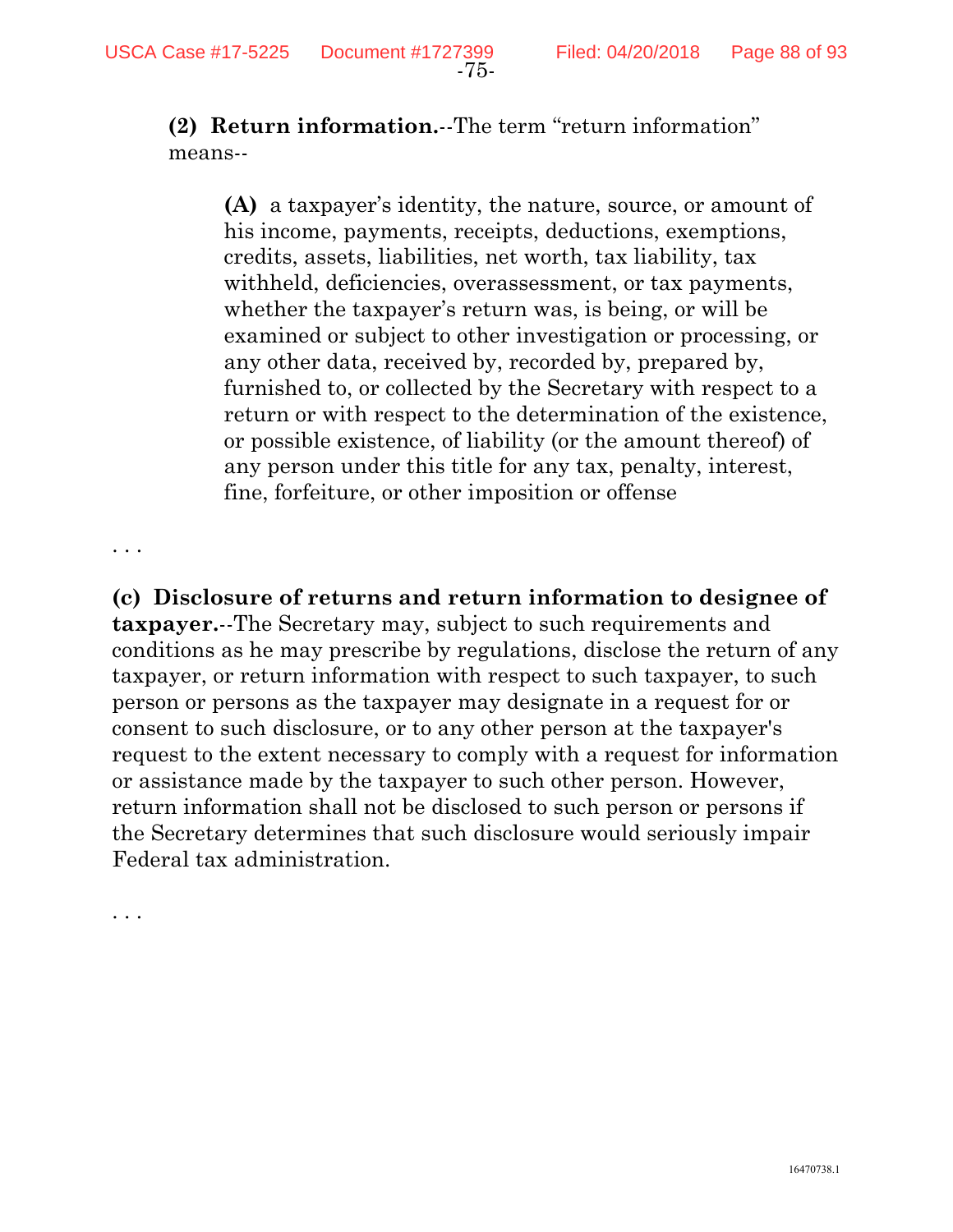**(2) Return information.**--The term "return information" means--

> **(A)** a taxpayer's identity, the nature, source, or amount of his income, payments, receipts, deductions, exemptions, credits, assets, liabilities, net worth, tax liability, tax withheld, deficiencies, overassessment, or tax payments, whether the taxpayer's return was, is being, or will be examined or subject to other investigation or processing, or any other data, received by, recorded by, prepared by, furnished to, or collected by the Secretary with respect to a return or with respect to the determination of the existence, or possible existence, of liability (or the amount thereof) of any person under this title for any tax, penalty, interest, fine, forfeiture, or other imposition or offense

. . .

**(c) Disclosure of returns and return information to designee of taxpayer.**--The Secretary may, subject to such requirements and conditions as he may prescribe by regulations, disclose the return of any taxpayer, or return information with respect to such taxpayer, to such person or persons as the taxpayer may designate in a request for or consent to such disclosure, or to any other person at the taxpayer's request to the extent necessary to comply with a request for information or assistance made by the taxpayer to such other person. However, return information shall not be disclosed to such person or persons if the Secretary determines that such disclosure would seriously impair Federal tax administration.

. . .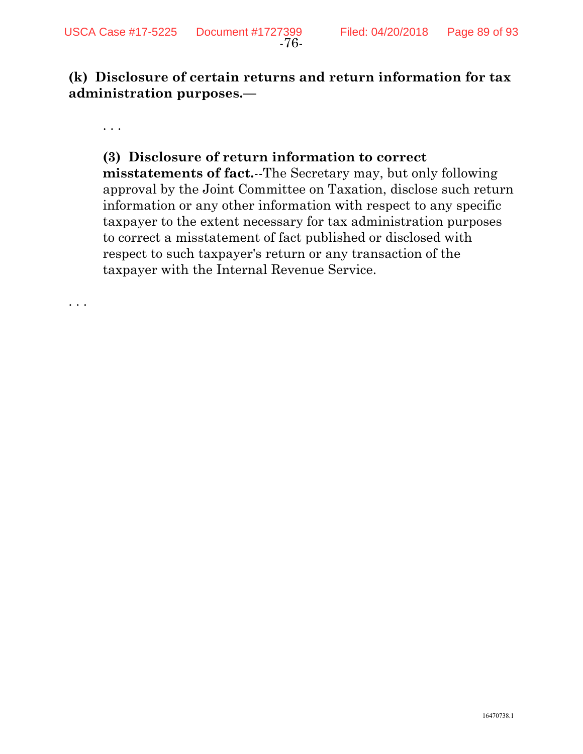**(k) Disclosure of certain returns and return information for tax administration purposes.—**

. . .

> **(3) Disclosure of return information to correct misstatements of fact.**--The Secretary may, but only following approval by the Joint Committee on Taxation, disclose such return information or any other information with respect to any specific taxpayer to the extent necessary for tax administration purposes to correct a misstatement of fact published or disclosed with respect to such taxpayer's return or any transaction of the taxpayer with the Internal Revenue Service.

. . .

16470738.1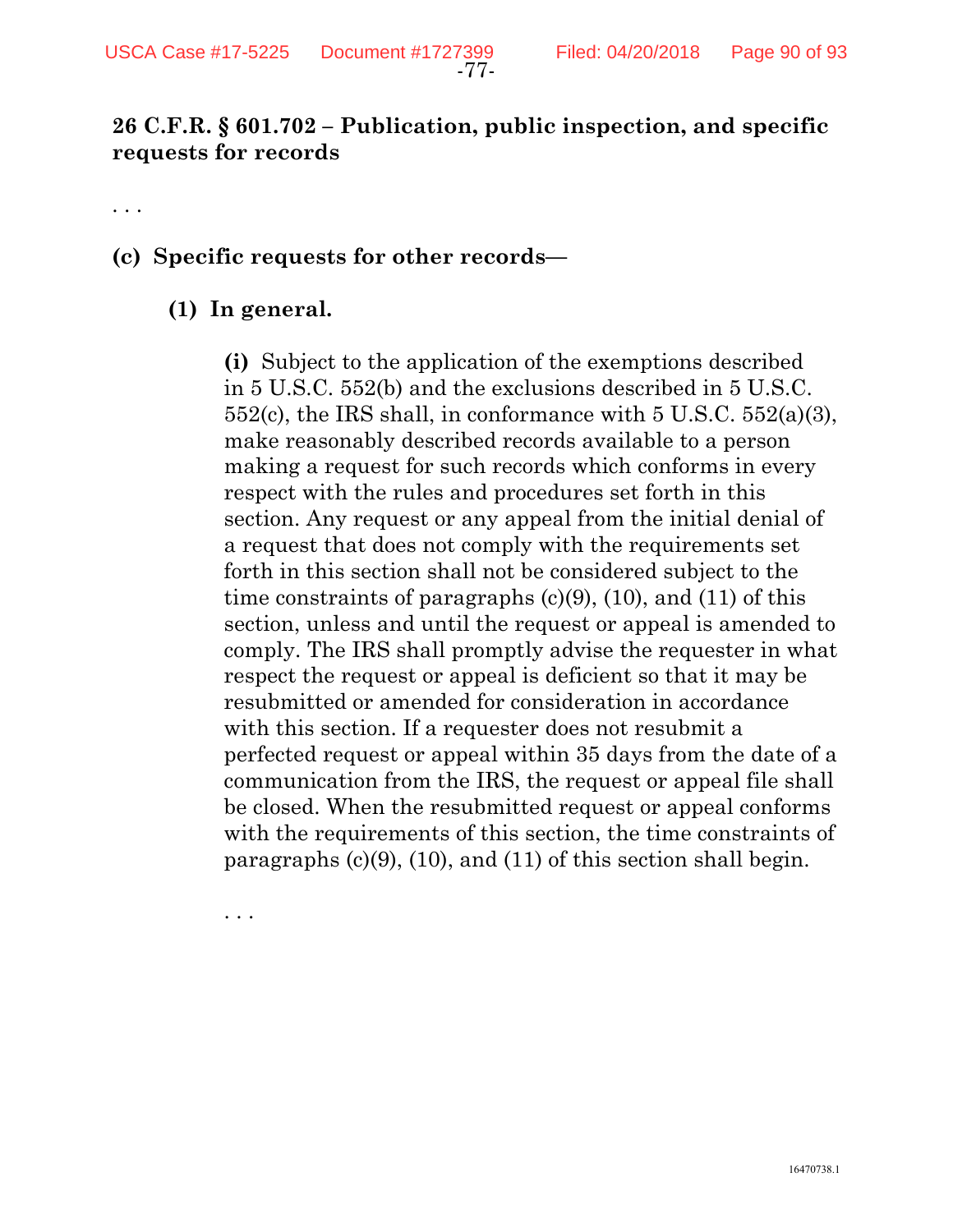## 26 C.F.R. § 601.702 – Publication, public inspection, and specific requests for records

. . .

### (c) Specific requests for other records—

#### (1) In general.

**(i)** Subject to the application of the exemptions described in 5 U.S.C. 552(b) and the exclusions described in 5 U.S.C. 552(c), the IRS shall, in conformance with 5 U.S.C. 552(a)(3), make reasonably described records available to a person making a request for such records which conforms in every respect with the rules and procedures set forth in this section. Any request or any appeal from the initial denial of a request that does not comply with the requirements set forth in this section shall not be considered subject to the time constraints of paragraphs (c)(9), (10), and (11) of this section, unless and until the request or appeal is amended to comply. The IRS shall promptly advise the requester in what respect the request or appeal is deficient so that it may be resubmitted or amended for consideration in accordance with this section. If a requester does not resubmit a perfected request or appeal within 35 days from the date of a communication from the IRS, the request or appeal file shall be closed. When the resubmitted request or appeal conforms with the requirements of this section, the time constraints of paragraphs (c)(9), (10), and (11) of this section shall begin.

. . .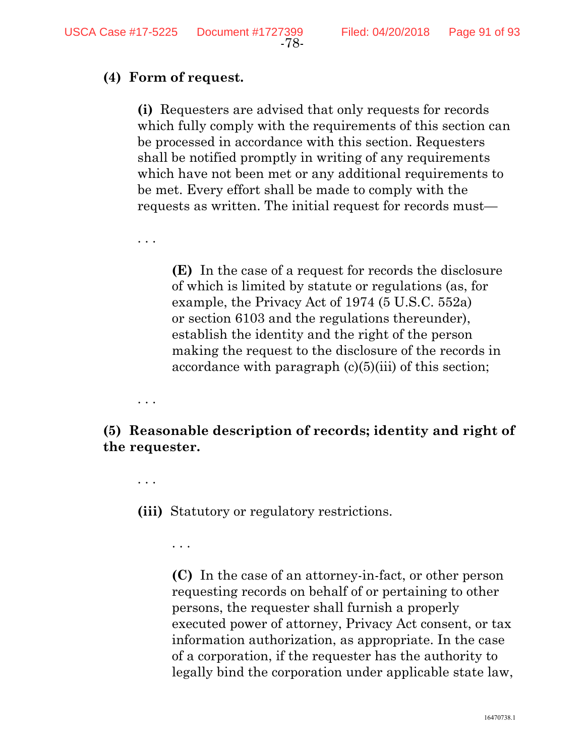**(4) Form of request.**

> **(i)** Requesters are advised that only requests for records which fully comply with the requirements of this section can be processed in accordance with this section. Requesters shall be notified promptly in writing of any requirements which have not been met or any additional requirements to be met. Every effort shall be made to comply with the requests as written. The initial request for records must—
>
> . . .
>
> > **(E)** In the case of a request for records the disclosure of which is limited by statute or regulations (as, for example, the Privacy Act of 1974 (5 U.S.C. 552a) or section 6103 and the regulations thereunder), establish the identity and the right of the person making the request to the disclosure of the records in accordance with paragraph (c)(5)(iii) of this section;
>
> . . .

**(5) Reasonable description of records; identity and right of the requester.**

> . . .
>
> **(iii)** Statutory or regulatory restrictions.
>
> > . . .
> >
> > **(C)** In the case of an attorney-in-fact, or other person requesting records on behalf of or pertaining to other persons, the requester shall furnish a properly executed power of attorney, Privacy Act consent, or tax information authorization, as appropriate. In the case of a corporation, if the requester has the authority to legally bind the corporation under applicable state law,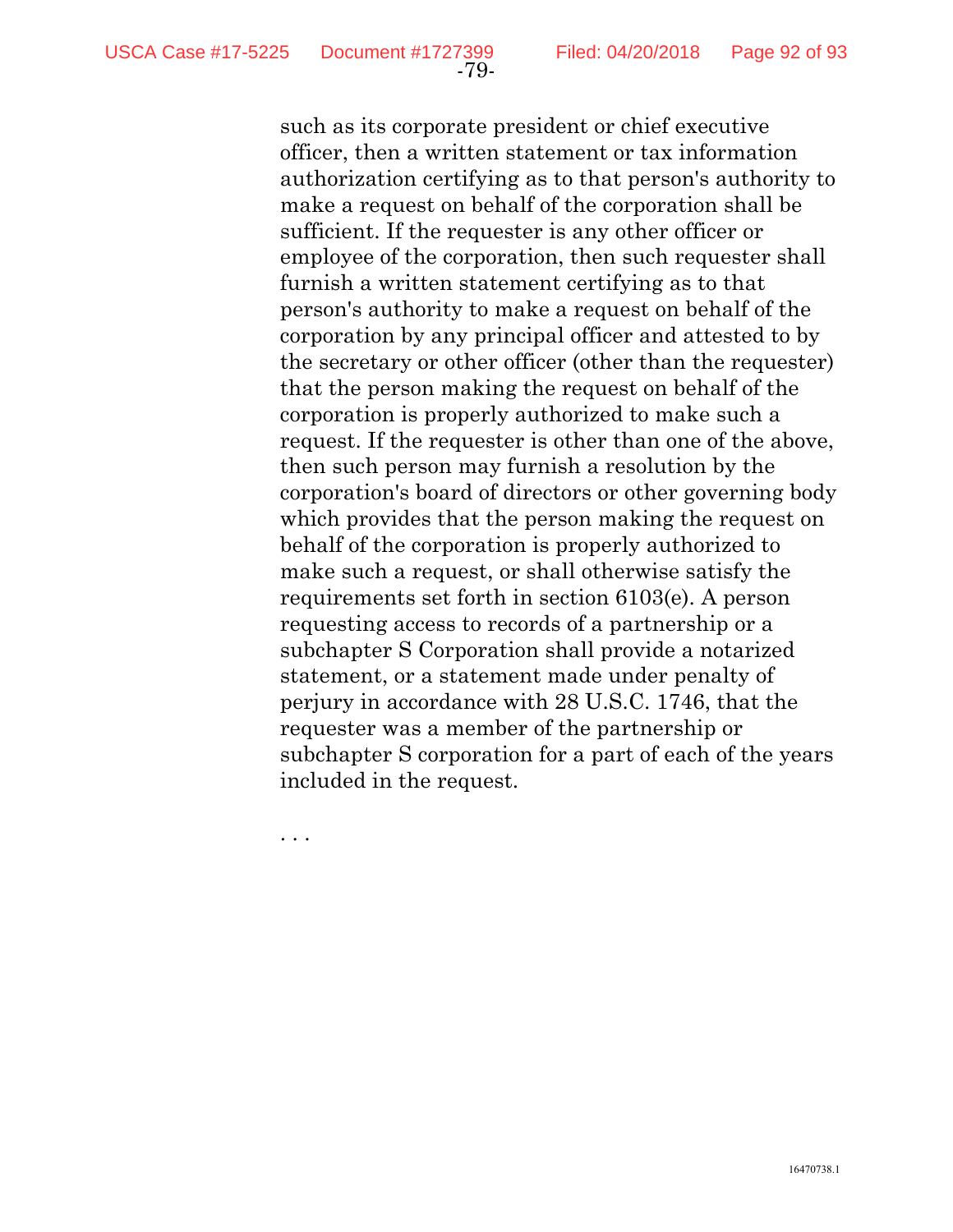such as its corporate president or chief executive officer, then a written statement or tax information authorization certifying as to that person's authority to make a request on behalf of the corporation shall be sufficient. If the requester is any other officer or employee of the corporation, then such requester shall furnish a written statement certifying as to that person's authority to make a request on behalf of the corporation by any principal officer and attested to by the secretary or other officer (other than the requester) that the person making the request on behalf of the corporation is properly authorized to make such a request. If the requester is other than one of the above, then such person may furnish a resolution by the corporation's board of directors or other governing body which provides that the person making the request on behalf of the corporation is properly authorized to make such a request, or shall otherwise satisfy the requirements set forth in section 6103(e). A person requesting access to records of a partnership or a subchapter S Corporation shall provide a notarized statement, or a statement made under penalty of perjury in accordance with 28 U.S.C. 1746, that the requester was a member of the partnership or subchapter S corporation for a part of each of the years included in the request.

. . .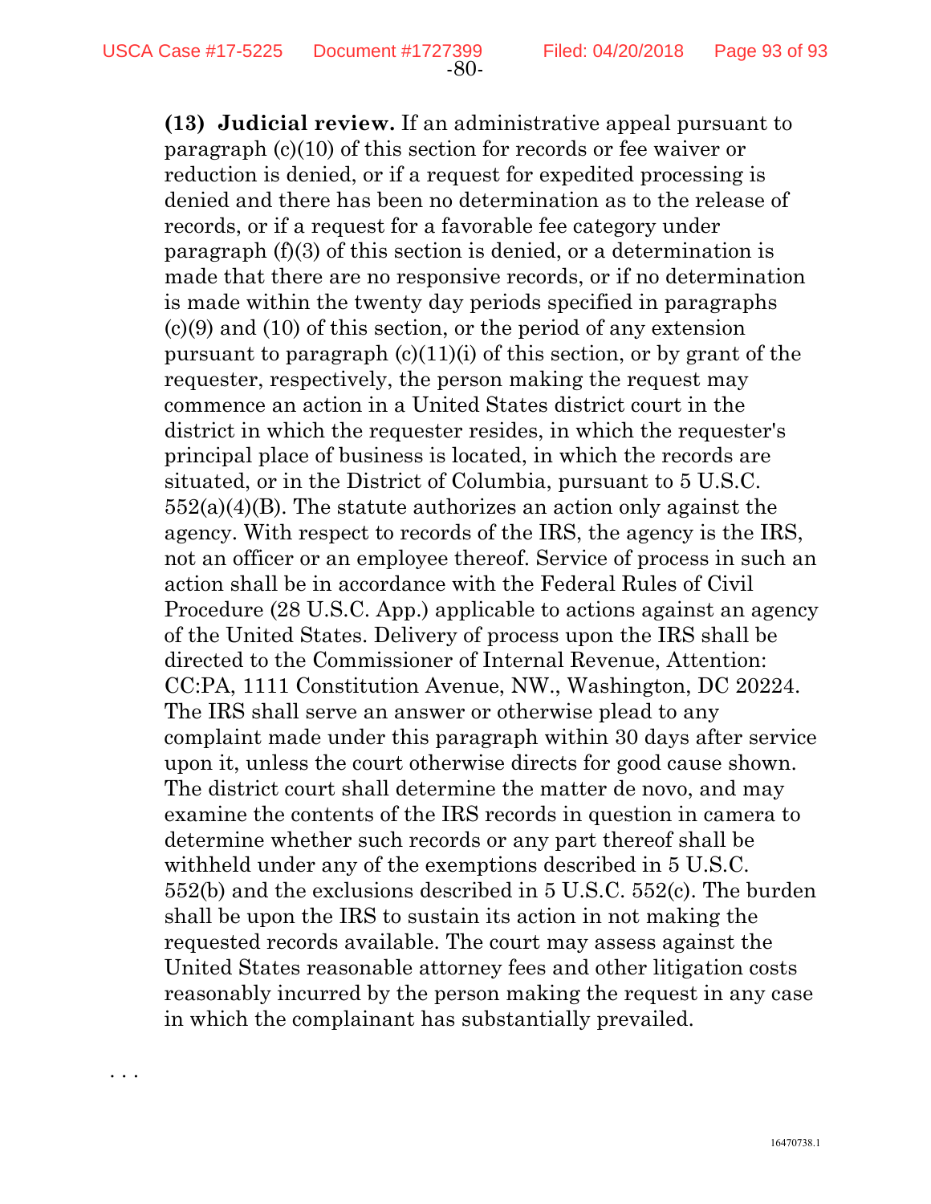**(13) Judicial review.** If an administrative appeal pursuant to paragraph (c)(10) of this section for records or fee waiver or reduction is denied, or if a request for expedited processing is denied and there has been no determination as to the release of records, or if a request for a favorable fee category under paragraph (f)(3) of this section is denied, or a determination is made that there are no responsive records, or if no determination is made within the twenty day periods specified in paragraphs (c)(9) and (10) of this section, or the period of any extension pursuant to paragraph (c)(11)(i) of this section, or by grant of the requester, respectively, the person making the request may commence an action in a United States district court in the district in which the requester resides, in which the requester's principal place of business is located, in which the records are situated, or in the District of Columbia, pursuant to 5 U.S.C. 552(a)(4)(B). The statute authorizes an action only against the agency. With respect to records of the IRS, the agency is the IRS, not an officer or an employee thereof. Service of process in such an action shall be in accordance with the Federal Rules of Civil Procedure (28 U.S.C. App.) applicable to actions against an agency of the United States. Delivery of process upon the IRS shall be directed to the Commissioner of Internal Revenue, Attention: CC:PA, 1111 Constitution Avenue, NW., Washington, DC 20224. The IRS shall serve an answer or otherwise plead to any complaint made under this paragraph within 30 days after service upon it, unless the court otherwise directs for good cause shown. The district court shall determine the matter de novo, and may examine the contents of the IRS records in question in camera to determine whether such records or any part thereof shall be withheld under any of the exemptions described in 5 U.S.C. 552(b) and the exclusions described in 5 U.S.C. 552(c). The burden shall be upon the IRS to sustain its action in not making the requested records available. The court may assess against the United States reasonable attorney fees and other litigation costs reasonably incurred by the person making the request in any case in which the complainant has substantially prevailed.

. . .